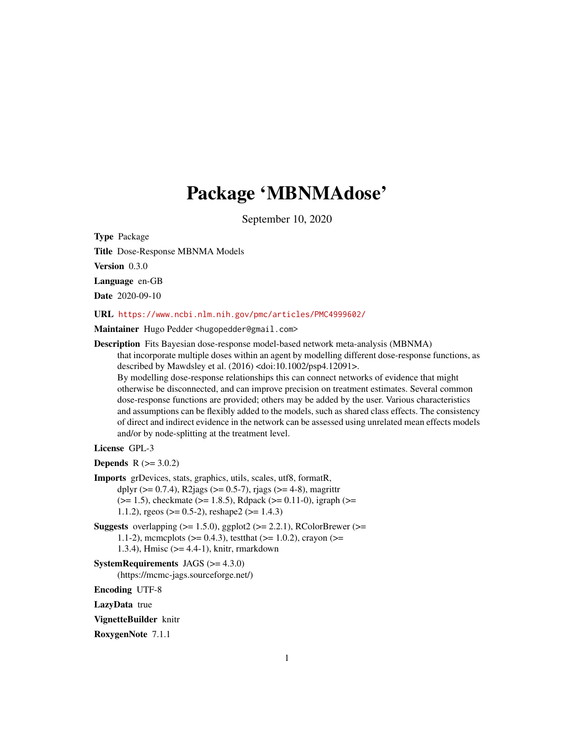# Package 'MBNMAdose'

September 10, 2020

**Type** Package

**Title** Dose-Response MBNMA Models

**Version** 0.3.0

**Language** en-GB

**Date** 2020-09-10

**URL** https://www.ncbi.nlm.nih.gov/pmc/articles/PMC4999602/

**Maintainer** Hugo Pedder <hugopedder@gmail.com>

**Description** Fits Bayesian dose-response model-based network meta-analysis (MBNMA) that incorporate multiple doses within an agent by modelling different dose-response functions, as described by Mawdsley et al. (2016) <doi:10.1002/psp4.12091>. By modelling dose-response relationships this can connect networks of evidence that might otherwise be disconnected, and can improve precision on treatment estimates. Several common dose-response functions are provided; others may be added by the user. Various characteristics and assumptions can be flexibly added to the models, such as shared class effects. The consistency of direct and indirect evidence in the network can be assessed using unrelated mean effects models and/or by node-splitting at the treatment level.

**License** GPL-3

**Depends** R (>= 3.0.2)

**Imports** grDevices, stats, graphics, utils, scales, utf8, formatR, dplyr (>= 0.7.4), R2jags (>= 0.5-7), rjags (>= 4-8), magrittr (>= 1.5), checkmate (>= 1.8.5), Rdpack (>= 0.11-0), igraph (>= 1.1.2), rgeos (>= 0.5-2), reshape2 (>= 1.4.3)

**Suggests** overlapping (>= 1.5.0), ggplot2 (>= 2.2.1), RColorBrewer (>= 1.1-2), mcmcplots (>= 0.4.3), testthat (>= 1.0.2), crayon (>= 1.3.4), Hmisc (>= 4.4-1), knitr, rmarkdown

**SystemRequirements** JAGS (>= 4.3.0) (https://mcmc-jags.sourceforge.net/)

**Encoding** UTF-8

**LazyData** true

**VignetteBuilder** knitr

**RoxygenNote** 7.1.1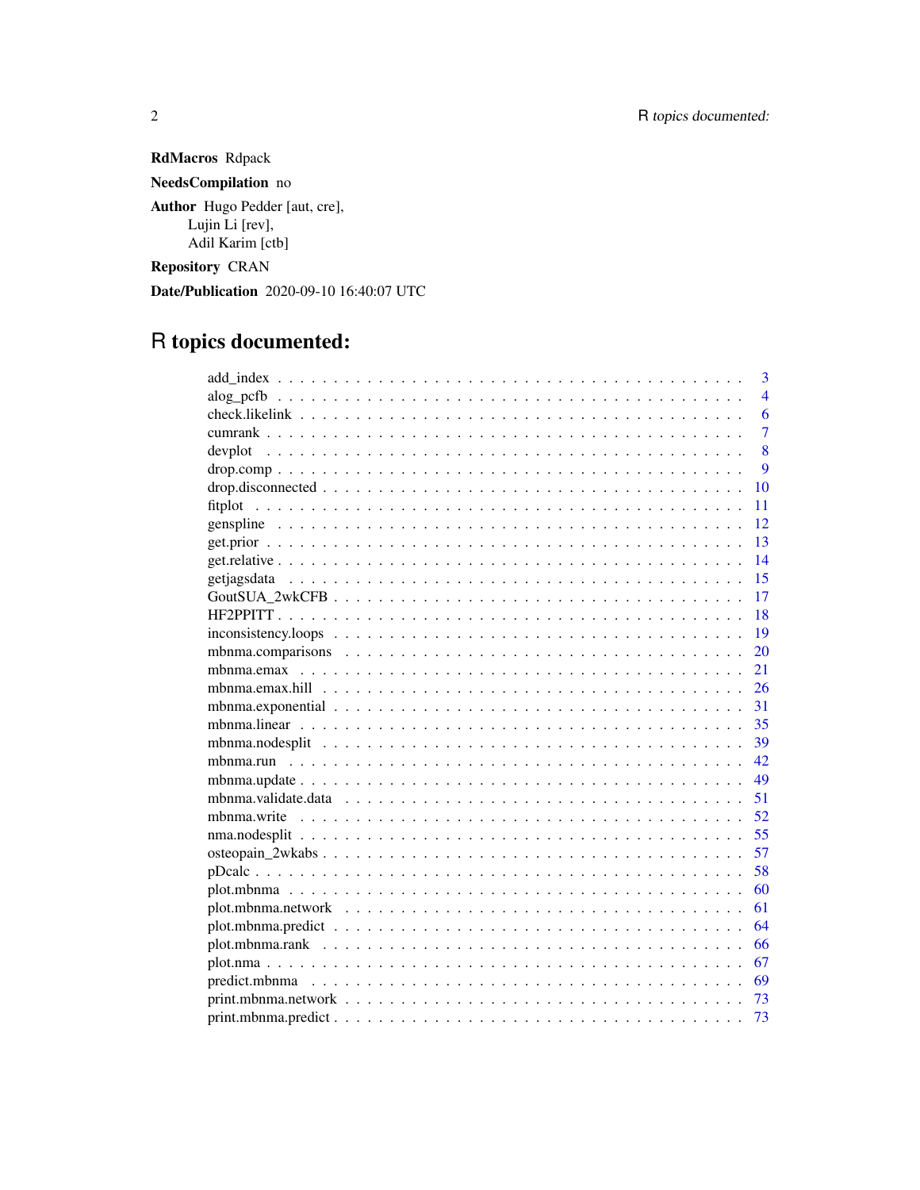**RdMacros** Rdpack

**NeedsCompilation** no

**Author** Hugo Pedder [aut, cre],
Lujin Li [rev],
Adil Karim [ctb]

**Repository** CRAN

**Date/Publication** 2020-09-10 16:40:07 UTC

# R topics documented:

| | |
|---|---|
| add_index | 3 |
| alog_pcfb | 4 |
| check.likelink | 6 |
| cumrank | 7 |
| devplot | 8 |
| drop.comp | 9 |
| drop.disconnected | 10 |
| fitplot | 11 |
| genspline | 12 |
| get.prior | 13 |
| get.relative | 14 |
| getjagsdata | 15 |
| GoutSUA_2wkCFB | 17 |
| HF2PPITT | 18 |
| inconsistency.loops | 19 |
| mbnma.comparisons | 20 |
| mbnma.emax | 21 |
| mbnma.emax.hill | 26 |
| mbnma.exponential | 31 |
| mbnma.linear | 35 |
| mbnma.nodesplit | 39 |
| mbnma.run | 42 |
| mbnma.update | 49 |
| mbnma.validate.data | 51 |
| mbnma.write | 52 |
| nma.nodesplit | 55 |
| osteopain_2wkabs | 57 |
| pDcalc | 58 |
| plot.mbnma | 60 |
| plot.mbnma.network | 61 |
| plot.mbnma.predict | 64 |
| plot.mbnma.rank | 66 |
| plot.nma | 67 |
| predict.mbnma | 69 |
| print.mbnma.network | 73 |
| print.mbnma.predict | 73 |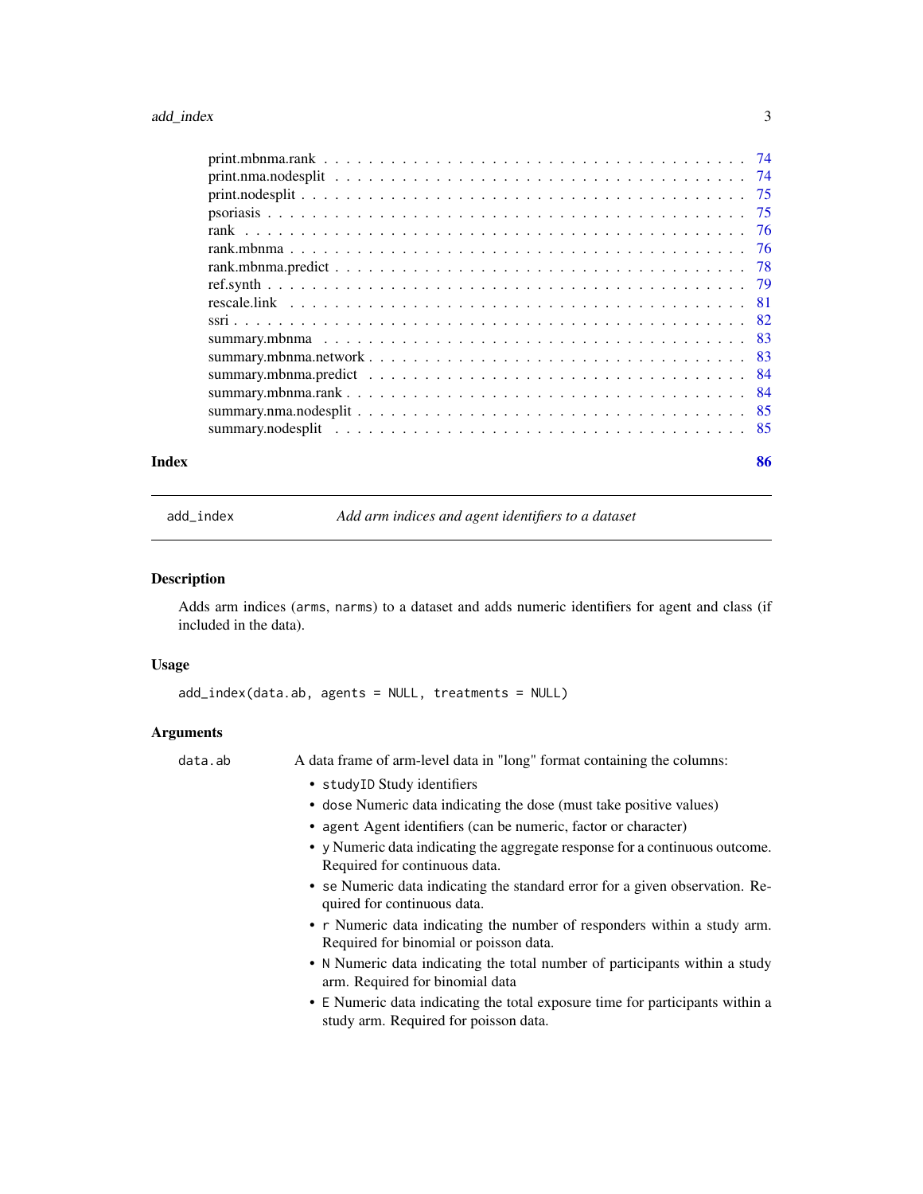print.mbnma.rank . . . . . . . . . . . . . . . . . . . . . . . . . . . . . . . . . . . 74
print.nma.nodesplit . . . . . . . . . . . . . . . . . . . . . . . . . . . . . . . . . . 74
print.nodesplit . . . . . . . . . . . . . . . . . . . . . . . . . . . . . . . . . . . . 75
psoriasis . . . . . . . . . . . . . . . . . . . . . . . . . . . . . . . . . . . . . . . 75
rank . . . . . . . . . . . . . . . . . . . . . . . . . . . . . . . . . . . . . . . . . 76
rank.mbnma . . . . . . . . . . . . . . . . . . . . . . . . . . . . . . . . . . . . . . 76
rank.mbnma.predict . . . . . . . . . . . . . . . . . . . . . . . . . . . . . . . . . . 78
ref.synth . . . . . . . . . . . . . . . . . . . . . . . . . . . . . . . . . . . . . . . 79
rescale.link . . . . . . . . . . . . . . . . . . . . . . . . . . . . . . . . . . . . . 81
ssri . . . . . . . . . . . . . . . . . . . . . . . . . . . . . . . . . . . . . . . . . 82
summary.mbnma . . . . . . . . . . . . . . . . . . . . . . . . . . . . . . . . . . . . 83
summary.mbnma.network . . . . . . . . . . . . . . . . . . . . . . . . . . . . . . . . 83
summary.mbnma.predict . . . . . . . . . . . . . . . . . . . . . . . . . . . . . . . . 84
summary.mbnma.rank . . . . . . . . . . . . . . . . . . . . . . . . . . . . . . . . . . 84
summary.nma.nodesplit . . . . . . . . . . . . . . . . . . . . . . . . . . . . . . . . 85
summary.nodesplit . . . . . . . . . . . . . . . . . . . . . . . . . . . . . . . . . . . 85

**Index** **86**

---

## add_index — *Add arm indices and agent identifiers to a dataset*

### Description

Adds arm indices (`arms`, `narms`) to a dataset and adds numeric identifiers for agent and class (if included in the data).

### Usage

```
add_index(data.ab, agents = NULL, treatments = NULL)
```

### Arguments

`data.ab` A data frame of arm-level data in "long" format containing the columns:

- `studyID` Study identifiers
- `dose` Numeric data indicating the dose (must take positive values)
- `agent` Agent identifiers (can be numeric, factor or character)
- `y` Numeric data indicating the aggregate response for a continuous outcome. Required for continuous data.
- `se` Numeric data indicating the standard error for a given observation. Required for continuous data.
- `r` Numeric data indicating the number of responders within a study arm. Required for binomial or poisson data.
- `N` Numeric data indicating the total number of participants within a study arm. Required for binomial data
- `E` Numeric data indicating the total exposure time for participants within a study arm. Required for poisson data.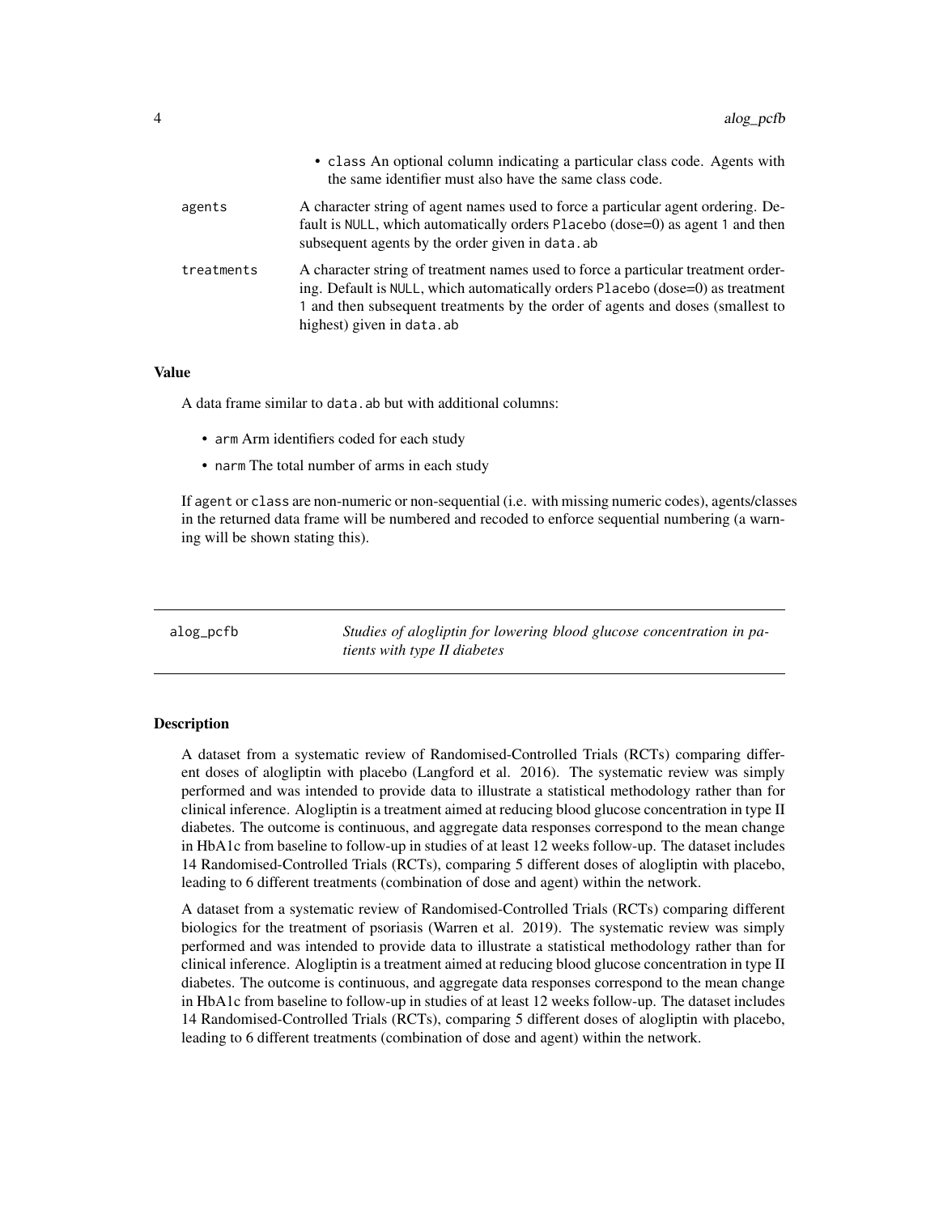- class An optional column indicating a particular class code. Agents with the same identifier must also have the same class code.

`agents` A character string of agent names used to force a particular agent ordering. Default is NULL, which automatically orders Placebo (dose=0) as agent 1 and then subsequent agents by the order given in data.ab

`treatments` A character string of treatment names used to force a particular treatment ordering. Default is NULL, which automatically orders Placebo (dose=0) as treatment 1 and then subsequent treatments by the order of agents and doses (smallest to highest) given in data.ab

### Value

A data frame similar to data.ab but with additional columns:

- arm Arm identifiers coded for each study
- narm The total number of arms in each study

If agent or class are non-numeric or non-sequential (i.e. with missing numeric codes), agents/classes in the returned data frame will be numbered and recoded to enforce sequential numbering (a warning will be shown stating this).

---

## alog_pcfb — *Studies of alogliptin for lowering blood glucose concentration in patients with type II diabetes*

### Description

A dataset from a systematic review of Randomised-Controlled Trials (RCTs) comparing different doses of alogliptin with placebo (Langford et al. 2016). The systematic review was simply performed and was intended to provide data to illustrate a statistical methodology rather than for clinical inference. Alogliptin is a treatment aimed at reducing blood glucose concentration in type II diabetes. The outcome is continuous, and aggregate data responses correspond to the mean change in HbA1c from baseline to follow-up in studies of at least 12 weeks follow-up. The dataset includes 14 Randomised-Controlled Trials (RCTs), comparing 5 different doses of alogliptin with placebo, leading to 6 different treatments (combination of dose and agent) within the network.

A dataset from a systematic review of Randomised-Controlled Trials (RCTs) comparing different biologics for the treatment of psoriasis (Warren et al. 2019). The systematic review was simply performed and was intended to provide data to illustrate a statistical methodology rather than for clinical inference. Alogliptin is a treatment aimed at reducing blood glucose concentration in type II diabetes. The outcome is continuous, and aggregate data responses correspond to the mean change in HbA1c from baseline to follow-up in studies of at least 12 weeks follow-up. The dataset includes 14 Randomised-Controlled Trials (RCTs), comparing 5 different doses of alogliptin with placebo, leading to 6 different treatments (combination of dose and agent) within the network.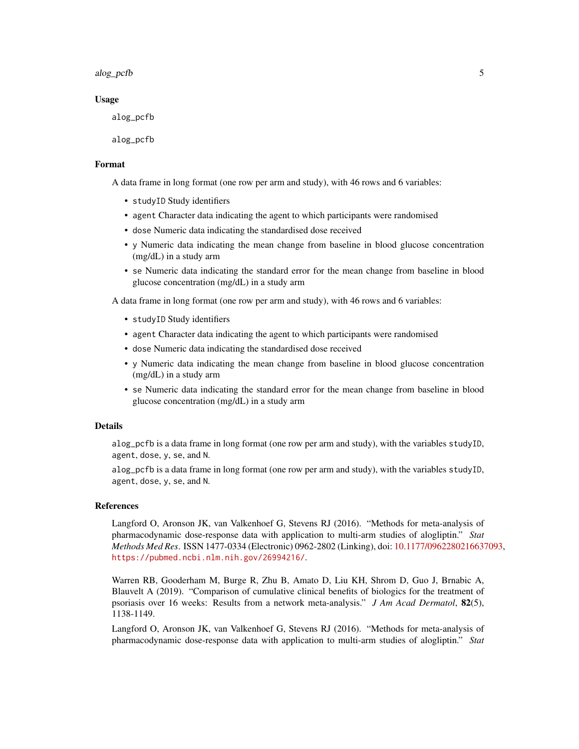### Usage

```
alog_pcfb

alog_pcfb
```

### Format

A data frame in long format (one row per arm and study), with 46 rows and 6 variables:

- `studyID` Study identifiers
- `agent` Character data indicating the agent to which participants were randomised
- `dose` Numeric data indicating the standardised dose received
- `y` Numeric data indicating the mean change from baseline in blood glucose concentration (mg/dL) in a study arm
- `se` Numeric data indicating the standard error for the mean change from baseline in blood glucose concentration (mg/dL) in a study arm

A data frame in long format (one row per arm and study), with 46 rows and 6 variables:

- `studyID` Study identifiers
- `agent` Character data indicating the agent to which participants were randomised
- `dose` Numeric data indicating the standardised dose received
- `y` Numeric data indicating the mean change from baseline in blood glucose concentration (mg/dL) in a study arm
- `se` Numeric data indicating the standard error for the mean change from baseline in blood glucose concentration (mg/dL) in a study arm

### Details

`alog_pcfb` is a data frame in long format (one row per arm and study), with the variables `studyID`, `agent`, `dose`, `y`, `se`, and `N`.

`alog_pcfb` is a data frame in long format (one row per arm and study), with the variables `studyID`, `agent`, `dose`, `y`, `se`, and `N`.

### References

Langford O, Aronson JK, van Valkenhoef G, Stevens RJ (2016). "Methods for meta-analysis of pharmacodynamic dose-response data with application to multi-arm studies of alogliptin." *Stat Methods Med Res*. ISSN 1477-0334 (Electronic) 0962-2802 (Linking), doi: 10.1177/0962280216637093, https://pubmed.ncbi.nlm.nih.gov/26994216/.

Warren RB, Gooderham M, Burge R, Zhu B, Amato D, Liu KH, Shrom D, Guo J, Brnabic A, Blauvelt A (2019). "Comparison of cumulative clinical benefits of biologics for the treatment of psoriasis over 16 weeks: Results from a network meta-analysis." *J Am Acad Dermatol*, **82**(5), 1138-1149.

Langford O, Aronson JK, van Valkenhoef G, Stevens RJ (2016). "Methods for meta-analysis of pharmacodynamic dose-response data with application to multi-arm studies of alogliptin." *Stat*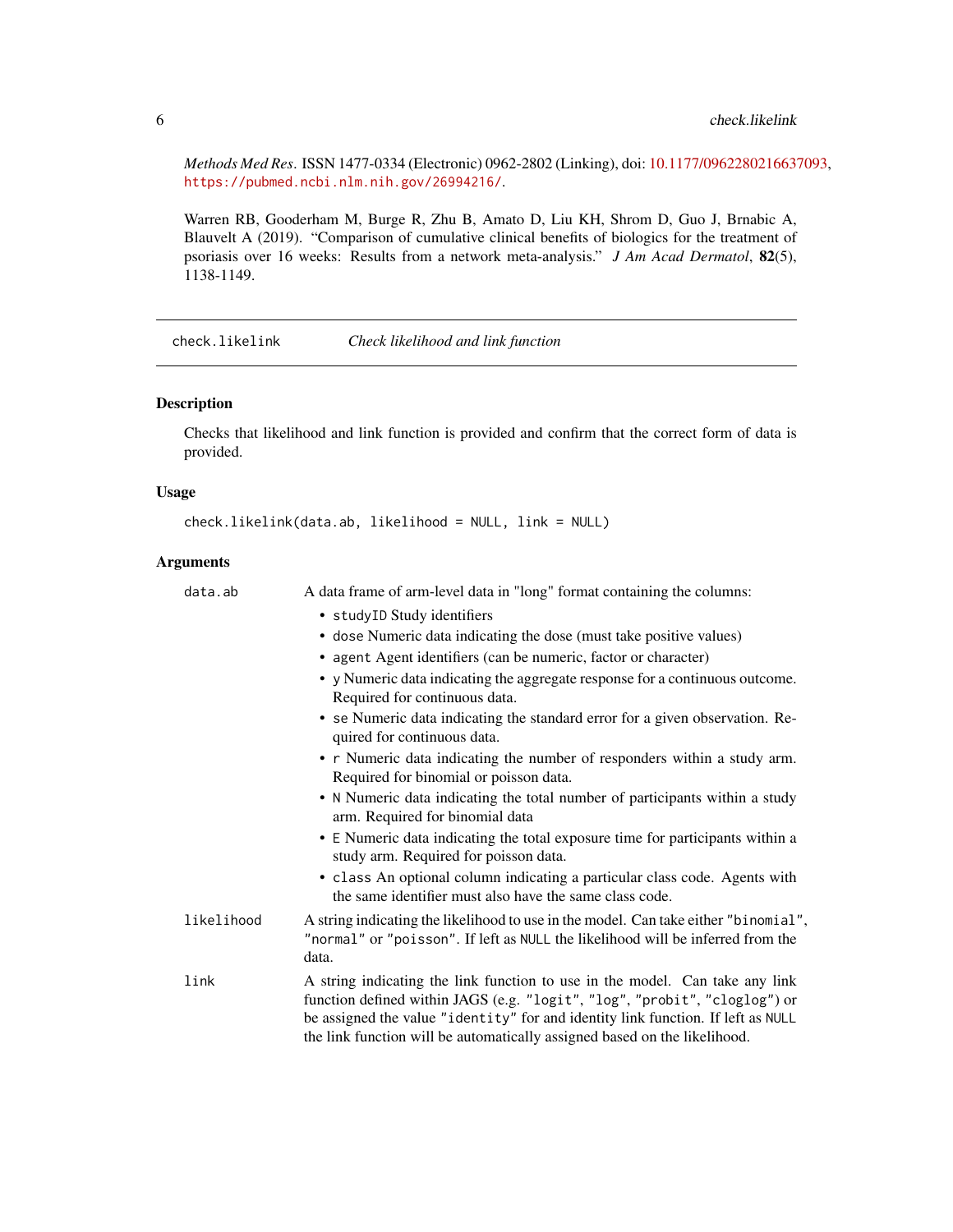*Methods Med Res*. ISSN 1477-0334 (Electronic) 0962-2802 (Linking), doi: 10.1177/0962280216637093, https://pubmed.ncbi.nlm.nih.gov/26994216/.

Warren RB, Gooderham M, Burge R, Zhu B, Amato D, Liu KH, Shrom D, Guo J, Brnabic A, Blauvelt A (2019). "Comparison of cumulative clinical benefits of biologics for the treatment of psoriasis over 16 weeks: Results from a network meta-analysis." *J Am Acad Dermatol*, **82**(5), 1138-1149.

---

## check.likelink — *Check likelihood and link function*

### Description

Checks that likelihood and link function is provided and confirm that the correct form of data is provided.

### Usage

```
check.likelink(data.ab, likelihood = NULL, link = NULL)
```

### Arguments

| | |
|---|---|
| `data.ab` | A data frame of arm-level data in "long" format containing the columns: <ul><li>`studyID` Study identifiers</li><li>`dose` Numeric data indicating the dose (must take positive values)</li><li>`agent` Agent identifiers (can be numeric, factor or character)</li><li>`y` Numeric data indicating the aggregate response for a continuous outcome. Required for continuous data.</li><li>`se` Numeric data indicating the standard error for a given observation. Required for continuous data.</li><li>`r` Numeric data indicating the number of responders within a study arm. Required for binomial or poisson data.</li><li>`N` Numeric data indicating the total number of participants within a study arm. Required for binomial data</li><li>`E` Numeric data indicating the total exposure time for participants within a study arm. Required for poisson data.</li><li>`class` An optional column indicating a particular class code. Agents with the same identifier must also have the same class code.</li></ul> |
| `likelihood` | A string indicating the likelihood to use in the model. Can take either `"binomial"`, `"normal"` or `"poisson"`. If left as `NULL` the likelihood will be inferred from the data. |
| `link` | A string indicating the link function to use in the model. Can take any link function defined within JAGS (e.g. `"logit"`, `"log"`, `"probit"`, `"cloglog"`) or be assigned the value `"identity"` for and identity link function. If left as `NULL` the link function will be automatically assigned based on the likelihood. |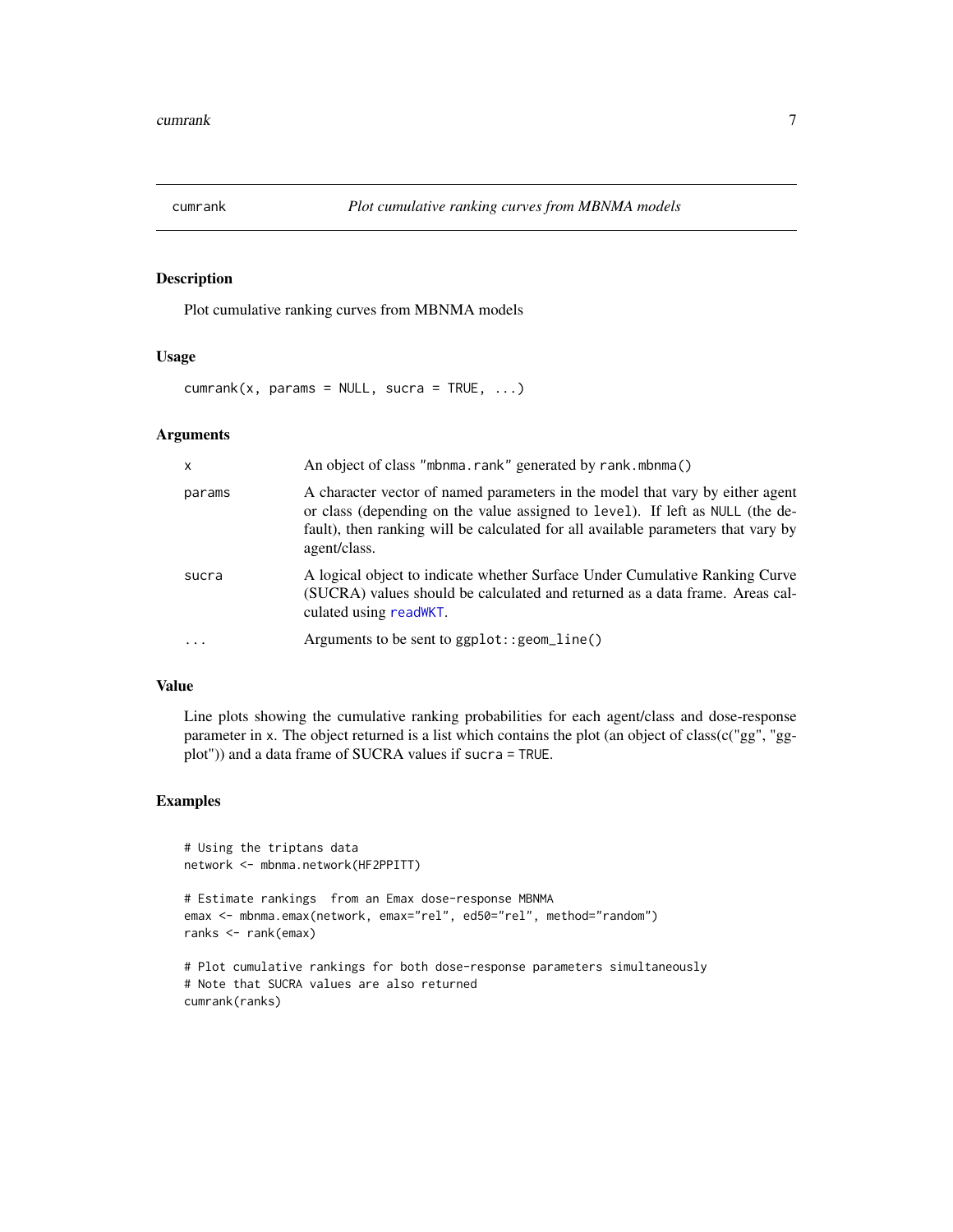# cumrank *Plot cumulative ranking curves from MBNMA models*

## Description

Plot cumulative ranking curves from MBNMA models

## Usage

```
cumrank(x, params = NULL, sucra = TRUE, ...)
```

## Arguments

| | |
|---|---|
| `x` | An object of class `"mbnma.rank"` generated by `rank.mbnma()` |
| `params` | A character vector of named parameters in the model that vary by either agent or class (depending on the value assigned to `level`). If left as `NULL` (the default), then ranking will be calculated for all available parameters that vary by agent/class. |
| `sucra` | A logical object to indicate whether Surface Under Cumulative Ranking Curve (SUCRA) values should be calculated and returned as a data frame. Areas calculated using `readWKT`. |
| `...` | Arguments to be sent to `ggplot::geom_line()` |

## Value

Line plots showing the cumulative ranking probabilities for each agent/class and dose-response parameter in `x`. The object returned is a list which contains the plot (an object of class(c("gg", "ggplot")) and a data frame of SUCRA values if `sucra = TRUE`.

## Examples

```
# Using the triptans data
network <- mbnma.network(HF2PPITT)

# Estimate rankings  from an Emax dose-response MBNMA
emax <- mbnma.emax(network, emax="rel", ed50="rel", method="random")
ranks <- rank(emax)

# Plot cumulative rankings for both dose-response parameters simultaneously
# Note that SUCRA values are also returned
cumrank(ranks)
```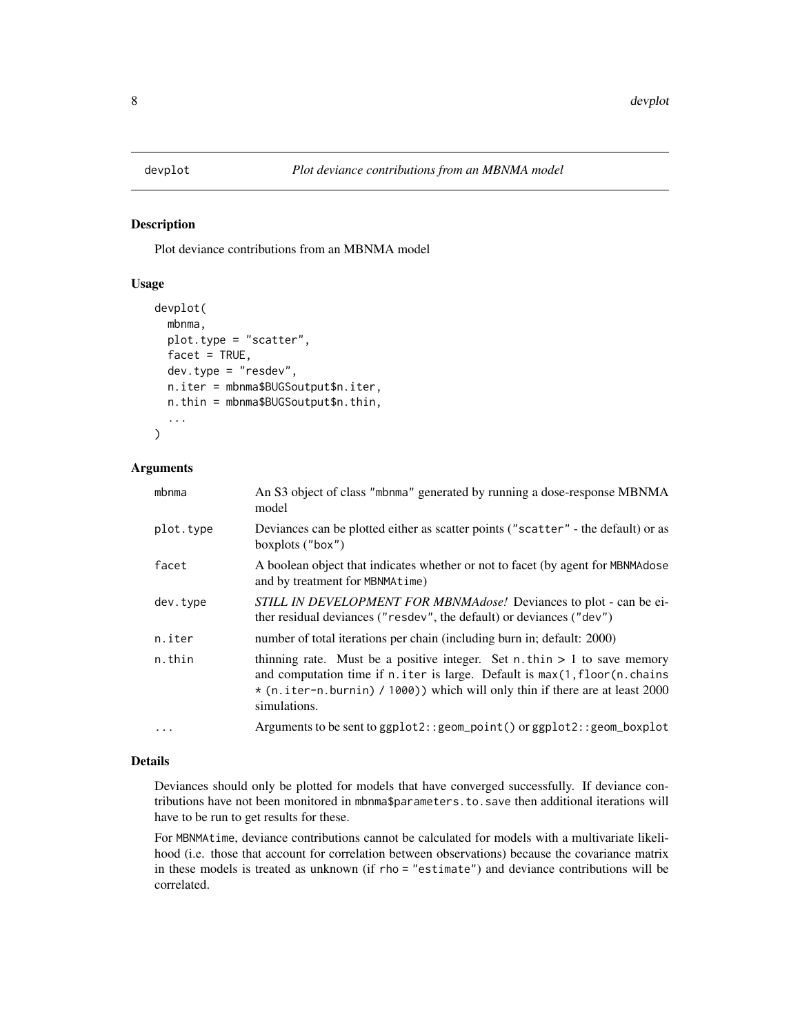devplot *Plot deviance contributions from an MBNMA model*

## Description

Plot deviance contributions from an MBNMA model

## Usage

```
devplot(
  mbnma,
  plot.type = "scatter",
  facet = TRUE,
  dev.type = "resdev",
  n.iter = mbnma$BUGSoutput$n.iter,
  n.thin = mbnma$BUGSoutput$n.thin,
  ...
)
```

## Arguments

| | |
|---|---|
| `mbnma` | An S3 object of class "mbnma" generated by running a dose-response MBNMA model |
| `plot.type` | Deviances can be plotted either as scatter points ("scatter" - the default) or as boxplots ("box") |
| `facet` | A boolean object that indicates whether or not to facet (by agent for MBNMAdose and by treatment for MBNMAtime) |
| `dev.type` | *STILL IN DEVELOPMENT FOR MBNMAdose!* Deviances to plot - can be either residual deviances ("resdev", the default) or deviances ("dev") |
| `n.iter` | number of total iterations per chain (including burn in; default: 2000) |
| `n.thin` | thinning rate. Must be a positive integer. Set `n.thin > 1` to save memory and computation time if `n.iter` is large. Default is `max(1,floor(n.chains * (n.iter-n.burnin) / 1000))` which will only thin if there are at least 2000 simulations. |
| `...` | Arguments to be sent to `ggplot2::geom_point()` or `ggplot2::geom_boxplot` |

## Details

Deviances should only be plotted for models that have converged successfully. If deviance contributions have not been monitored in `mbnma$parameters.to.save` then additional iterations will have to be run to get results for these.

For MBNMAtime, deviance contributions cannot be calculated for models with a multivariate likelihood (i.e. those that account for correlation between observations) because the covariance matrix in these models is treated as unknown (if `rho = "estimate"`) and deviance contributions will be correlated.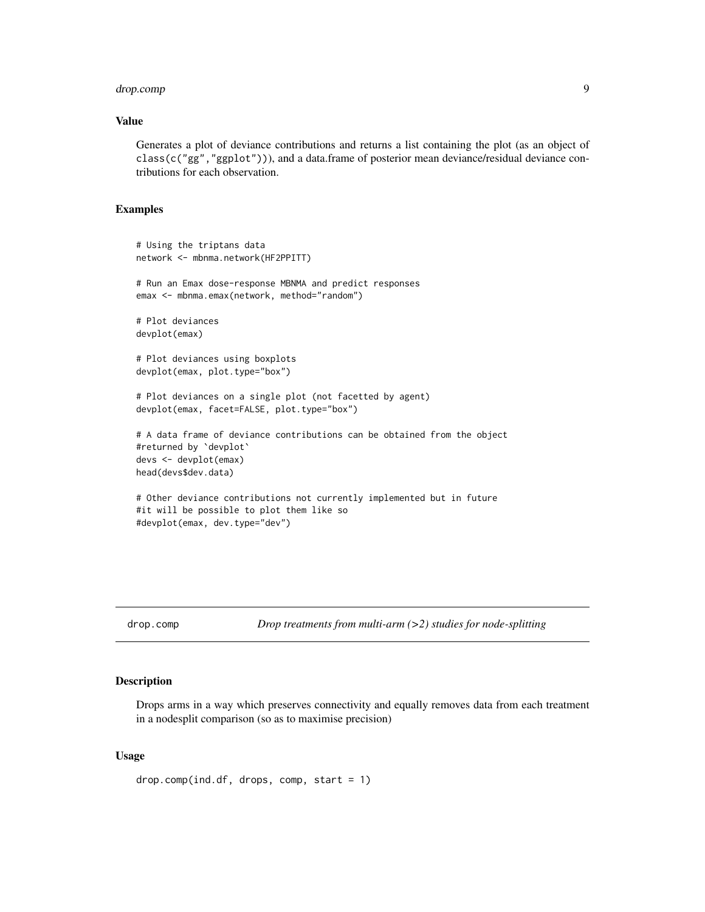### Value

Generates a plot of deviance contributions and returns a list containing the plot (as an object of `class(c("gg","ggplot"))`), and a data.frame of posterior mean deviance/residual deviance contributions for each observation.

### Examples

```
# Using the triptans data
network <- mbnma.network(HF2PPITT)

# Run an Emax dose-response MBNMA and predict responses
emax <- mbnma.emax(network, method="random")

# Plot deviances
devplot(emax)

# Plot deviances using boxplots
devplot(emax, plot.type="box")

# Plot deviances on a single plot (not facetted by agent)
devplot(emax, facet=FALSE, plot.type="box")

# A data frame of deviance contributions can be obtained from the object
#returned by `devplot`
devs <- devplot(emax)
head(devs$dev.data)

# Other deviance contributions not currently implemented but in future
#it will be possible to plot them like so
#devplot(emax, dev.type="dev")
```

---

## drop.comp — *Drop treatments from multi-arm (>2) studies for node-splitting*

### Description

Drops arms in a way which preserves connectivity and equally removes data from each treatment in a nodesplit comparison (so as to maximise precision)

### Usage

```
drop.comp(ind.df, drops, comp, start = 1)
```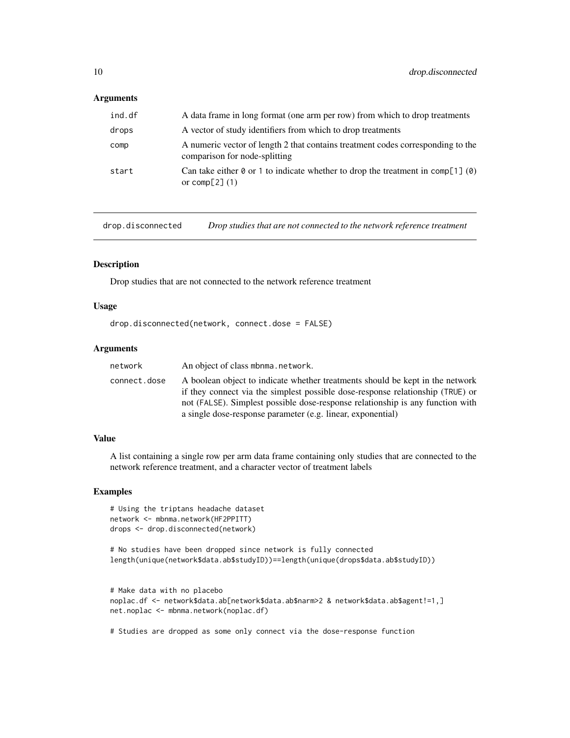## Arguments

| | |
|---|---|
| ind.df | A data frame in long format (one arm per row) from which to drop treatments |
| drops | A vector of study identifiers from which to drop treatments |
| comp | A numeric vector of length 2 that contains treatment codes corresponding to the comparison for node-splitting |
| start | Can take either 0 or 1 to indicate whether to drop the treatment in comp[1] (0) or comp[2] (1) |

---

# drop.disconnected *Drop studies that are not connected to the network reference treatment*

## Description

Drop studies that are not connected to the network reference treatment

## Usage

```
drop.disconnected(network, connect.dose = FALSE)
```

## Arguments

| | |
|---|---|
| network | An object of class mbnma.network. |
| connect.dose | A boolean object to indicate whether treatments should be kept in the network if they connect via the simplest possible dose-response relationship (TRUE) or not (FALSE). Simplest possible dose-response relationship is any function with a single dose-response parameter (e.g. linear, exponential) |

## Value

A list containing a single row per arm data frame containing only studies that are connected to the network reference treatment, and a character vector of treatment labels

## Examples

```
# Using the triptans headache dataset
network <- mbnma.network(HF2PPITT)
drops <- drop.disconnected(network)

# No studies have been dropped since network is fully connected
length(unique(network$data.ab$studyID))==length(unique(drops$data.ab$studyID))


# Make data with no placebo
noplac.df <- network$data.ab[network$data.ab$narm>2 & network$data.ab$agent!=1,]
net.noplac <- mbnma.network(noplac.df)

# Studies are dropped as some only connect via the dose-response function
```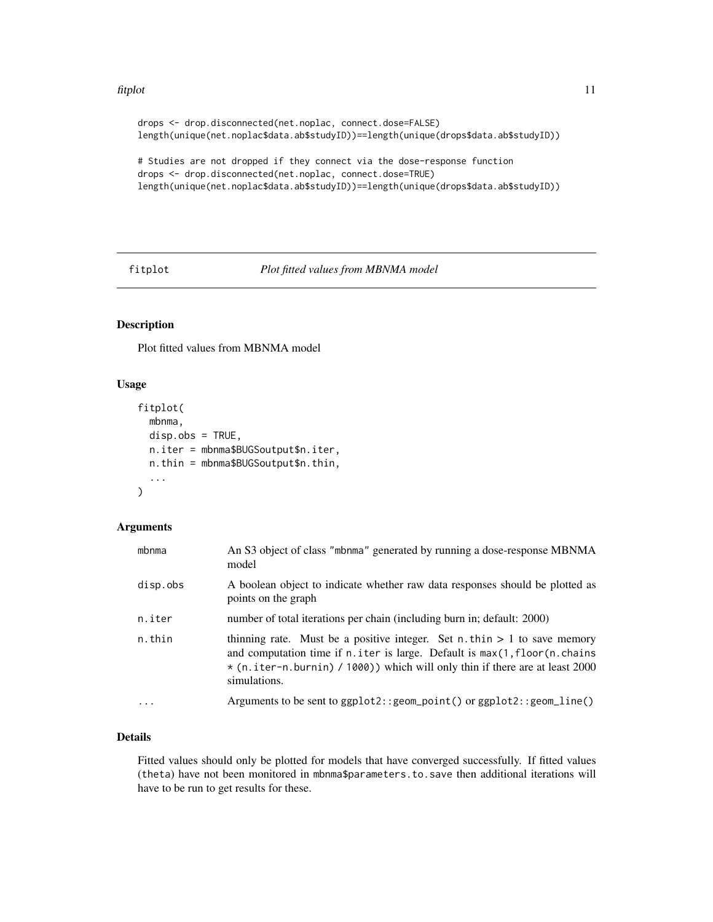```
drops <- drop.disconnected(net.noplac, connect.dose=FALSE)
length(unique(net.noplac$data.ab$studyID))==length(unique(drops$data.ab$studyID))

# Studies are not dropped if they connect via the dose-response function
drops <- drop.disconnected(net.noplac, connect.dose=TRUE)
length(unique(net.noplac$data.ab$studyID))==length(unique(drops$data.ab$studyID))
```

## fitplot — *Plot fitted values from MBNMA model*

### Description

Plot fitted values from MBNMA model

### Usage

```
fitplot(
  mbnma,
  disp.obs = TRUE,
  n.iter = mbnma$BUGSoutput$n.iter,
  n.thin = mbnma$BUGSoutput$n.thin,
  ...
)
```

### Arguments

| Argument | Description |
|---|---|
| mbnma | An S3 object of class "mbnma" generated by running a dose-response MBNMA model |
| disp.obs | A boolean object to indicate whether raw data responses should be plotted as points on the graph |
| n.iter | number of total iterations per chain (including burn in; default: 2000) |
| n.thin | thinning rate. Must be a positive integer. Set n.thin > 1 to save memory and computation time if n.iter is large. Default is max(1,floor(n.chains * (n.iter-n.burnin) / 1000)) which will only thin if there are at least 2000 simulations. |
| ... | Arguments to be sent to ggplot2::geom_point() or ggplot2::geom_line() |

### Details

Fitted values should only be plotted for models that have converged successfully. If fitted values (theta) have not been monitored in mbnma$parameters.to.save then additional iterations will have to be run to get results for these.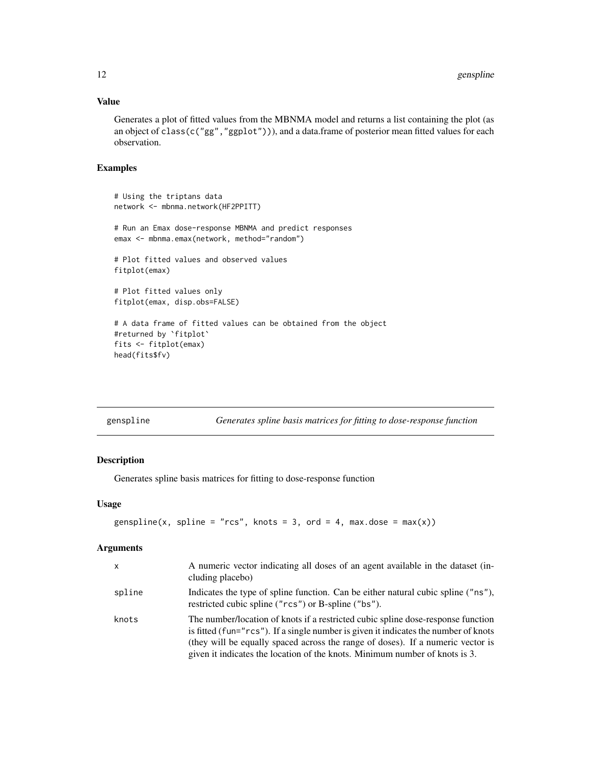## Value

Generates a plot of fitted values from the MBNMA model and returns a list containing the plot (as an object of `class(c("gg","ggplot"))`), and a data.frame of posterior mean fitted values for each observation.

## Examples

```
# Using the triptans data
network <- mbnma.network(HF2PPITT)

# Run an Emax dose-response MBNMA and predict responses
emax <- mbnma.emax(network, method="random")

# Plot fitted values and observed values
fitplot(emax)

# Plot fitted values only
fitplot(emax, disp.obs=FALSE)

# A data frame of fitted values can be obtained from the object
#returned by `fitplot`
fits <- fitplot(emax)
head(fits$fv)
```

---

# genspline — *Generates spline basis matrices for fitting to dose-response function*

## Description

Generates spline basis matrices for fitting to dose-response function

## Usage

```
genspline(x, spline = "rcs", knots = 3, ord = 4, max.dose = max(x))
```

## Arguments

| | |
|---|---|
| `x` | A numeric vector indicating all doses of an agent available in the dataset (including placebo) |
| `spline` | Indicates the type of spline function. Can be either natural cubic spline (`"ns"`), restricted cubic spline (`"rcs"`) or B-spline (`"bs"`). |
| `knots` | The number/location of knots if a restricted cubic spline dose-response function is fitted (`fun="rcs"`). If a single number is given it indicates the number of knots (they will be equally spaced across the range of doses). If a numeric vector is given it indicates the location of the knots. Minimum number of knots is 3. |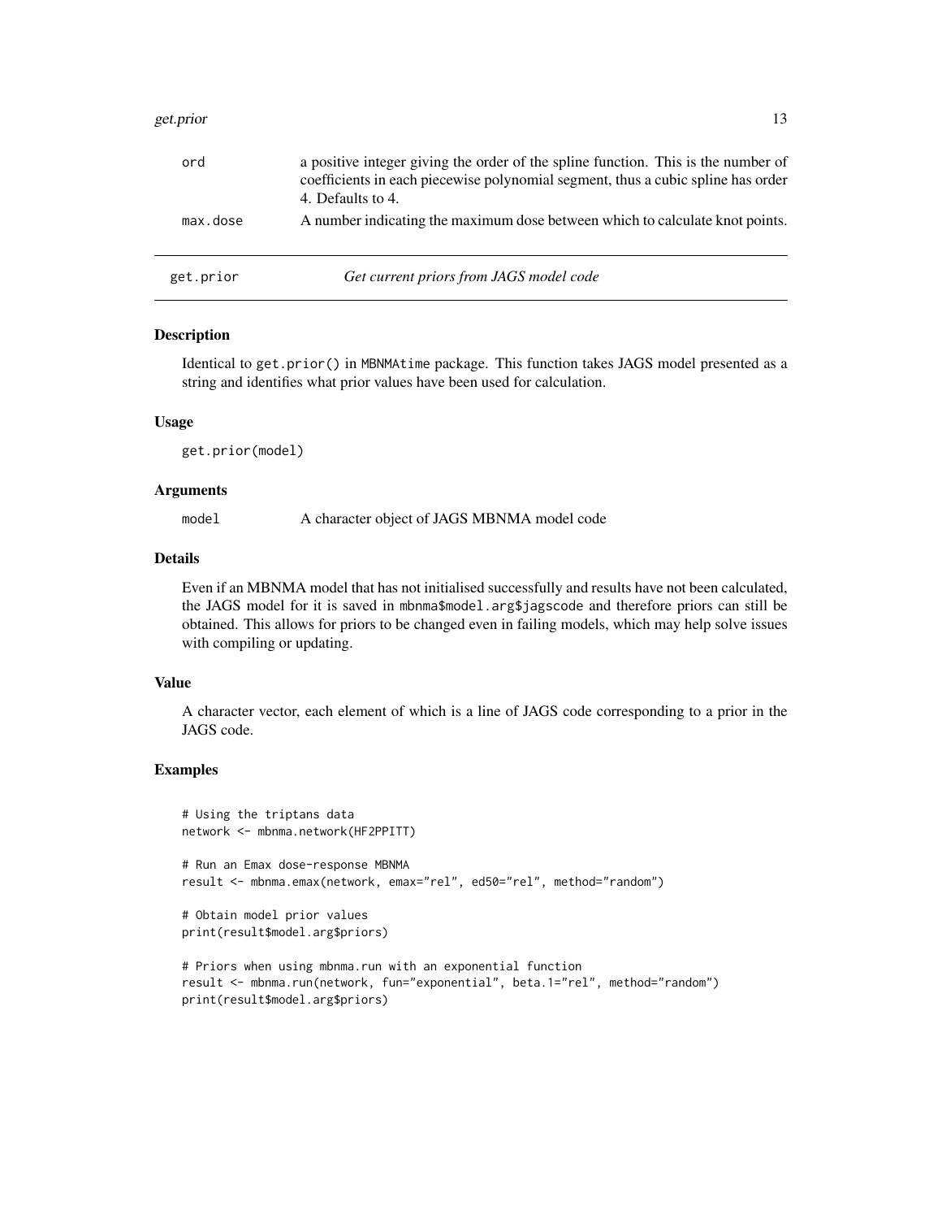| | |
|---|---|
| ord | a positive integer giving the order of the spline function. This is the number of coefficients in each piecewise polynomial segment, thus a cubic spline has order 4. Defaults to 4. |
| max.dose | A number indicating the maximum dose between which to calculate knot points. |

## get.prior — *Get current priors from JAGS model code*

### Description

Identical to get.prior() in MBNMAtime package. This function takes JAGS model presented as a string and identifies what prior values have been used for calculation.

### Usage

```
get.prior(model)
```

### Arguments

| | |
|---|---|
| model | A character object of JAGS MBNMA model code |

### Details

Even if an MBNMA model that has not initialised successfully and results have not been calculated, the JAGS model for it is saved in mbnma$model.arg$jagscode and therefore priors can still be obtained. This allows for priors to be changed even in failing models, which may help solve issues with compiling or updating.

### Value

A character vector, each element of which is a line of JAGS code corresponding to a prior in the JAGS code.

### Examples

```
# Using the triptans data
network <- mbnma.network(HF2PPITT)

# Run an Emax dose-response MBNMA
result <- mbnma.emax(network, emax="rel", ed50="rel", method="random")

# Obtain model prior values
print(result$model.arg$priors)

# Priors when using mbnma.run with an exponential function
result <- mbnma.run(network, fun="exponential", beta.1="rel", method="random")
print(result$model.arg$priors)
```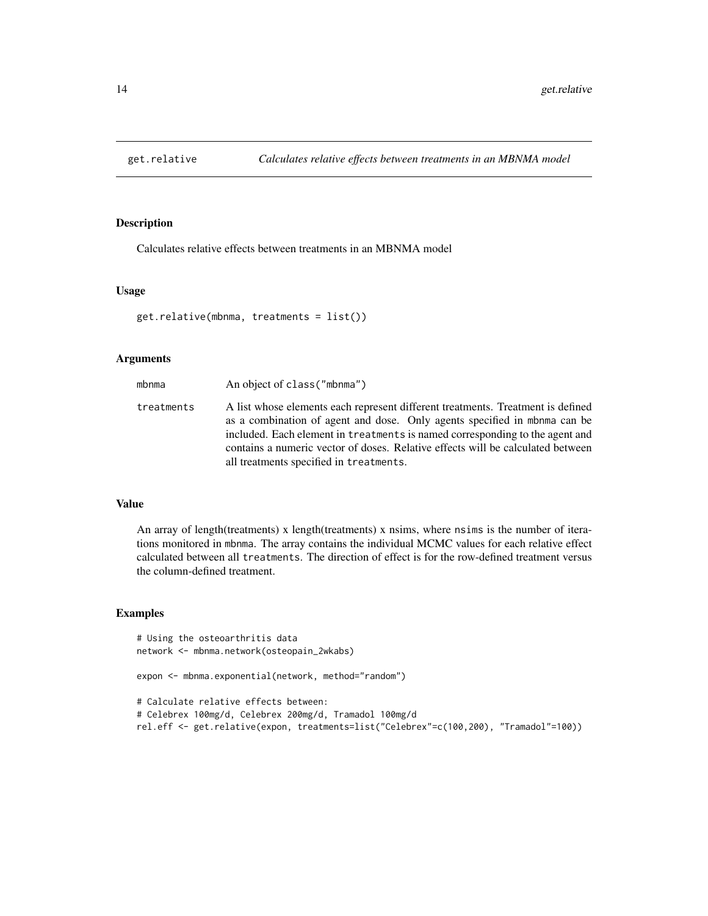## get.relative *Calculates relative effects between treatments in an MBNMA model*

### Description

Calculates relative effects between treatments in an MBNMA model

### Usage

```
get.relative(mbnma, treatments = list())
```

### Arguments

| | |
|---|---|
| mbnma | An object of class("mbnma") |
| treatments | A list whose elements each represent different treatments. Treatment is defined as a combination of agent and dose. Only agents specified in mbnma can be included. Each element in treatments is named corresponding to the agent and contains a numeric vector of doses. Relative effects will be calculated between all treatments specified in treatments. |

### Value

An array of length(treatments) x length(treatments) x nsims, where nsims is the number of iterations monitored in mbnma. The array contains the individual MCMC values for each relative effect calculated between all treatments. The direction of effect is for the row-defined treatment versus the column-defined treatment.

### Examples

```
# Using the osteoarthritis data
network <- mbnma.network(osteopain_2wkabs)

expon <- mbnma.exponential(network, method="random")

# Calculate relative effects between:
# Celebrex 100mg/d, Celebrex 200mg/d, Tramadol 100mg/d
rel.eff <- get.relative(expon, treatments=list("Celebrex"=c(100,200), "Tramadol"=100))
```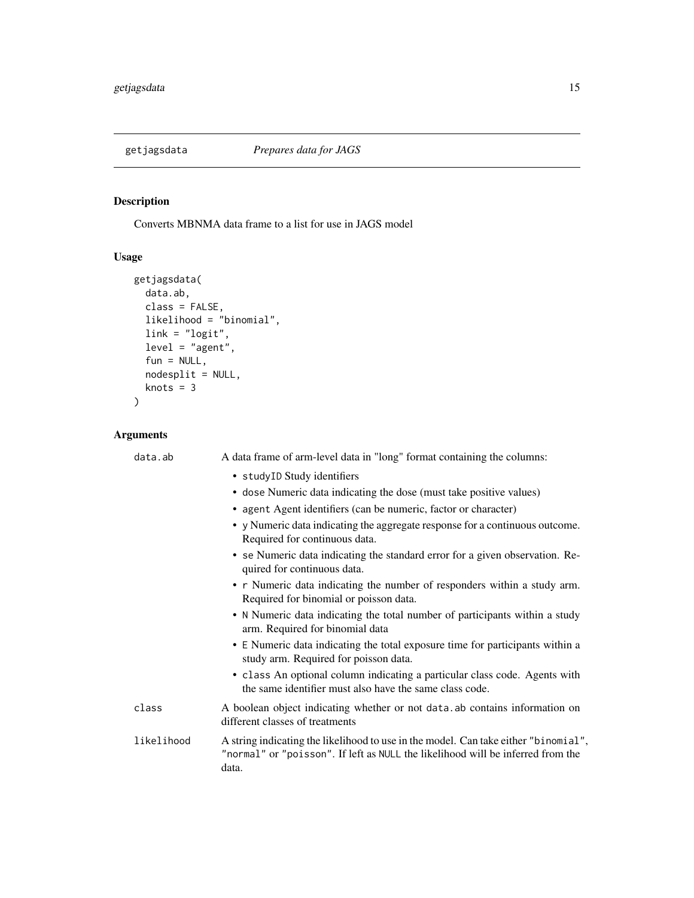## getjagsdata *Prepares data for JAGS*

### Description

Converts MBNMA data frame to a list for use in JAGS model

### Usage

```
getjagsdata(
  data.ab,
  class = FALSE,
  likelihood = "binomial",
  link = "logit",
  level = "agent",
  fun = NULL,
  nodesplit = NULL,
  knots = 3
)
```

### Arguments

| | |
|---|---|
| data.ab | A data frame of arm-level data in "long" format containing the columns:<br>• studyID Study identifiers<br>• dose Numeric data indicating the dose (must take positive values)<br>• agent Agent identifiers (can be numeric, factor or character)<br>• y Numeric data indicating the aggregate response for a continuous outcome. Required for continuous data.<br>• se Numeric data indicating the standard error for a given observation. Required for continuous data.<br>• r Numeric data indicating the number of responders within a study arm. Required for binomial or poisson data.<br>• N Numeric data indicating the total number of participants within a study arm. Required for binomial data<br>• E Numeric data indicating the total exposure time for participants within a study arm. Required for poisson data.<br>• class An optional column indicating a particular class code. Agents with the same identifier must also have the same class code. |
| class | A boolean object indicating whether or not data.ab contains information on different classes of treatments |
| likelihood | A string indicating the likelihood to use in the model. Can take either "binomial", "normal" or "poisson". If left as NULL the likelihood will be inferred from the data. |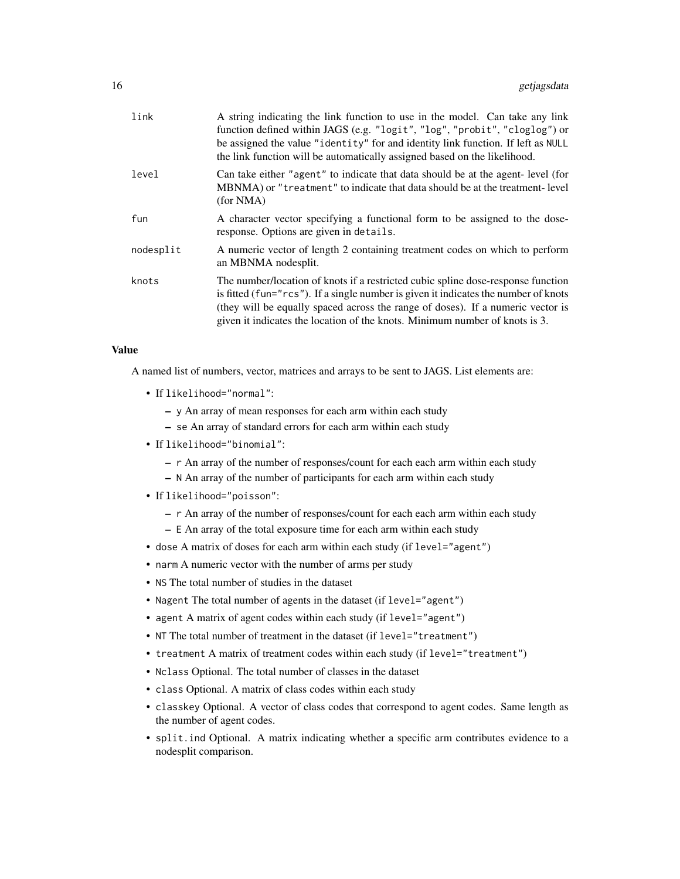| | |
|---|---|
| `link` | A string indicating the link function to use in the model. Can take any link function defined within JAGS (e.g. `"logit"`, `"log"`, `"probit"`, `"cloglog"`) or be assigned the value `"identity"` for and identity link function. If left as `NULL` the link function will be automatically assigned based on the likelihood. |
| `level` | Can take either `"agent"` to indicate that data should be at the agent- level (for MBNMA) or `"treatment"` to indicate that data should be at the treatment- level (for NMA) |
| `fun` | A character vector specifying a functional form to be assigned to the dose-response. Options are given in `details`. |
| `nodesplit` | A numeric vector of length 2 containing treatment codes on which to perform an MBNMA nodesplit. |
| `knots` | The number/location of knots if a restricted cubic spline dose-response function is fitted (`fun="rcs"`). If a single number is given it indicates the number of knots (they will be equally spaced across the range of doses). If a numeric vector is given it indicates the location of the knots. Minimum number of knots is 3. |

## Value

A named list of numbers, vector, matrices and arrays to be sent to JAGS. List elements are:

- If `likelihood="normal"`:
  - `y` An array of mean responses for each arm within each study
  - `se` An array of standard errors for each arm within each study
- If `likelihood="binomial"`:
  - `r` An array of the number of responses/count for each each arm within each study
  - `N` An array of the number of participants for each arm within each study
- If `likelihood="poisson"`:
  - `r` An array of the number of responses/count for each each arm within each study
  - `E` An array of the total exposure time for each arm within each study
- `dose` A matrix of doses for each arm within each study (if `level="agent"`)
- `narm` A numeric vector with the number of arms per study
- `NS` The total number of studies in the dataset
- `Nagent` The total number of agents in the dataset (if `level="agent"`)
- `agent` A matrix of agent codes within each study (if `level="agent"`)
- `NT` The total number of treatment in the dataset (if `level="treatment"`)
- `treatment` A matrix of treatment codes within each study (if `level="treatment"`)
- `Nclass` Optional. The total number of classes in the dataset
- `class` Optional. A matrix of class codes within each study
- `classkey` Optional. A vector of class codes that correspond to agent codes. Same length as the number of agent codes.
- `split.ind` Optional. A matrix indicating whether a specific arm contributes evidence to a nodesplit comparison.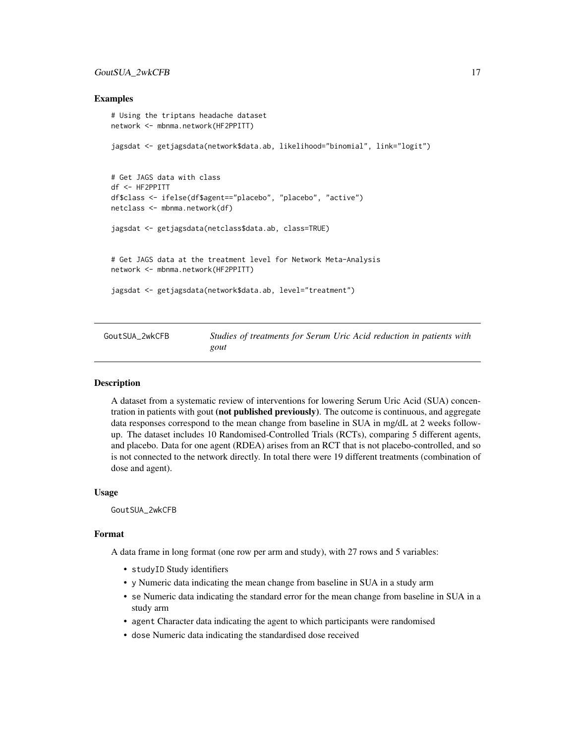### Examples

```
# Using the triptans headache dataset
network <- mbnma.network(HF2PPITT)

jagsdat <- getjagsdata(network$data.ab, likelihood="binomial", link="logit")


# Get JAGS data with class
df <- HF2PPITT
df$class <- ifelse(df$agent=="placebo", "placebo", "active")
netclass <- mbnma.network(df)

jagsdat <- getjagsdata(netclass$data.ab, class=TRUE)


# Get JAGS data at the treatment level for Network Meta-Analysis
network <- mbnma.network(HF2PPITT)

jagsdat <- getjagsdata(network$data.ab, level="treatment")
```

---

## GoutSUA_2wkCFB — *Studies of treatments for Serum Uric Acid reduction in patients with gout*

### Description

A dataset from a systematic review of interventions for lowering Serum Uric Acid (SUA) concentration in patients with gout **(not published previously)**. The outcome is continuous, and aggregate data responses correspond to the mean change from baseline in SUA in mg/dL at 2 weeks follow-up. The dataset includes 10 Randomised-Controlled Trials (RCTs), comparing 5 different agents, and placebo. Data for one agent (RDEA) arises from an RCT that is not placebo-controlled, and so is not connected to the network directly. In total there were 19 different treatments (combination of dose and agent).

### Usage

```
GoutSUA_2wkCFB
```

### Format

A data frame in long format (one row per arm and study), with 27 rows and 5 variables:

- `studyID` Study identifiers
- `y` Numeric data indicating the mean change from baseline in SUA in a study arm
- `se` Numeric data indicating the standard error for the mean change from baseline in SUA in a study arm
- `agent` Character data indicating the agent to which participants were randomised
- `dose` Numeric data indicating the standardised dose received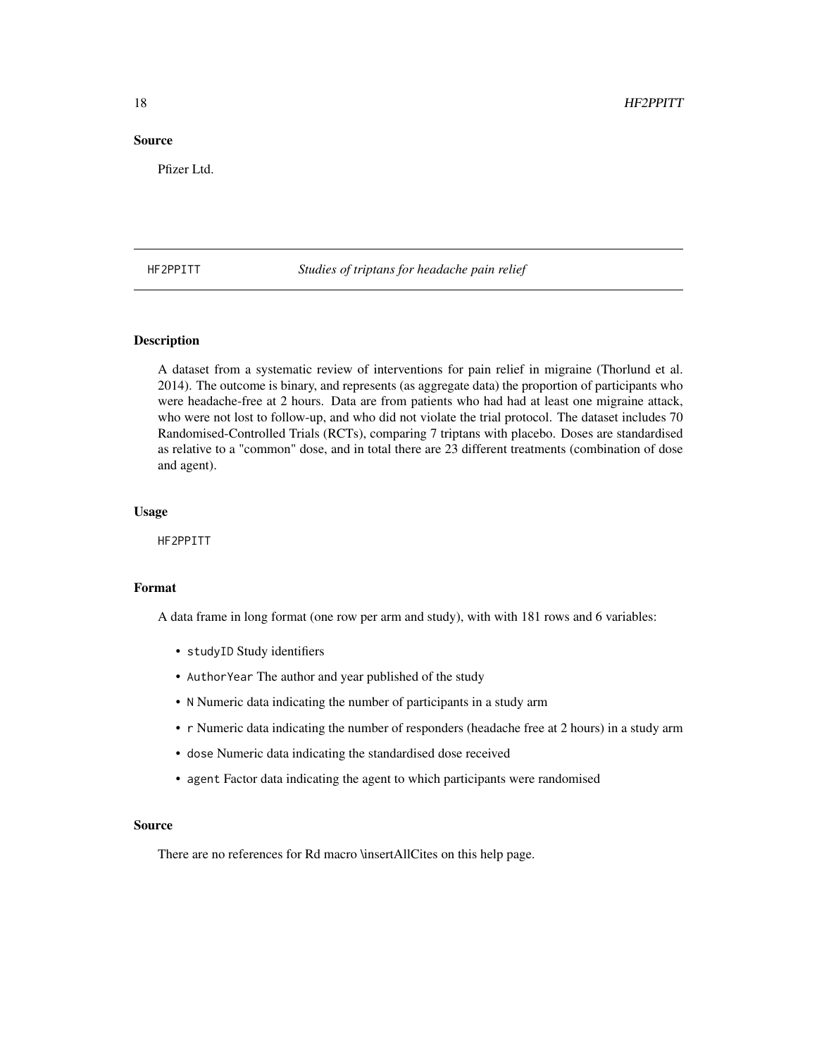### Source

Pfizer Ltd.

---

## HF2PPITT — *Studies of triptans for headache pain relief*

---

### Description

A dataset from a systematic review of interventions for pain relief in migraine (Thorlund et al. 2014). The outcome is binary, and represents (as aggregate data) the proportion of participants who were headache-free at 2 hours. Data are from patients who had had at least one migraine attack, who were not lost to follow-up, and who did not violate the trial protocol. The dataset includes 70 Randomised-Controlled Trials (RCTs), comparing 7 triptans with placebo. Doses are standardised as relative to a "common" dose, and in total there are 23 different treatments (combination of dose and agent).

### Usage

```
HF2PPITT
```

### Format

A data frame in long format (one row per arm and study), with with 181 rows and 6 variables:

- `studyID` Study identifiers
- `AuthorYear` The author and year published of the study
- `N` Numeric data indicating the number of participants in a study arm
- `r` Numeric data indicating the number of responders (headache free at 2 hours) in a study arm
- `dose` Numeric data indicating the standardised dose received
- `agent` Factor data indicating the agent to which participants were randomised

### Source

There are no references for Rd macro \insertAllCites on this help page.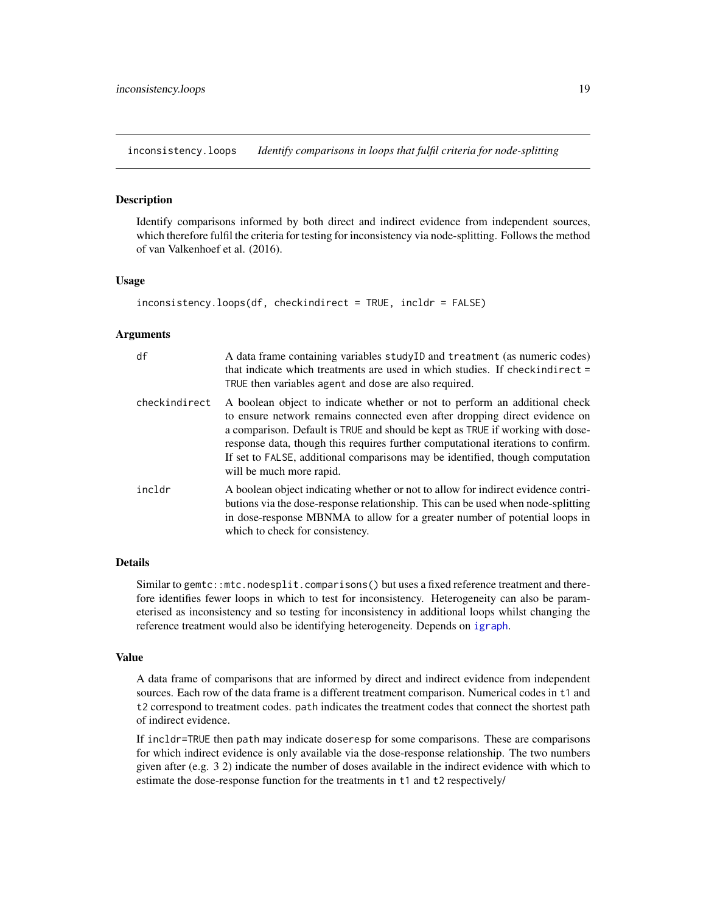## inconsistency.loops *Identify comparisons in loops that fulfil criteria for node-splitting*

### Description

Identify comparisons informed by both direct and indirect evidence from independent sources, which therefore fulfil the criteria for testing for inconsistency via node-splitting. Follows the method of van Valkenhoef et al. (2016).

### Usage

```
inconsistency.loops(df, checkindirect = TRUE, incldr = FALSE)
```

### Arguments

| | |
|---|---|
| df | A data frame containing variables studyID and treatment (as numeric codes) that indicate which treatments are used in which studies. If checkindirect = TRUE then variables agent and dose are also required. |
| checkindirect | A boolean object to indicate whether or not to perform an additional check to ensure network remains connected even after dropping direct evidence on a comparison. Default is TRUE and should be kept as TRUE if working with dose-response data, though this requires further computational iterations to confirm. If set to FALSE, additional comparisons may be identified, though computation will be much more rapid. |
| incldr | A boolean object indicating whether or not to allow for indirect evidence contributions via the dose-response relationship. This can be used when node-splitting in dose-response MBNMA to allow for a greater number of potential loops in which to check for consistency. |

### Details

Similar to gemtc::mtc.nodesplit.comparisons() but uses a fixed reference treatment and therefore identifies fewer loops in which to test for inconsistency. Heterogeneity can also be parameterised as inconsistency and so testing for inconsistency in additional loops whilst changing the reference treatment would also be identifying heterogeneity. Depends on igraph.

### Value

A data frame of comparisons that are informed by direct and indirect evidence from independent sources. Each row of the data frame is a different treatment comparison. Numerical codes in t1 and t2 correspond to treatment codes. path indicates the treatment codes that connect the shortest path of indirect evidence.

If incldr=TRUE then path may indicate doseresp for some comparisons. These are comparisons for which indirect evidence is only available via the dose-response relationship. The two numbers given after (e.g. 3 2) indicate the number of doses available in the indirect evidence with which to estimate the dose-response function for the treatments in t1 and t2 respectively/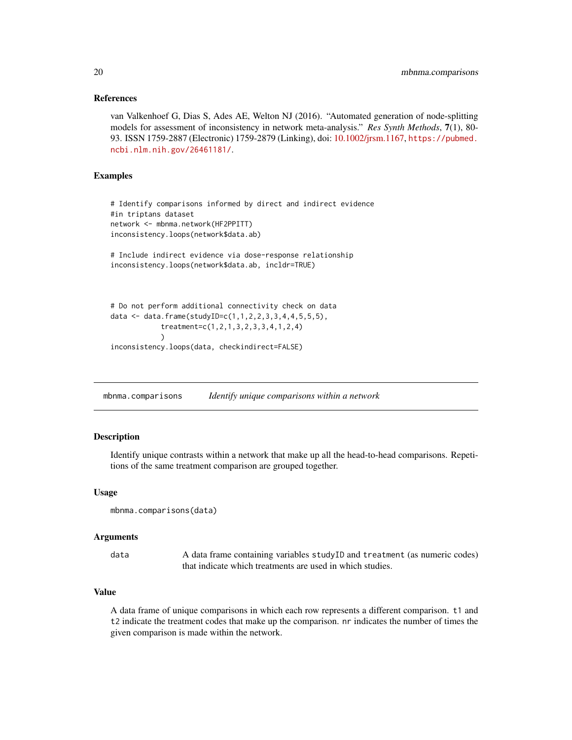### References

van Valkenhoef G, Dias S, Ades AE, Welton NJ (2016). "Automated generation of node-splitting models for assessment of inconsistency in network meta-analysis." *Res Synth Methods*, **7**(1), 80-93. ISSN 1759-2887 (Electronic) 1759-2879 (Linking), doi: 10.1002/jrsm.1167, https://pubmed.ncbi.nlm.nih.gov/26461181/.

### Examples

```
# Identify comparisons informed by direct and indirect evidence
#in triptans dataset
network <- mbnma.network(HF2PPITT)
inconsistency.loops(network$data.ab)

# Include indirect evidence via dose-response relationship
inconsistency.loops(network$data.ab, incldr=TRUE)



# Do not perform additional connectivity check on data
data <- data.frame(studyID=c(1,1,2,2,3,3,4,4,5,5,5),
            treatment=c(1,2,1,3,2,3,3,4,1,2,4)
            )
inconsistency.loops(data, checkindirect=FALSE)
```

---

## mbnma.comparisons — *Identify unique comparisons within a network*

### Description

Identify unique contrasts within a network that make up all the head-to-head comparisons. Repetitions of the same treatment comparison are grouped together.

### Usage

```
mbnma.comparisons(data)
```

### Arguments

| | |
|---|---|
| data | A data frame containing variables studyID and treatment (as numeric codes) that indicate which treatments are used in which studies. |

### Value

A data frame of unique comparisons in which each row represents a different comparison. t1 and t2 indicate the treatment codes that make up the comparison. nr indicates the number of times the given comparison is made within the network.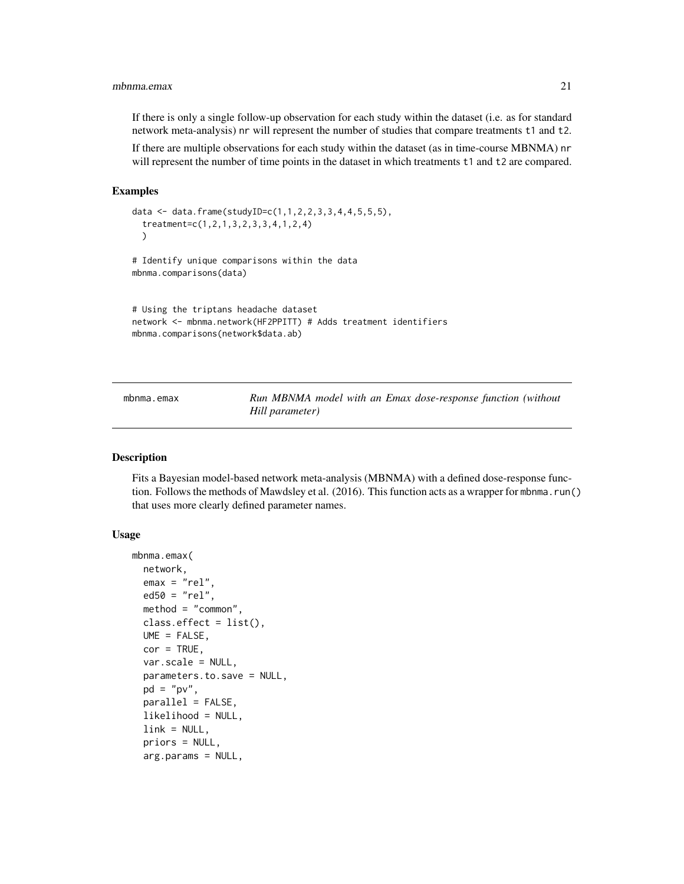If there is only a single follow-up observation for each study within the dataset (i.e. as for standard network meta-analysis) `nr` will represent the number of studies that compare treatments `t1` and `t2`.

If there are multiple observations for each study within the dataset (as in time-course MBNMA) `nr` will represent the number of time points in the dataset in which treatments `t1` and `t2` are compared.

### Examples

```
data <- data.frame(studyID=c(1,1,2,2,3,3,4,4,5,5,5),
  treatment=c(1,2,1,3,2,3,3,4,1,2,4)
  )

# Identify unique comparisons within the data
mbnma.comparisons(data)


# Using the triptans headache dataset
network <- mbnma.network(HF2PPITT) # Adds treatment identifiers
mbnma.comparisons(network$data.ab)
```

---

## mbnma.emax

*Run MBNMA model with an Emax dose-response function (without Hill parameter)*

---

### Description

Fits a Bayesian model-based network meta-analysis (MBNMA) with a defined dose-response function. Follows the methods of Mawdsley et al. (2016). This function acts as a wrapper for `mbnma.run()` that uses more clearly defined parameter names.

### Usage

```
mbnma.emax(
  network,
  emax = "rel",
  ed50 = "rel",
  method = "common",
  class.effect = list(),
  UME = FALSE,
  cor = TRUE,
  var.scale = NULL,
  parameters.to.save = NULL,
  pd = "pv",
  parallel = FALSE,
  likelihood = NULL,
  link = NULL,
  priors = NULL,
  arg.params = NULL,
```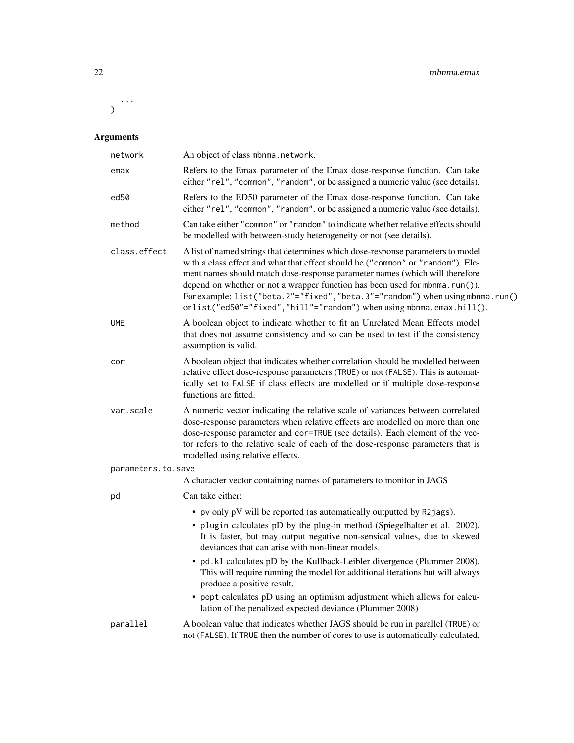```
  ...
)
```

## Arguments

| Argument | Description |
| --- | --- |
| network | An object of class mbnma.network. |
| emax | Refers to the Emax parameter of the Emax dose-response function. Can take either "rel", "common", "random", or be assigned a numeric value (see details). |
| ed50 | Refers to the ED50 parameter of the Emax dose-response function. Can take either "rel", "common", "random", or be assigned a numeric value (see details). |
| method | Can take either "common" or "random" to indicate whether relative effects should be modelled with between-study heterogeneity or not (see details). |
| class.effect | A list of named strings that determines which dose-response parameters to model with a class effect and what that effect should be ("common" or "random"). Element names should match dose-response parameter names (which will therefore depend on whether or not a wrapper function has been used for mbnma.run()). For example: list("beta.2"="fixed","beta.3"="random") when using mbnma.run() or list("ed50"="fixed","hill"="random") when using mbnma.emax.hill(). |
| UME | A boolean object to indicate whether to fit an Unrelated Mean Effects model that does not assume consistency and so can be used to test if the consistency assumption is valid. |
| cor | A boolean object that indicates whether correlation should be modelled between relative effect dose-response parameters (TRUE) or not (FALSE). This is automatically set to FALSE if class effects are modelled or if multiple dose-response functions are fitted. |
| var.scale | A numeric vector indicating the relative scale of variances between correlated dose-response parameters when relative effects are modelled on more than one dose-response parameter and cor=TRUE (see details). Each element of the vector refers to the relative scale of each of the dose-response parameters that is modelled using relative effects. |
| parameters.to.save | A character vector containing names of parameters to monitor in JAGS |
| pd | Can take either:<br>• pv only pV will be reported (as automatically outputted by R2jags).<br>• plugin calculates pD by the plug-in method (Spiegelhalter et al. 2002). It is faster, but may output negative non-sensical values, due to skewed deviances that can arise with non-linear models.<br>• pd.kl calculates pD by the Kullback-Leibler divergence (Plummer 2008). This will require running the model for additional iterations but will always produce a positive result.<br>• popt calculates pD using an optimism adjustment which allows for calculation of the penalized expected deviance (Plummer 2008) |
| parallel | A boolean value that indicates whether JAGS should be run in parallel (TRUE) or not (FALSE). If TRUE then the number of cores to use is automatically calculated. |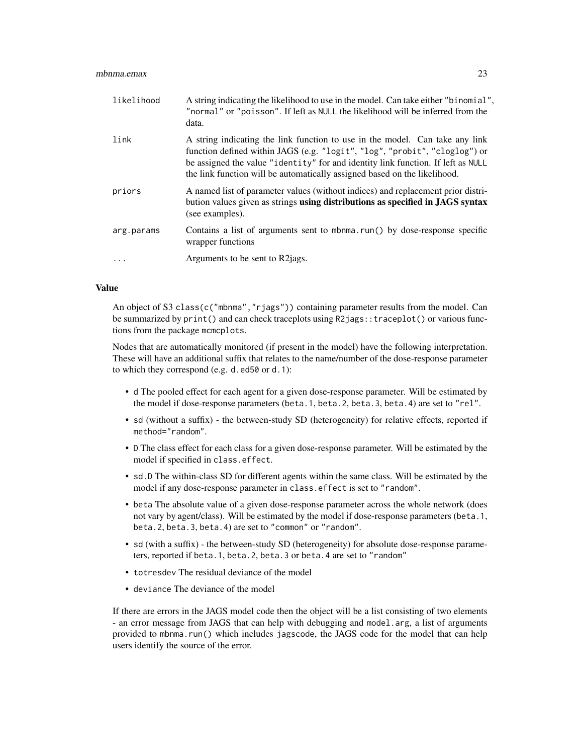| | |
|---|---|
| likelihood | A string indicating the likelihood to use in the model. Can take either "binomial", "normal" or "poisson". If left as NULL the likelihood will be inferred from the data. |
| link | A string indicating the link function to use in the model. Can take any link function defined within JAGS (e.g. "logit", "log", "probit", "cloglog") or be assigned the value "identity" for and identity link function. If left as NULL the link function will be automatically assigned based on the likelihood. |
| priors | A named list of parameter values (without indices) and replacement prior distribution values given as strings **using distributions as specified in JAGS syntax** (see examples). |
| arg.params | Contains a list of arguments sent to mbnma.run() by dose-response specific wrapper functions |
| ... | Arguments to be sent to R2jags. |

### Value

An object of S3 class(c("mbnma","rjags")) containing parameter results from the model. Can be summarized by print() and can check traceplots using R2jags::traceplot() or various functions from the package mcmcplots.

Nodes that are automatically monitored (if present in the model) have the following interpretation. These will have an additional suffix that relates to the name/number of the dose-response parameter to which they correspond (e.g. d.ed50 or d.1):

- d The pooled effect for each agent for a given dose-response parameter. Will be estimated by the model if dose-response parameters (beta.1, beta.2, beta.3, beta.4) are set to "rel".
- sd (without a suffix) - the between-study SD (heterogeneity) for relative effects, reported if method="random".
- D The class effect for each class for a given dose-response parameter. Will be estimated by the model if specified in class.effect.
- sd.D The within-class SD for different agents within the same class. Will be estimated by the model if any dose-response parameter in class.effect is set to "random".
- beta The absolute value of a given dose-response parameter across the whole network (does not vary by agent/class). Will be estimated by the model if dose-response parameters (beta.1, beta.2, beta.3, beta.4) are set to "common" or "random".
- sd (with a suffix) - the between-study SD (heterogeneity) for absolute dose-response parameters, reported if beta.1, beta.2, beta.3 or beta.4 are set to "random"
- totresdev The residual deviance of the model
- deviance The deviance of the model

If there are errors in the JAGS model code then the object will be a list consisting of two elements - an error message from JAGS that can help with debugging and model.arg, a list of arguments provided to mbnma.run() which includes jagscode, the JAGS code for the model that can help users identify the source of the error.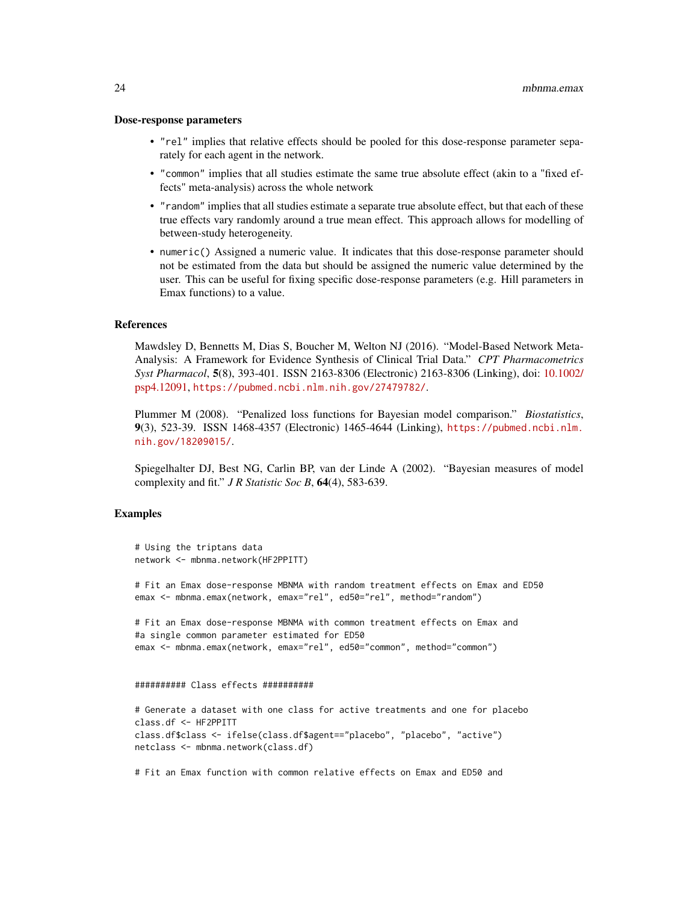**Dose-response parameters**

- `"rel"` implies that relative effects should be pooled for this dose-response parameter separately for each agent in the network.
- `"common"` implies that all studies estimate the same true absolute effect (akin to a "fixed effects" meta-analysis) across the whole network
- `"random"` implies that all studies estimate a separate true absolute effect, but that each of these true effects vary randomly around a true mean effect. This approach allows for modelling of between-study heterogeneity.
- `numeric()` Assigned a numeric value. It indicates that this dose-response parameter should not be estimated from the data but should be assigned the numeric value determined by the user. This can be useful for fixing specific dose-response parameters (e.g. Hill parameters in Emax functions) to a value.

### References

Mawdsley D, Bennetts M, Dias S, Boucher M, Welton NJ (2016). "Model-Based Network Meta-Analysis: A Framework for Evidence Synthesis of Clinical Trial Data." *CPT Pharmacometrics Syst Pharmacol*, **5**(8), 393-401. ISSN 2163-8306 (Electronic) 2163-8306 (Linking), doi: 10.1002/psp4.12091, https://pubmed.ncbi.nlm.nih.gov/27479782/.

Plummer M (2008). "Penalized loss functions for Bayesian model comparison." *Biostatistics*, **9**(3), 523-39. ISSN 1468-4357 (Electronic) 1465-4644 (Linking), https://pubmed.ncbi.nlm.nih.gov/18209015/.

Spiegelhalter DJ, Best NG, Carlin BP, van der Linde A (2002). "Bayesian measures of model complexity and fit." *J R Statistic Soc B*, **64**(4), 583-639.

### Examples

```
# Using the triptans data
network <- mbnma.network(HF2PPITT)

# Fit an Emax dose-response MBNMA with random treatment effects on Emax and ED50
emax <- mbnma.emax(network, emax="rel", ed50="rel", method="random")

# Fit an Emax dose-response MBNMA with common treatment effects on Emax and
#a single common parameter estimated for ED50
emax <- mbnma.emax(network, emax="rel", ed50="common", method="common")


########## Class effects ##########

# Generate a dataset with one class for active treatments and one for placebo
class.df <- HF2PPITT
class.df$class <- ifelse(class.df$agent=="placebo", "placebo", "active")
netclass <- mbnma.network(class.df)

# Fit an Emax function with common relative effects on Emax and ED50 and
```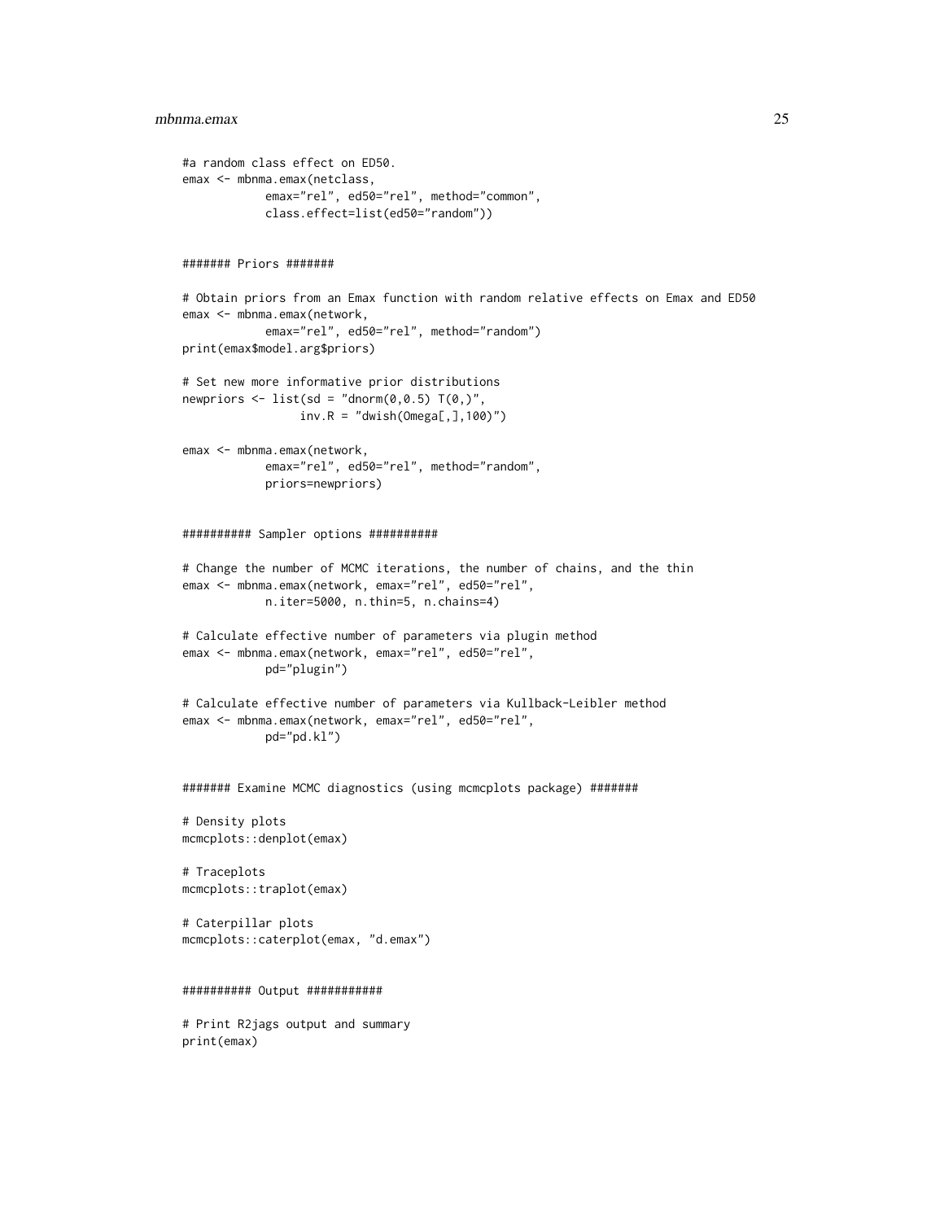```
#a random class effect on ED50.
emax <- mbnma.emax(netclass,
            emax="rel", ed50="rel", method="common",
            class.effect=list(ed50="random"))


####### Priors #######

# Obtain priors from an Emax function with random relative effects on Emax and ED50
emax <- mbnma.emax(network,
            emax="rel", ed50="rel", method="random")
print(emax$model.arg$priors)

# Set new more informative prior distributions
newpriors <- list(sd = "dnorm(0,0.5) T(0,)",
                 inv.R = "dwish(Omega[,],100)")

emax <- mbnma.emax(network,
            emax="rel", ed50="rel", method="random",
            priors=newpriors)


########## Sampler options ##########

# Change the number of MCMC iterations, the number of chains, and the thin
emax <- mbnma.emax(network, emax="rel", ed50="rel",
            n.iter=5000, n.thin=5, n.chains=4)

# Calculate effective number of parameters via plugin method
emax <- mbnma.emax(network, emax="rel", ed50="rel",
            pd="plugin")

# Calculate effective number of parameters via Kullback-Leibler method
emax <- mbnma.emax(network, emax="rel", ed50="rel",
            pd="pd.kl")


####### Examine MCMC diagnostics (using mcmcplots package) #######

# Density plots
mcmcplots::denplot(emax)

# Traceplots
mcmcplots::traplot(emax)

# Caterpillar plots
mcmcplots::caterplot(emax, "d.emax")


########## Output ###########

# Print R2jags output and summary
print(emax)
```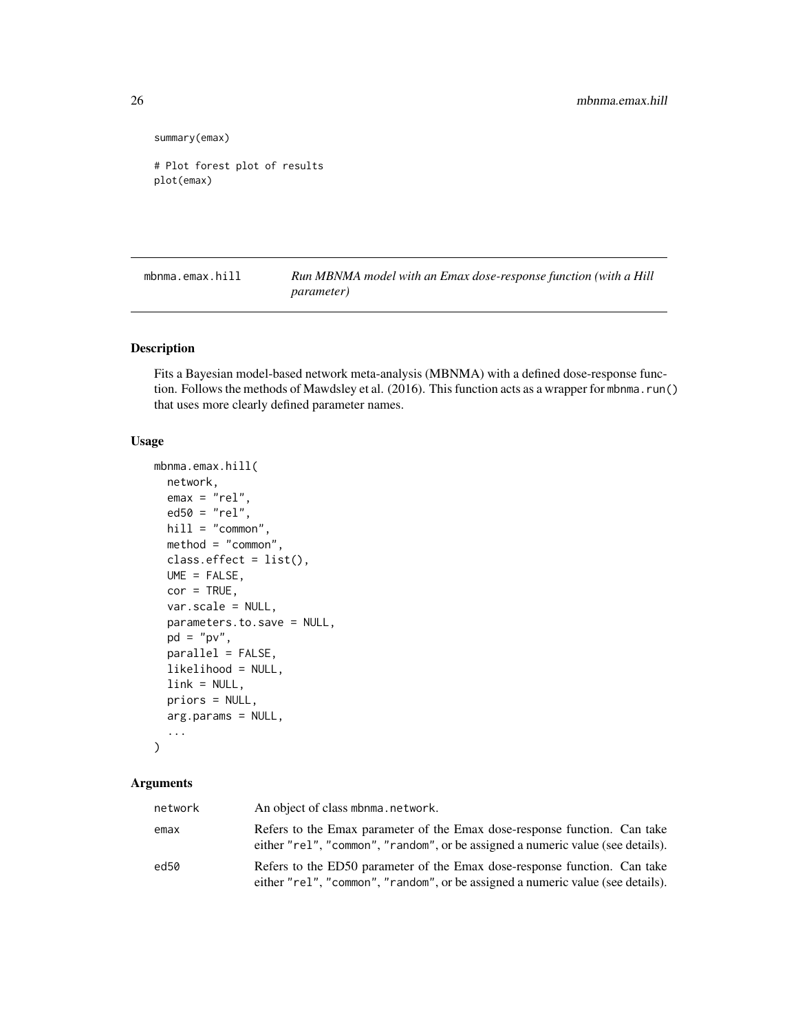```
summary(emax)

# Plot forest plot of results
plot(emax)
```

## mbnma.emax.hill — *Run MBNMA model with an Emax dose-response function (with a Hill parameter)*

### Description

Fits a Bayesian model-based network meta-analysis (MBNMA) with a defined dose-response function. Follows the methods of Mawdsley et al. (2016). This function acts as a wrapper for `mbnma.run()` that uses more clearly defined parameter names.

### Usage

```
mbnma.emax.hill(
  network,
  emax = "rel",
  ed50 = "rel",
  hill = "common",
  method = "common",
  class.effect = list(),
  UME = FALSE,
  cor = TRUE,
  var.scale = NULL,
  parameters.to.save = NULL,
  pd = "pv",
  parallel = FALSE,
  likelihood = NULL,
  link = NULL,
  priors = NULL,
  arg.params = NULL,
  ...
)
```

### Arguments

| | |
|---|---|
| `network` | An object of class `mbnma.network`. |
| `emax` | Refers to the Emax parameter of the Emax dose-response function. Can take either `"rel"`, `"common"`, `"random"`, or be assigned a numeric value (see details). |
| `ed50` | Refers to the ED50 parameter of the Emax dose-response function. Can take either `"rel"`, `"common"`, `"random"`, or be assigned a numeric value (see details). |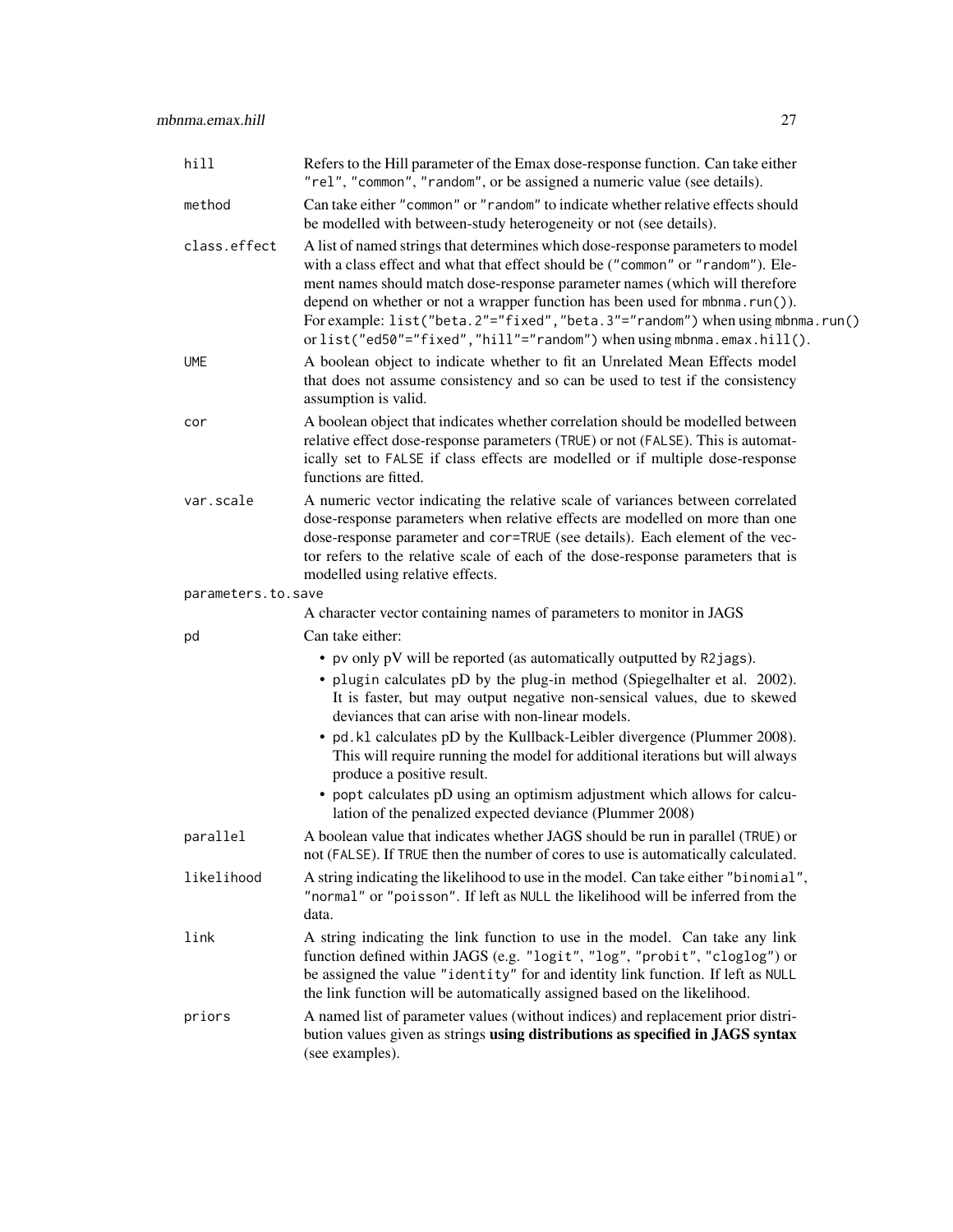| | |
|---|---|
| `hill` | Refers to the Hill parameter of the Emax dose-response function. Can take either `"rel"`, `"common"`, `"random"`, or be assigned a numeric value (see details). |
| `method` | Can take either `"common"` or `"random"` to indicate whether relative effects should be modelled with between-study heterogeneity or not (see details). |
| `class.effect` | A list of named strings that determines which dose-response parameters to model with a class effect and what that effect should be (`"common"` or `"random"`). Element names should match dose-response parameter names (which will therefore depend on whether or not a wrapper function has been used for `mbnma.run()`). For example: `list("beta.2"="fixed","beta.3"="random")` when using `mbnma.run()` or `list("ed50"="fixed","hill"="random")` when using `mbnma.emax.hill()`. |
| `UME` | A boolean object to indicate whether to fit an Unrelated Mean Effects model that does not assume consistency and so can be used to test if the consistency assumption is valid. |
| `cor` | A boolean object that indicates whether correlation should be modelled between relative effect dose-response parameters (`TRUE`) or not (`FALSE`). This is automatically set to `FALSE` if class effects are modelled or if multiple dose-response functions are fitted. |
| `var.scale` | A numeric vector indicating the relative scale of variances between correlated dose-response parameters when relative effects are modelled on more than one dose-response parameter and `cor=TRUE` (see details). Each element of the vector refers to the relative scale of each of the dose-response parameters that is modelled using relative effects. |
| `parameters.to.save` | A character vector containing names of parameters to monitor in JAGS |
| `pd` | Can take either:<br>• `pv` only pV will be reported (as automatically outputted by `R2jags`).<br>• `plugin` calculates pD by the plug-in method (Spiegelhalter et al. 2002). It is faster, but may output negative non-sensical values, due to skewed deviances that can arise with non-linear models.<br>• `pd.kl` calculates pD by the Kullback-Leibler divergence (Plummer 2008). This will require running the model for additional iterations but will always produce a positive result.<br>• `popt` calculates pD using an optimism adjustment which allows for calculation of the penalized expected deviance (Plummer 2008) |
| `parallel` | A boolean value that indicates whether JAGS should be run in parallel (`TRUE`) or not (`FALSE`). If `TRUE` then the number of cores to use is automatically calculated. |
| `likelihood` | A string indicating the likelihood to use in the model. Can take either `"binomial"`, `"normal"` or `"poisson"`. If left as `NULL` the likelihood will be inferred from the data. |
| `link` | A string indicating the link function to use in the model. Can take any link function defined within JAGS (e.g. `"logit"`, `"log"`, `"probit"`, `"cloglog"`) or be assigned the value `"identity"` for and identity link function. If left as `NULL` the link function will be automatically assigned based on the likelihood. |
| `priors` | A named list of parameter values (without indices) and replacement prior distribution values given as strings **using distributions as specified in JAGS syntax** (see examples). |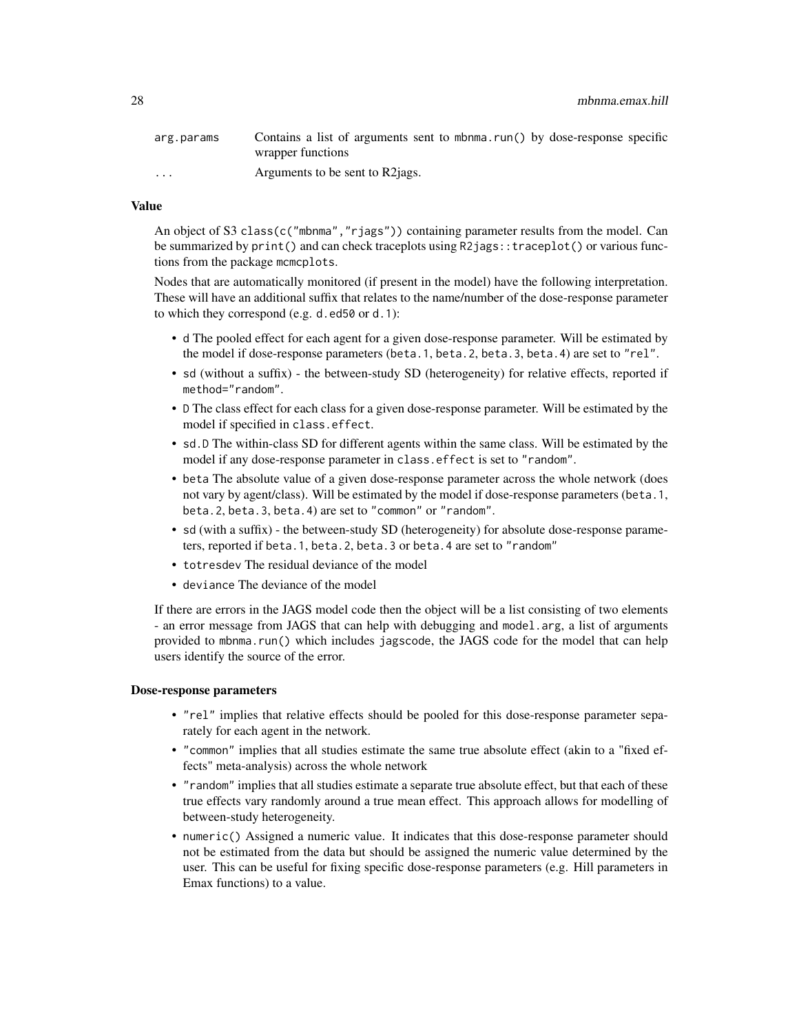| | |
|---|---|
| `arg.params` | Contains a list of arguments sent to `mbnma.run()` by dose-response specific wrapper functions |
| `...` | Arguments to be sent to R2jags. |

### Value

An object of S3 `class(c("mbnma","rjags"))` containing parameter results from the model. Can be summarized by `print()` and can check traceplots using `R2jags::traceplot()` or various functions from the package `mcmcplots`.

Nodes that are automatically monitored (if present in the model) have the following interpretation. These will have an additional suffix that relates to the name/number of the dose-response parameter to which they correspond (e.g. `d.ed50` or `d.1`):

- `d` The pooled effect for each agent for a given dose-response parameter. Will be estimated by the model if dose-response parameters (`beta.1`, `beta.2`, `beta.3`, `beta.4`) are set to `"rel"`.
- `sd` (without a suffix) - the between-study SD (heterogeneity) for relative effects, reported if `method="random"`.
- `D` The class effect for each class for a given dose-response parameter. Will be estimated by the model if specified in `class.effect`.
- `sd.D` The within-class SD for different agents within the same class. Will be estimated by the model if any dose-response parameter in `class.effect` is set to `"random"`.
- `beta` The absolute value of a given dose-response parameter across the whole network (does not vary by agent/class). Will be estimated by the model if dose-response parameters (`beta.1`, `beta.2`, `beta.3`, `beta.4`) are set to `"common"` or `"random"`.
- `sd` (with a suffix) - the between-study SD (heterogeneity) for absolute dose-response parameters, reported if `beta.1`, `beta.2`, `beta.3` or `beta.4` are set to `"random"`
- `totresdev` The residual deviance of the model
- `deviance` The deviance of the model

If there are errors in the JAGS model code then the object will be a list consisting of two elements - an error message from JAGS that can help with debugging and `model.arg`, a list of arguments provided to `mbnma.run()` which includes `jagscode`, the JAGS code for the model that can help users identify the source of the error.

### Dose-response parameters

- `"rel"` implies that relative effects should be pooled for this dose-response parameter separately for each agent in the network.
- `"common"` implies that all studies estimate the same true absolute effect (akin to a "fixed effects" meta-analysis) across the whole network
- `"random"` implies that all studies estimate a separate true absolute effect, but that each of these true effects vary randomly around a true mean effect. This approach allows for modelling of between-study heterogeneity.
- `numeric()` Assigned a numeric value. It indicates that this dose-response parameter should not be estimated from the data but should be assigned the numeric value determined by the user. This can be useful for fixing specific dose-response parameters (e.g. Hill parameters in Emax functions) to a value.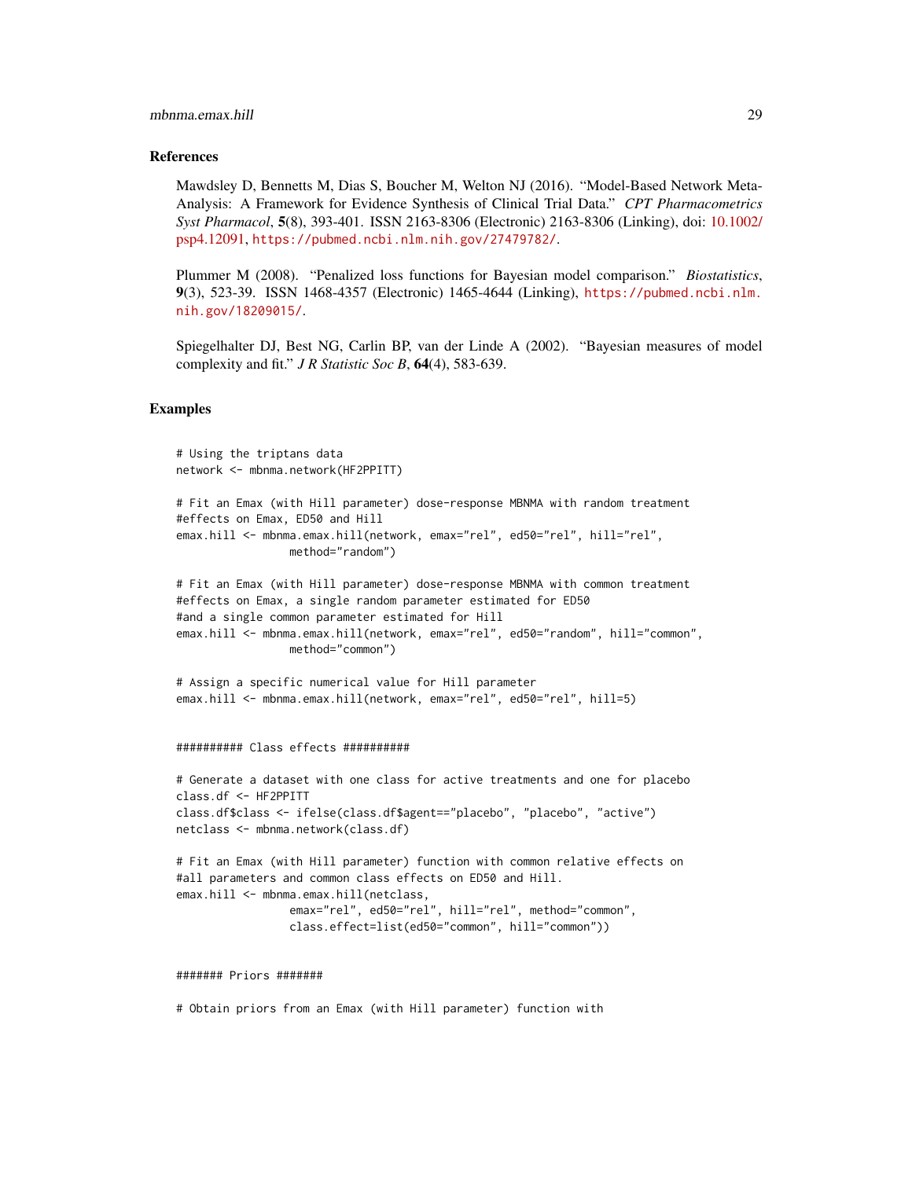### References

Mawdsley D, Bennetts M, Dias S, Boucher M, Welton NJ (2016). "Model-Based Network Meta-Analysis: A Framework for Evidence Synthesis of Clinical Trial Data." *CPT Pharmacometrics Syst Pharmacol*, **5**(8), 393-401. ISSN 2163-8306 (Electronic) 2163-8306 (Linking), doi: 10.1002/psp4.12091, https://pubmed.ncbi.nlm.nih.gov/27479782/.

Plummer M (2008). "Penalized loss functions for Bayesian model comparison." *Biostatistics*, **9**(3), 523-39. ISSN 1468-4357 (Electronic) 1465-4644 (Linking), https://pubmed.ncbi.nlm.nih.gov/18209015/.

Spiegelhalter DJ, Best NG, Carlin BP, van der Linde A (2002). "Bayesian measures of model complexity and fit." *J R Statistic Soc B*, **64**(4), 583-639.

### Examples

```
# Using the triptans data
network <- mbnma.network(HF2PPITT)

# Fit an Emax (with Hill parameter) dose-response MBNMA with random treatment
#effects on Emax, ED50 and Hill
emax.hill <- mbnma.emax.hill(network, emax="rel", ed50="rel", hill="rel",
                 method="random")

# Fit an Emax (with Hill parameter) dose-response MBNMA with common treatment
#effects on Emax, a single random parameter estimated for ED50
#and a single common parameter estimated for Hill
emax.hill <- mbnma.emax.hill(network, emax="rel", ed50="random", hill="common",
                 method="common")

# Assign a specific numerical value for Hill parameter
emax.hill <- mbnma.emax.hill(network, emax="rel", ed50="rel", hill=5)


########## Class effects ##########

# Generate a dataset with one class for active treatments and one for placebo
class.df <- HF2PPITT
class.df$class <- ifelse(class.df$agent=="placebo", "placebo", "active")
netclass <- mbnma.network(class.df)

# Fit an Emax (with Hill parameter) function with common relative effects on
#all parameters and common class effects on ED50 and Hill.
emax.hill <- mbnma.emax.hill(netclass,
                 emax="rel", ed50="rel", hill="rel", method="common",
                 class.effect=list(ed50="common", hill="common"))


####### Priors #######

# Obtain priors from an Emax (with Hill parameter) function with
```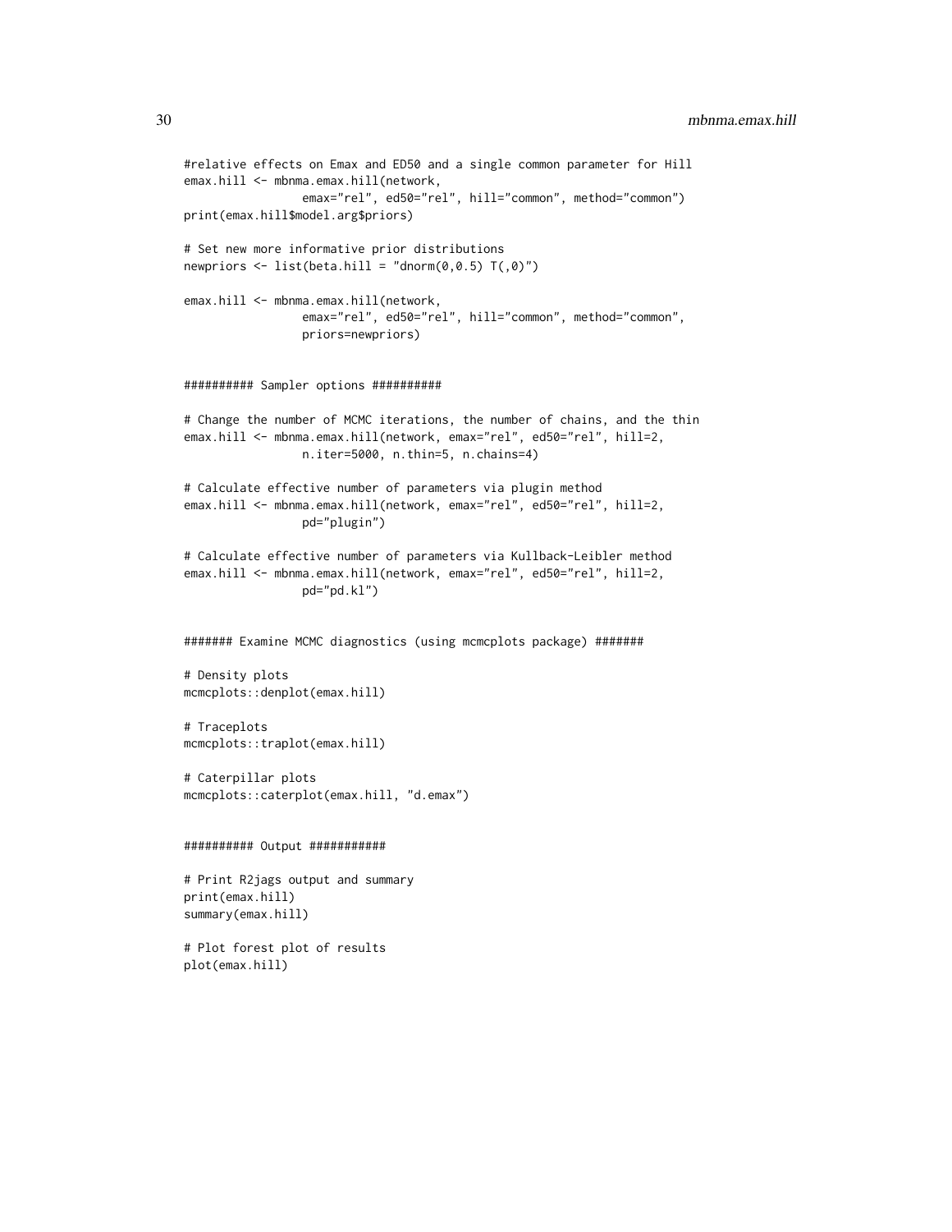```
#relative effects on Emax and ED50 and a single common parameter for Hill
emax.hill <- mbnma.emax.hill(network,
                emax="rel", ed50="rel", hill="common", method="common")
print(emax.hill$model.arg$priors)

# Set new more informative prior distributions
newpriors <- list(beta.hill = "dnorm(0,0.5) T(,0)")

emax.hill <- mbnma.emax.hill(network,
                emax="rel", ed50="rel", hill="common", method="common",
                priors=newpriors)


########## Sampler options ##########

# Change the number of MCMC iterations, the number of chains, and the thin
emax.hill <- mbnma.emax.hill(network, emax="rel", ed50="rel", hill=2,
                n.iter=5000, n.thin=5, n.chains=4)

# Calculate effective number of parameters via plugin method
emax.hill <- mbnma.emax.hill(network, emax="rel", ed50="rel", hill=2,
                pd="plugin")

# Calculate effective number of parameters via Kullback-Leibler method
emax.hill <- mbnma.emax.hill(network, emax="rel", ed50="rel", hill=2,
                pd="pd.kl")


####### Examine MCMC diagnostics (using mcmcplots package) #######

# Density plots
mcmcplots::denplot(emax.hill)

# Traceplots
mcmcplots::traplot(emax.hill)

# Caterpillar plots
mcmcplots::caterplot(emax.hill, "d.emax")


########## Output ###########

# Print R2jags output and summary
print(emax.hill)
summary(emax.hill)

# Plot forest plot of results
plot(emax.hill)
```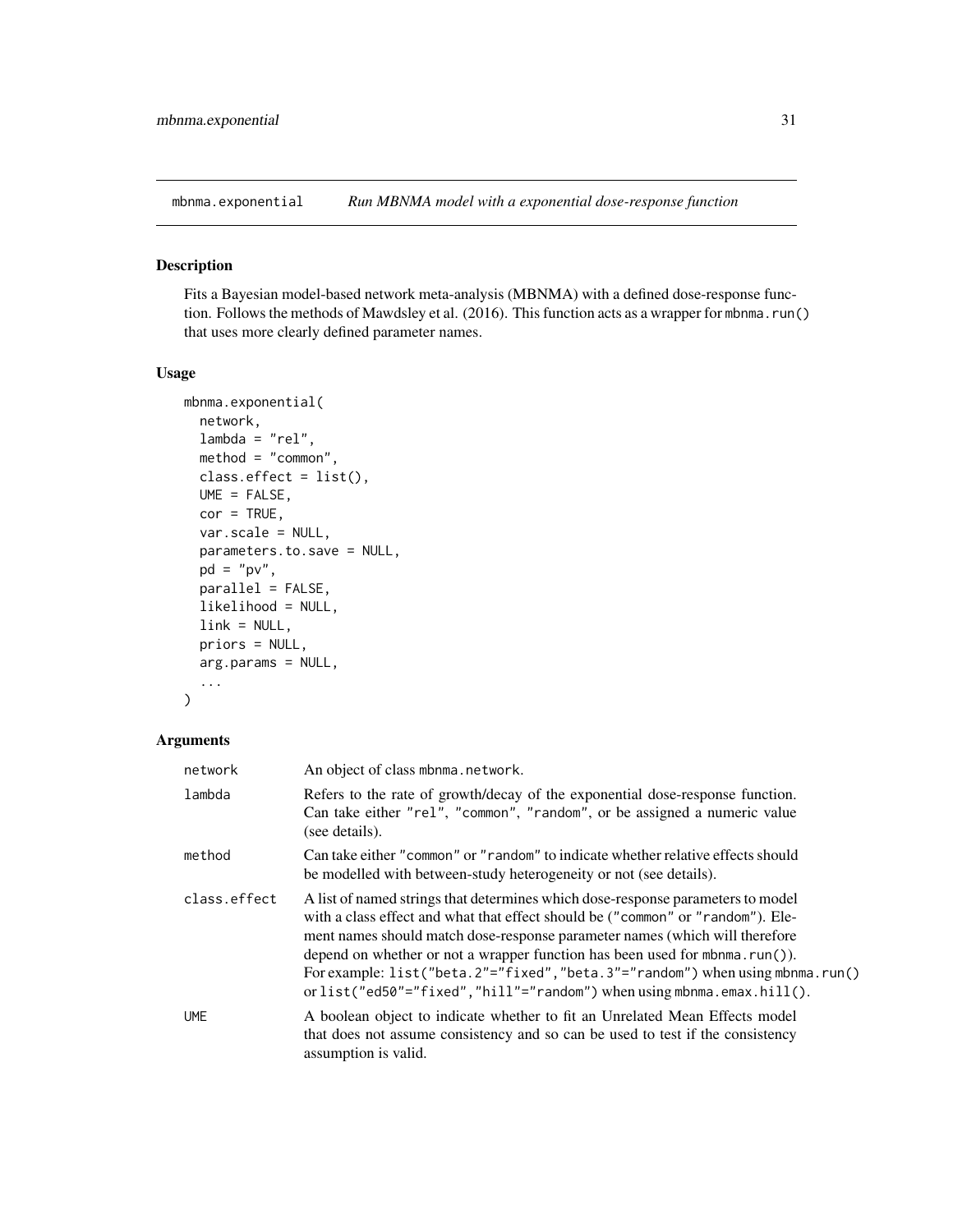## mbnma.exponential *Run MBNMA model with a exponential dose-response function*

### Description

Fits a Bayesian model-based network meta-analysis (MBNMA) with a defined dose-response function. Follows the methods of Mawdsley et al. (2016). This function acts as a wrapper for `mbnma.run()` that uses more clearly defined parameter names.

### Usage

```
mbnma.exponential(
  network,
  lambda = "rel",
  method = "common",
  class.effect = list(),
  UME = FALSE,
  cor = TRUE,
  var.scale = NULL,
  parameters.to.save = NULL,
  pd = "pv",
  parallel = FALSE,
  likelihood = NULL,
  link = NULL,
  priors = NULL,
  arg.params = NULL,
  ...
)
```

### Arguments

| | |
|---|---|
| `network` | An object of class `mbnma.network`. |
| `lambda` | Refers to the rate of growth/decay of the exponential dose-response function. Can take either `"rel"`, `"common"`, `"random"`, or be assigned a numeric value (see details). |
| `method` | Can take either `"common"` or `"random"` to indicate whether relative effects should be modelled with between-study heterogeneity or not (see details). |
| `class.effect` | A list of named strings that determines which dose-response parameters to model with a class effect and what that effect should be (`"common"` or `"random"`). Element names should match dose-response parameter names (which will therefore depend on whether or not a wrapper function has been used for `mbnma.run()`). For example: `list("beta.2"="fixed","beta.3"="random")` when using `mbnma.run()` or `list("ed50"="fixed","hill"="random")` when using `mbnma.emax.hill()`. |
| `UME` | A boolean object to indicate whether to fit an Unrelated Mean Effects model that does not assume consistency and so can be used to test if the consistency assumption is valid. |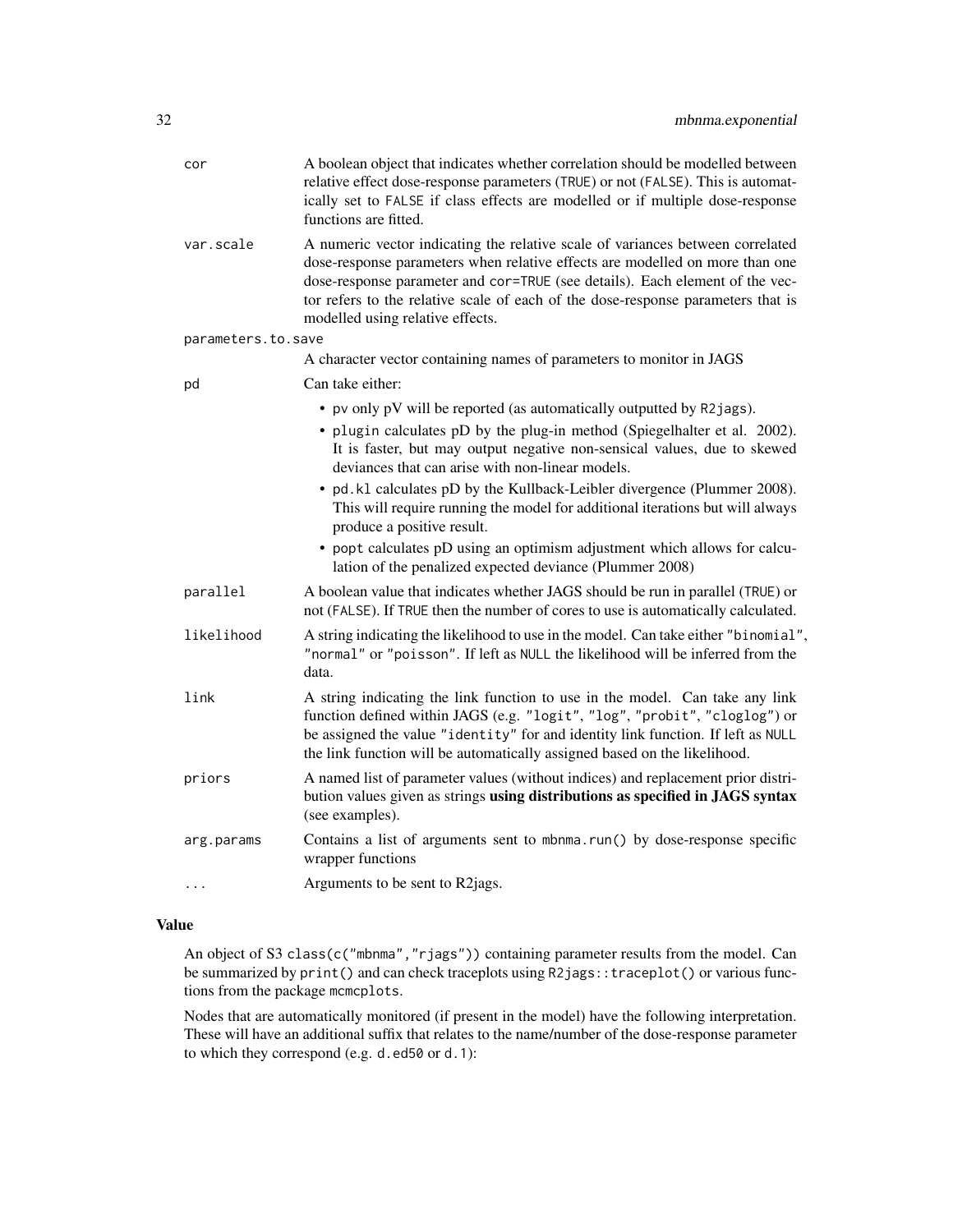| | |
|---|---|
| cor | A boolean object that indicates whether correlation should be modelled between relative effect dose-response parameters (TRUE) or not (FALSE). This is automatically set to FALSE if class effects are modelled or if multiple dose-response functions are fitted. |
| var.scale | A numeric vector indicating the relative scale of variances between correlated dose-response parameters when relative effects are modelled on more than one dose-response parameter and cor=TRUE (see details). Each element of the vector refers to the relative scale of each of the dose-response parameters that is modelled using relative effects. |
| parameters.to.save | A character vector containing names of parameters to monitor in JAGS |
| pd | Can take either:<br>• pv only pV will be reported (as automatically outputted by R2jags).<br>• plugin calculates pD by the plug-in method (Spiegelhalter et al. 2002). It is faster, but may output negative non-sensical values, due to skewed deviances that can arise with non-linear models.<br>• pd.kl calculates pD by the Kullback-Leibler divergence (Plummer 2008). This will require running the model for additional iterations but will always produce a positive result.<br>• popt calculates pD using an optimism adjustment which allows for calculation of the penalized expected deviance (Plummer 2008) |
| parallel | A boolean value that indicates whether JAGS should be run in parallel (TRUE) or not (FALSE). If TRUE then the number of cores to use is automatically calculated. |
| likelihood | A string indicating the likelihood to use in the model. Can take either "binomial", "normal" or "poisson". If left as NULL the likelihood will be inferred from the data. |
| link | A string indicating the link function to use in the model. Can take any link function defined within JAGS (e.g. "logit", "log", "probit", "cloglog") or be assigned the value "identity" for and identity link function. If left as NULL the link function will be automatically assigned based on the likelihood. |
| priors | A named list of parameter values (without indices) and replacement prior distribution values given as strings **using distributions as specified in JAGS syntax** (see examples). |
| arg.params | Contains a list of arguments sent to mbnma.run() by dose-response specific wrapper functions |
| ... | Arguments to be sent to R2jags. |

### Value

An object of S3 class(c("mbnma","rjags")) containing parameter results from the model. Can be summarized by print() and can check traceplots using R2jags::traceplot() or various functions from the package mcmcplots.

Nodes that are automatically monitored (if present in the model) have the following interpretation. These will have an additional suffix that relates to the name/number of the dose-response parameter to which they correspond (e.g. d.ed50 or d.1):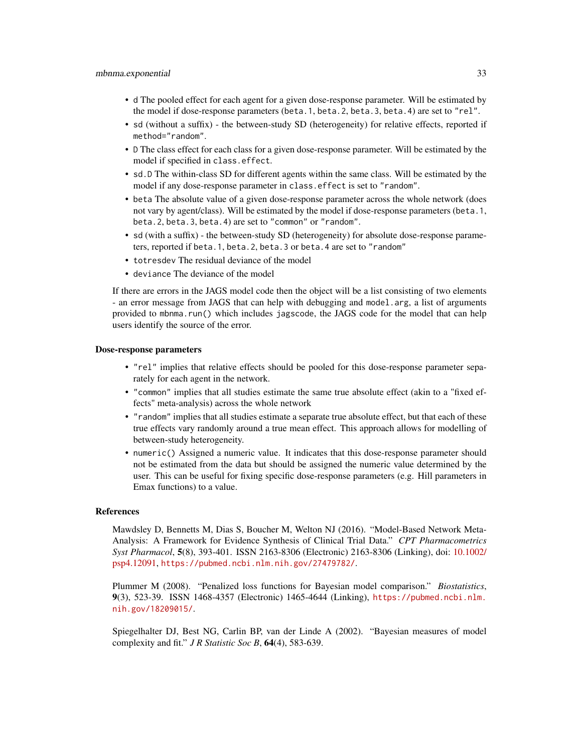- `d` The pooled effect for each agent for a given dose-response parameter. Will be estimated by the model if dose-response parameters (`beta.1`, `beta.2`, `beta.3`, `beta.4`) are set to `"rel"`.
- `sd` (without a suffix) - the between-study SD (heterogeneity) for relative effects, reported if `method="random"`.
- `D` The class effect for each class for a given dose-response parameter. Will be estimated by the model if specified in `class.effect`.
- `sd.D` The within-class SD for different agents within the same class. Will be estimated by the model if any dose-response parameter in `class.effect` is set to `"random"`.
- `beta` The absolute value of a given dose-response parameter across the whole network (does not vary by agent/class). Will be estimated by the model if dose-response parameters (`beta.1`, `beta.2`, `beta.3`, `beta.4`) are set to `"common"` or `"random"`.
- `sd` (with a suffix) - the between-study SD (heterogeneity) for absolute dose-response parameters, reported if `beta.1`, `beta.2`, `beta.3` or `beta.4` are set to `"random"`
- `totresdev` The residual deviance of the model
- `deviance` The deviance of the model

If there are errors in the JAGS model code then the object will be a list consisting of two elements - an error message from JAGS that can help with debugging and `model.arg`, a list of arguments provided to `mbnma.run()` which includes `jagscode`, the JAGS code for the model that can help users identify the source of the error.

### Dose-response parameters

- `"rel"` implies that relative effects should be pooled for this dose-response parameter separately for each agent in the network.
- `"common"` implies that all studies estimate the same true absolute effect (akin to a "fixed effects" meta-analysis) across the whole network
- `"random"` implies that all studies estimate a separate true absolute effect, but that each of these true effects vary randomly around a true mean effect. This approach allows for modelling of between-study heterogeneity.
- `numeric()` Assigned a numeric value. It indicates that this dose-response parameter should not be estimated from the data but should be assigned the numeric value determined by the user. This can be useful for fixing specific dose-response parameters (e.g. Hill parameters in Emax functions) to a value.

### References

Mawdsley D, Bennetts M, Dias S, Boucher M, Welton NJ (2016). "Model-Based Network Meta-Analysis: A Framework for Evidence Synthesis of Clinical Trial Data." *CPT Pharmacometrics Syst Pharmacol*, **5**(8), 393-401. ISSN 2163-8306 (Electronic) 2163-8306 (Linking), doi: 10.1002/psp4.12091, https://pubmed.ncbi.nlm.nih.gov/27479782/.

Plummer M (2008). "Penalized loss functions for Bayesian model comparison." *Biostatistics*, **9**(3), 523-39. ISSN 1468-4357 (Electronic) 1465-4644 (Linking), https://pubmed.ncbi.nlm.nih.gov/18209015/.

Spiegelhalter DJ, Best NG, Carlin BP, van der Linde A (2002). "Bayesian measures of model complexity and fit." *J R Statistic Soc B*, **64**(4), 583-639.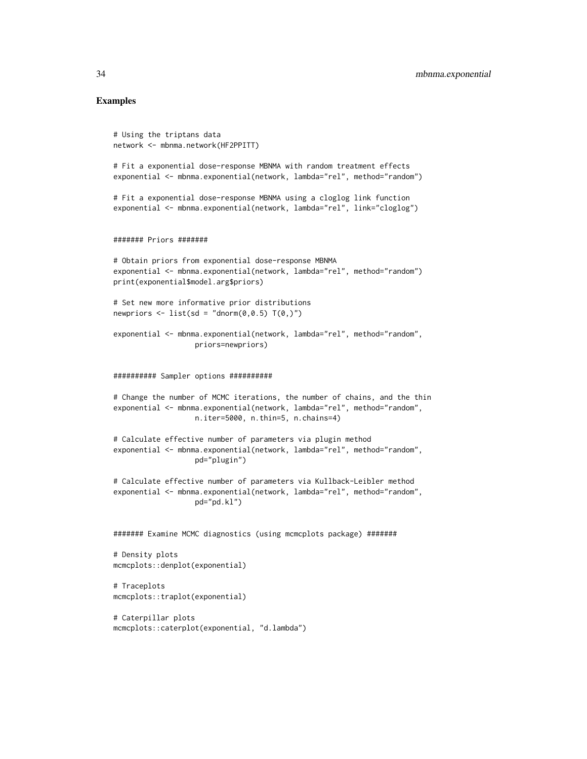## Examples

```
# Using the triptans data
network <- mbnma.network(HF2PPITT)

# Fit a exponential dose-response MBNMA with random treatment effects
exponential <- mbnma.exponential(network, lambda="rel", method="random")

# Fit a exponential dose-response MBNMA using a cloglog link function
exponential <- mbnma.exponential(network, lambda="rel", link="cloglog")


####### Priors #######

# Obtain priors from exponential dose-response MBNMA
exponential <- mbnma.exponential(network, lambda="rel", method="random")
print(exponential$model.arg$priors)

# Set new more informative prior distributions
newpriors <- list(sd = "dnorm(0,0.5) T(0,)")

exponential <- mbnma.exponential(network, lambda="rel", method="random",
                  priors=newpriors)


########## Sampler options ##########

# Change the number of MCMC iterations, the number of chains, and the thin
exponential <- mbnma.exponential(network, lambda="rel", method="random",
                  n.iter=5000, n.thin=5, n.chains=4)

# Calculate effective number of parameters via plugin method
exponential <- mbnma.exponential(network, lambda="rel", method="random",
                  pd="plugin")

# Calculate effective number of parameters via Kullback-Leibler method
exponential <- mbnma.exponential(network, lambda="rel", method="random",
                  pd="pd.kl")


####### Examine MCMC diagnostics (using mcmcplots package) #######

# Density plots
mcmcplots::denplot(exponential)

# Traceplots
mcmcplots::traplot(exponential)

# Caterpillar plots
mcmcplots::caterplot(exponential, "d.lambda")
```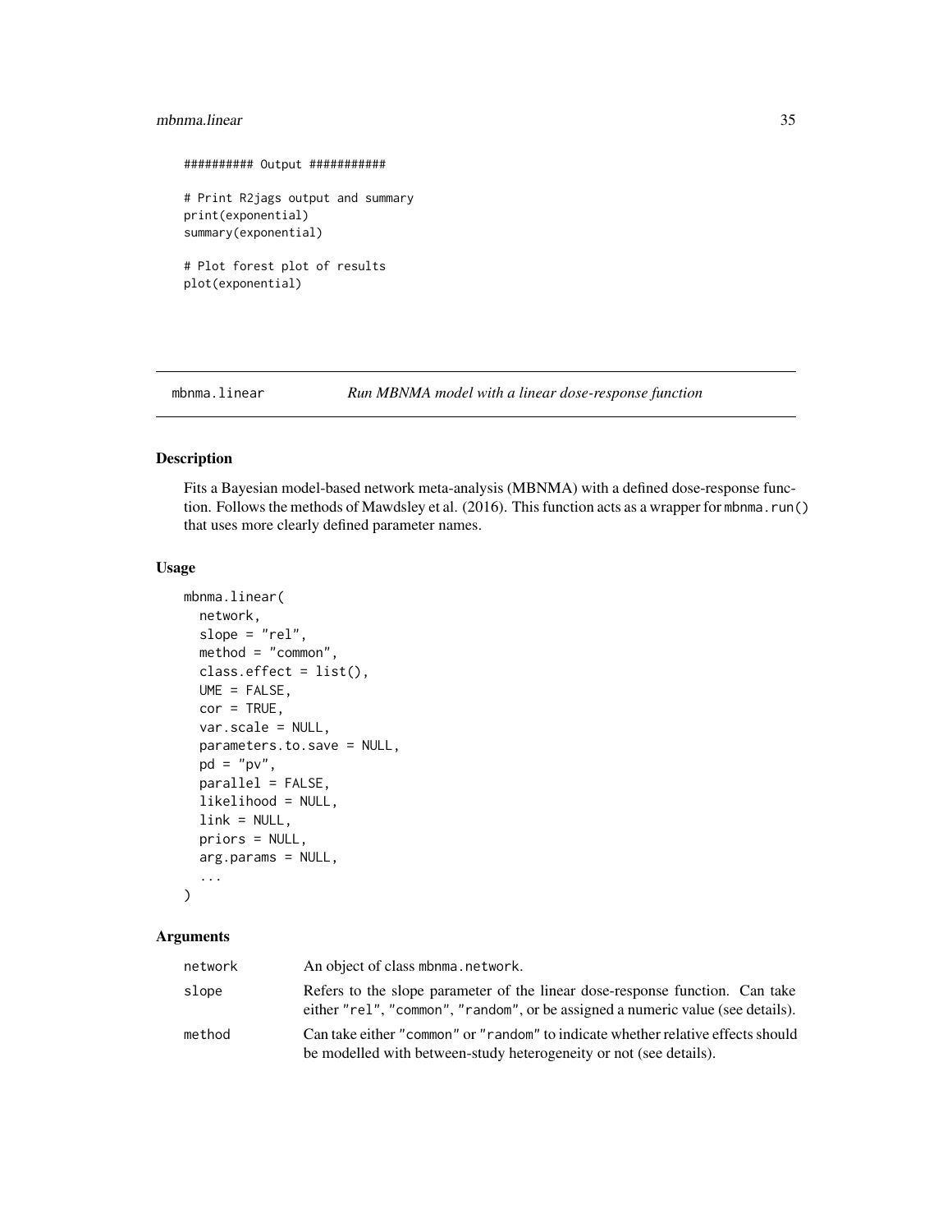```
########## Output ###########

# Print R2jags output and summary
print(exponential)
summary(exponential)

# Plot forest plot of results
plot(exponential)
```

## mbnma.linear — *Run MBNMA model with a linear dose-response function*

### Description

Fits a Bayesian model-based network meta-analysis (MBNMA) with a defined dose-response function. Follows the methods of Mawdsley et al. (2016). This function acts as a wrapper for `mbnma.run()` that uses more clearly defined parameter names.

### Usage

```
mbnma.linear(
  network,
  slope = "rel",
  method = "common",
  class.effect = list(),
  UME = FALSE,
  cor = TRUE,
  var.scale = NULL,
  parameters.to.save = NULL,
  pd = "pv",
  parallel = FALSE,
  likelihood = NULL,
  link = NULL,
  priors = NULL,
  arg.params = NULL,
  ...
)
```

### Arguments

| Argument | Description |
|---|---|
| network | An object of class `mbnma.network`. |
| slope | Refers to the slope parameter of the linear dose-response function. Can take either `"rel"`, `"common"`, `"random"`, or be assigned a numeric value (see details). |
| method | Can take either `"common"` or `"random"` to indicate whether relative effects should be modelled with between-study heterogeneity or not (see details). |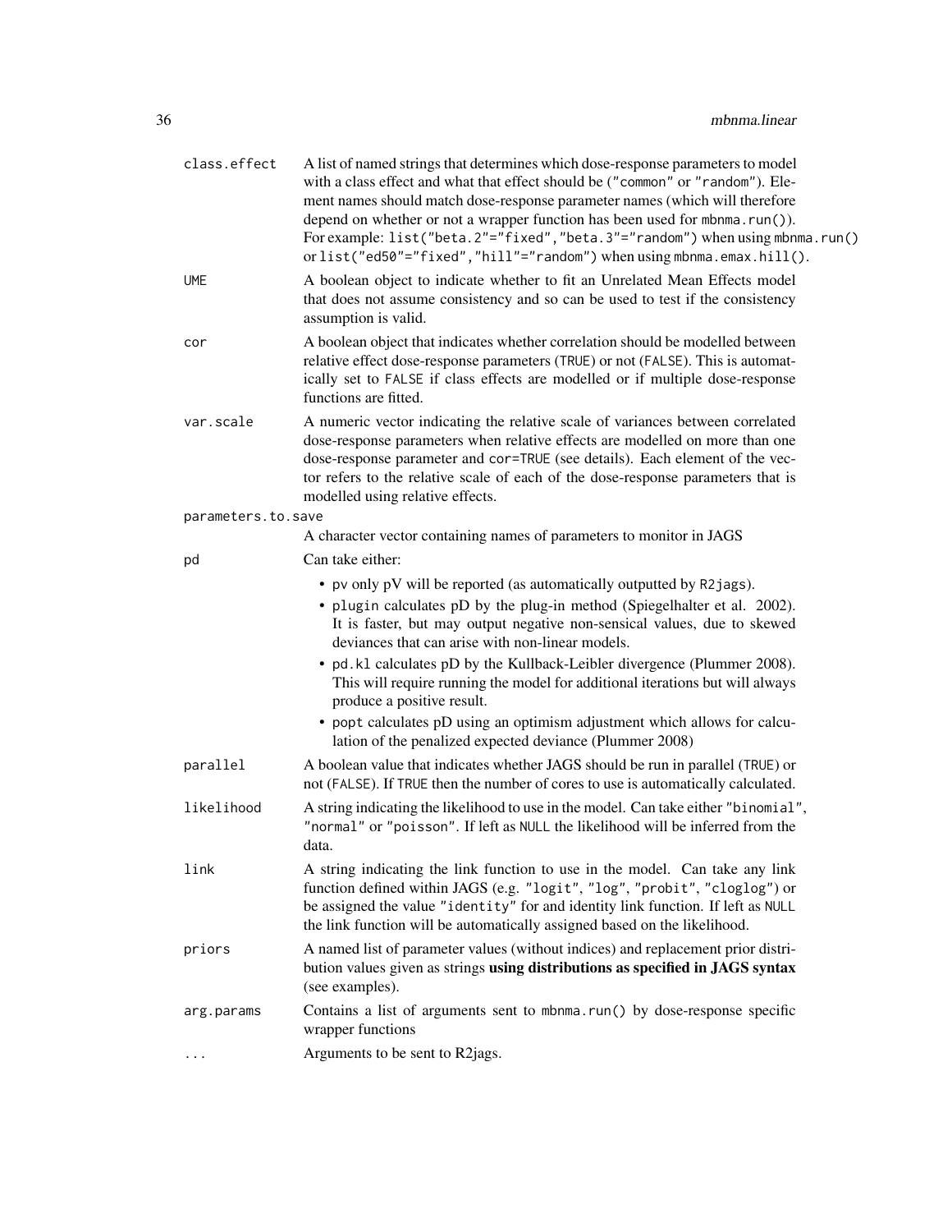| | |
|---|---|
| `class.effect` | A list of named strings that determines which dose-response parameters to model with a class effect and what that effect should be (`"common"` or `"random"`). Element names should match dose-response parameter names (which will therefore depend on whether or not a wrapper function has been used for `mbnma.run()`). For example: `list("beta.2"="fixed","beta.3"="random")` when using `mbnma.run()` or `list("ed50"="fixed","hill"="random")` when using `mbnma.emax.hill()`. |
| `UME` | A boolean object to indicate whether to fit an Unrelated Mean Effects model that does not assume consistency and so can be used to test if the consistency assumption is valid. |
| `cor` | A boolean object that indicates whether correlation should be modelled between relative effect dose-response parameters (`TRUE`) or not (`FALSE`). This is automatically set to `FALSE` if class effects are modelled or if multiple dose-response functions are fitted. |
| `var.scale` | A numeric vector indicating the relative scale of variances between correlated dose-response parameters when relative effects are modelled on more than one dose-response parameter and `cor=TRUE` (see details). Each element of the vector refers to the relative scale of each of the dose-response parameters that is modelled using relative effects. |
| `parameters.to.save` | A character vector containing names of parameters to monitor in JAGS |
| `pd` | Can take either:<br>• `pv` only pV will be reported (as automatically outputted by `R2jags`).<br>• `plugin` calculates pD by the plug-in method (Spiegelhalter et al. 2002). It is faster, but may output negative non-sensical values, due to skewed deviances that can arise with non-linear models.<br>• `pd.kl` calculates pD by the Kullback-Leibler divergence (Plummer 2008). This will require running the model for additional iterations but will always produce a positive result.<br>• `popt` calculates pD using an optimism adjustment which allows for calculation of the penalized expected deviance (Plummer 2008) |
| `parallel` | A boolean value that indicates whether JAGS should be run in parallel (`TRUE`) or not (`FALSE`). If `TRUE` then the number of cores to use is automatically calculated. |
| `likelihood` | A string indicating the likelihood to use in the model. Can take either `"binomial"`, `"normal"` or `"poisson"`. If left as `NULL` the likelihood will be inferred from the data. |
| `link` | A string indicating the link function to use in the model. Can take any link function defined within JAGS (e.g. `"logit"`, `"log"`, `"probit"`, `"cloglog"`) or be assigned the value `"identity"` for and identity link function. If left as `NULL` the link function will be automatically assigned based on the likelihood. |
| `priors` | A named list of parameter values (without indices) and replacement prior distribution values given as strings **using distributions as specified in JAGS syntax** (see examples). |
| `arg.params` | Contains a list of arguments sent to `mbnma.run()` by dose-response specific wrapper functions |
| `...` | Arguments to be sent to R2jags. |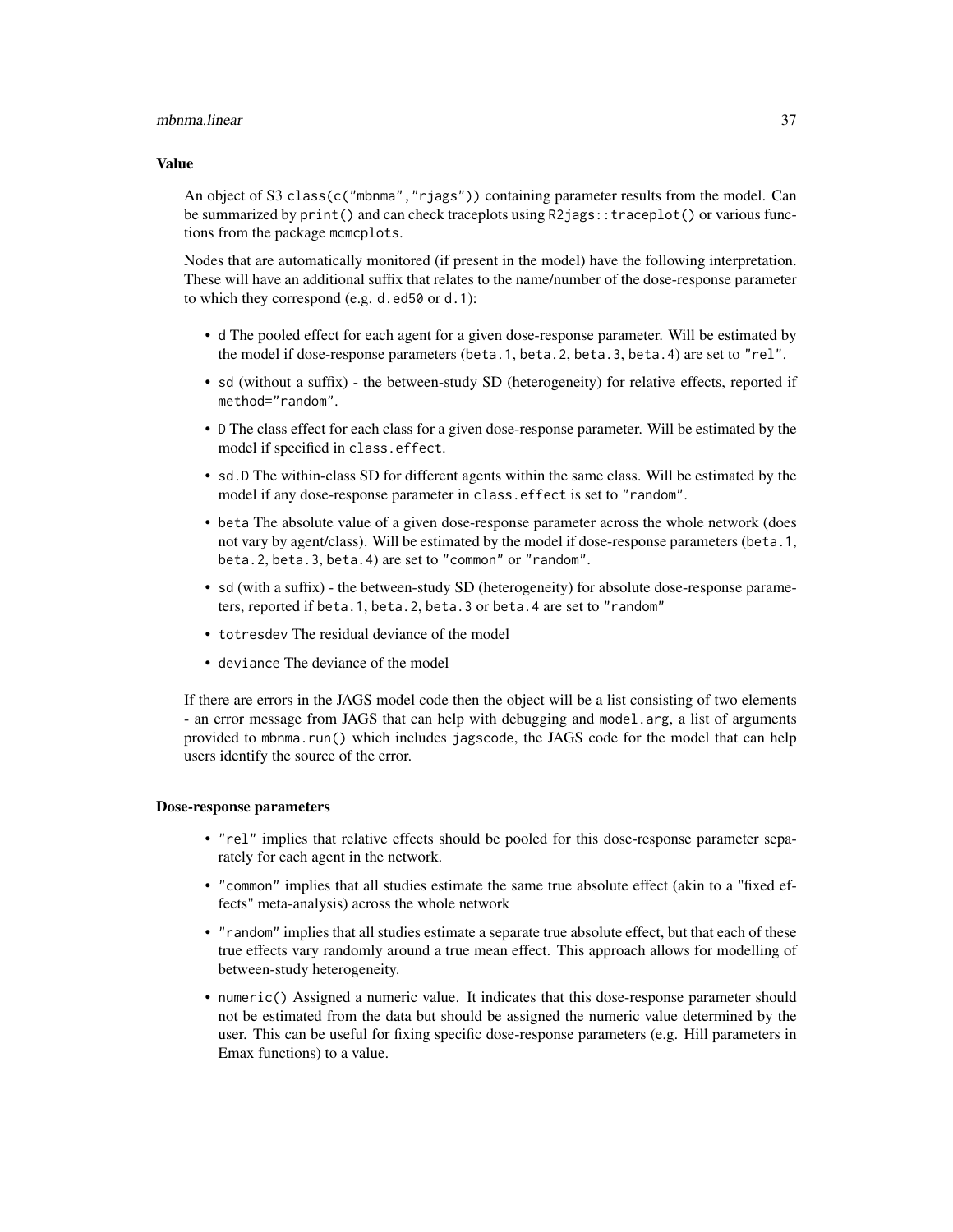### Value

An object of S3 `class(c("mbnma","rjags"))` containing parameter results from the model. Can be summarized by `print()` and can check traceplots using `R2jags::traceplot()` or various functions from the package `mcmcplots`.

Nodes that are automatically monitored (if present in the model) have the following interpretation. These will have an additional suffix that relates to the name/number of the dose-response parameter to which they correspond (e.g. `d.ed50` or `d.1`):

- `d` The pooled effect for each agent for a given dose-response parameter. Will be estimated by the model if dose-response parameters (`beta.1`, `beta.2`, `beta.3`, `beta.4`) are set to `"rel"`.
- `sd` (without a suffix) - the between-study SD (heterogeneity) for relative effects, reported if `method="random"`.
- `D` The class effect for each class for a given dose-response parameter. Will be estimated by the model if specified in `class.effect`.
- `sd.D` The within-class SD for different agents within the same class. Will be estimated by the model if any dose-response parameter in `class.effect` is set to `"random"`.
- `beta` The absolute value of a given dose-response parameter across the whole network (does not vary by agent/class). Will be estimated by the model if dose-response parameters (`beta.1`, `beta.2`, `beta.3`, `beta.4`) are set to `"common"` or `"random"`.
- `sd` (with a suffix) - the between-study SD (heterogeneity) for absolute dose-response parameters, reported if `beta.1`, `beta.2`, `beta.3` or `beta.4` are set to `"random"`
- `totresdev` The residual deviance of the model
- `deviance` The deviance of the model

If there are errors in the JAGS model code then the object will be a list consisting of two elements - an error message from JAGS that can help with debugging and `model.arg`, a list of arguments provided to `mbnma.run()` which includes `jagscode`, the JAGS code for the model that can help users identify the source of the error.

### Dose-response parameters

- `"rel"` implies that relative effects should be pooled for this dose-response parameter separately for each agent in the network.
- `"common"` implies that all studies estimate the same true absolute effect (akin to a "fixed effects" meta-analysis) across the whole network
- `"random"` implies that all studies estimate a separate true absolute effect, but that each of these true effects vary randomly around a true mean effect. This approach allows for modelling of between-study heterogeneity.
- `numeric()` Assigned a numeric value. It indicates that this dose-response parameter should not be estimated from the data but should be assigned the numeric value determined by the user. This can be useful for fixing specific dose-response parameters (e.g. Hill parameters in Emax functions) to a value.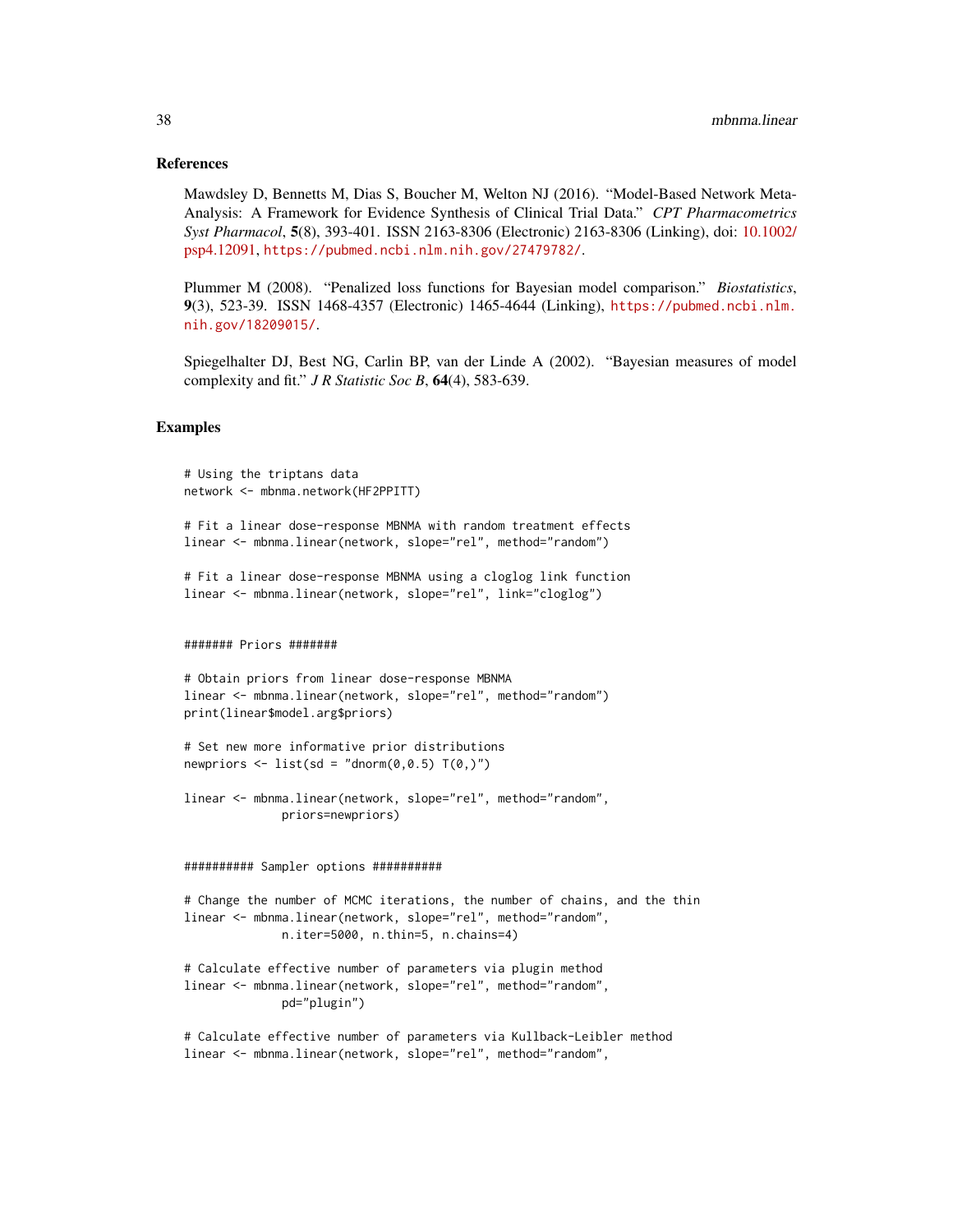## References

Mawdsley D, Bennetts M, Dias S, Boucher M, Welton NJ (2016). "Model-Based Network Meta-Analysis: A Framework for Evidence Synthesis of Clinical Trial Data." *CPT Pharmacometrics Syst Pharmacol*, **5**(8), 393-401. ISSN 2163-8306 (Electronic) 2163-8306 (Linking), doi: 10.1002/psp4.12091, https://pubmed.ncbi.nlm.nih.gov/27479782/.

Plummer M (2008). "Penalized loss functions for Bayesian model comparison." *Biostatistics*, **9**(3), 523-39. ISSN 1468-4357 (Electronic) 1465-4644 (Linking), https://pubmed.ncbi.nlm.nih.gov/18209015/.

Spiegelhalter DJ, Best NG, Carlin BP, van der Linde A (2002). "Bayesian measures of model complexity and fit." *J R Statistic Soc B*, **64**(4), 583-639.

## Examples

```
# Using the triptans data
network <- mbnma.network(HF2PPITT)

# Fit a linear dose-response MBNMA with random treatment effects
linear <- mbnma.linear(network, slope="rel", method="random")

# Fit a linear dose-response MBNMA using a cloglog link function
linear <- mbnma.linear(network, slope="rel", link="cloglog")


####### Priors #######

# Obtain priors from linear dose-response MBNMA
linear <- mbnma.linear(network, slope="rel", method="random")
print(linear$model.arg$priors)

# Set new more informative prior distributions
newpriors <- list(sd = "dnorm(0,0.5) T(0,)")

linear <- mbnma.linear(network, slope="rel", method="random",
              priors=newpriors)


########## Sampler options ##########

# Change the number of MCMC iterations, the number of chains, and the thin
linear <- mbnma.linear(network, slope="rel", method="random",
              n.iter=5000, n.thin=5, n.chains=4)

# Calculate effective number of parameters via plugin method
linear <- mbnma.linear(network, slope="rel", method="random",
              pd="plugin")

# Calculate effective number of parameters via Kullback-Leibler method
linear <- mbnma.linear(network, slope="rel", method="random",
```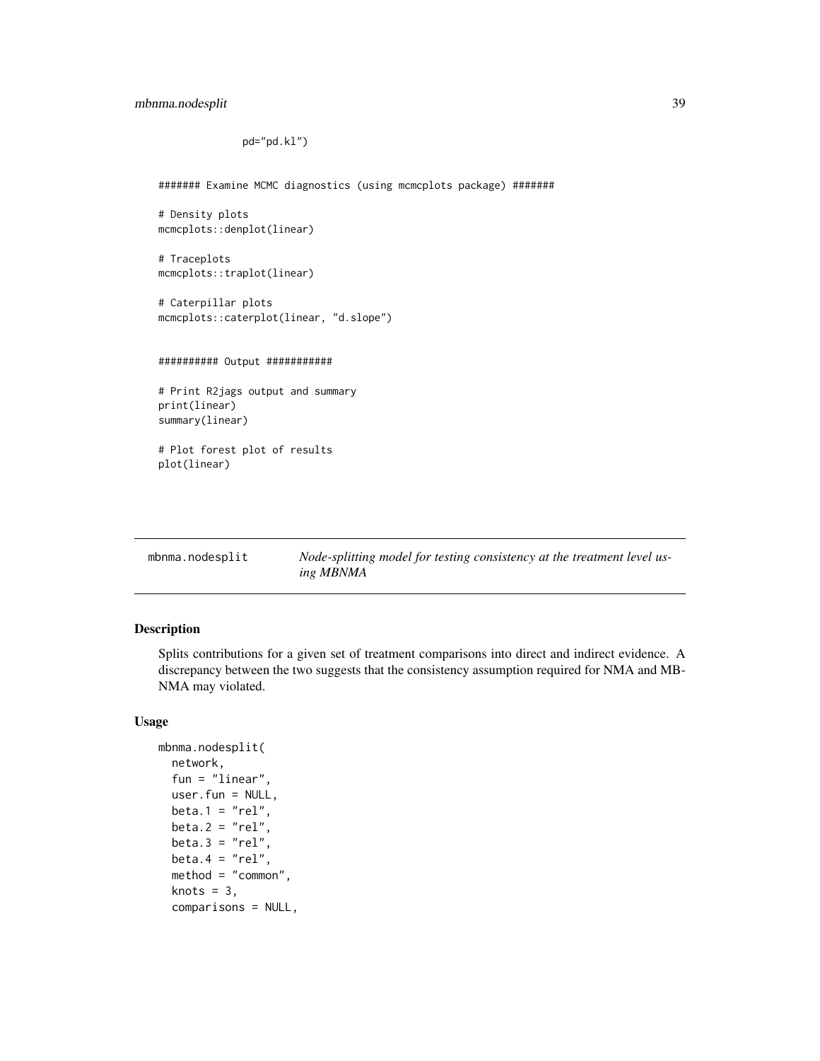```
              pd="pd.kl")

####### Examine MCMC diagnostics (using mcmcplots package) #######

# Density plots
mcmcplots::denplot(linear)

# Traceplots
mcmcplots::traplot(linear)

# Caterpillar plots
mcmcplots::caterplot(linear, "d.slope")


########## Output ###########

# Print R2jags output and summary
print(linear)
summary(linear)

# Plot forest plot of results
plot(linear)
```

---

mbnma.nodesplit *Node-splitting model for testing consistency at the treatment level using MBNMA*

---

## Description

Splits contributions for a given set of treatment comparisons into direct and indirect evidence. A discrepancy between the two suggests that the consistency assumption required for NMA and MBNMA may violated.

## Usage

```
mbnma.nodesplit(
  network,
  fun = "linear",
  user.fun = NULL,
  beta.1 = "rel",
  beta.2 = "rel",
  beta.3 = "rel",
  beta.4 = "rel",
  method = "common",
  knots = 3,
  comparisons = NULL,
```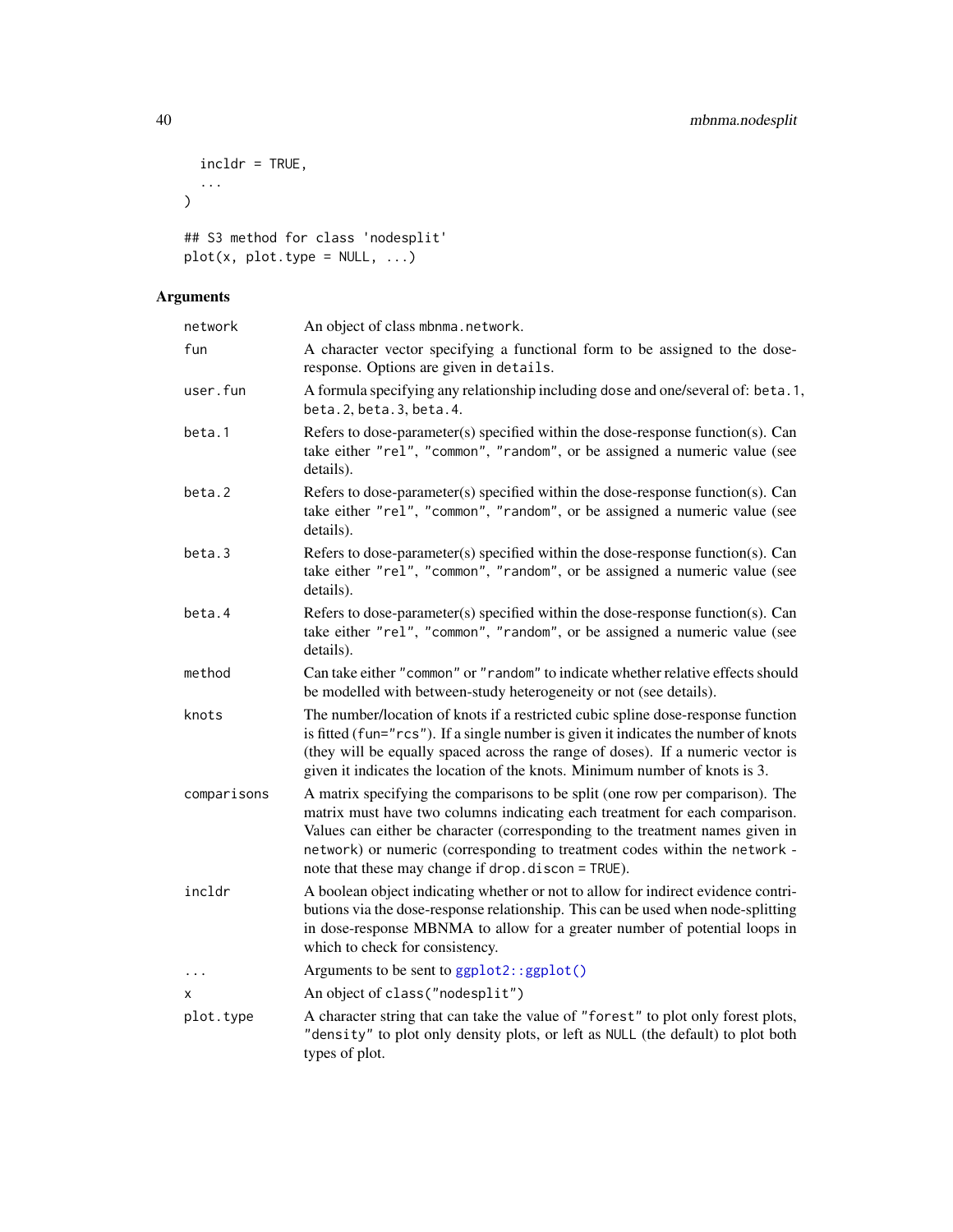```
  incldr = TRUE,
  ...
)

## S3 method for class 'nodesplit'
plot(x, plot.type = NULL, ...)
```

## Arguments

| | |
|---|---|
| network | An object of class mbnma.network. |
| fun | A character vector specifying a functional form to be assigned to the dose-response. Options are given in details. |
| user.fun | A formula specifying any relationship including dose and one/several of: beta.1, beta.2, beta.3, beta.4. |
| beta.1 | Refers to dose-parameter(s) specified within the dose-response function(s). Can take either "rel", "common", "random", or be assigned a numeric value (see details). |
| beta.2 | Refers to dose-parameter(s) specified within the dose-response function(s). Can take either "rel", "common", "random", or be assigned a numeric value (see details). |
| beta.3 | Refers to dose-parameter(s) specified within the dose-response function(s). Can take either "rel", "common", "random", or be assigned a numeric value (see details). |
| beta.4 | Refers to dose-parameter(s) specified within the dose-response function(s). Can take either "rel", "common", "random", or be assigned a numeric value (see details). |
| method | Can take either "common" or "random" to indicate whether relative effects should be modelled with between-study heterogeneity or not (see details). |
| knots | The number/location of knots if a restricted cubic spline dose-response function is fitted (fun="rcs"). If a single number is given it indicates the number of knots (they will be equally spaced across the range of doses). If a numeric vector is given it indicates the location of the knots. Minimum number of knots is 3. |
| comparisons | A matrix specifying the comparisons to be split (one row per comparison). The matrix must have two columns indicating each treatment for each comparison. Values can either be character (corresponding to the treatment names given in network) or numeric (corresponding to treatment codes within the network - note that these may change if drop.discon = TRUE). |
| incldr | A boolean object indicating whether or not to allow for indirect evidence contributions via the dose-response relationship. This can be used when node-splitting in dose-response MBNMA to allow for a greater number of potential loops in which to check for consistency. |
| ... | Arguments to be sent to ggplot2::ggplot() |
| x | An object of class("nodesplit") |
| plot.type | A character string that can take the value of "forest" to plot only forest plots, "density" to plot only density plots, or left as NULL (the default) to plot both types of plot. |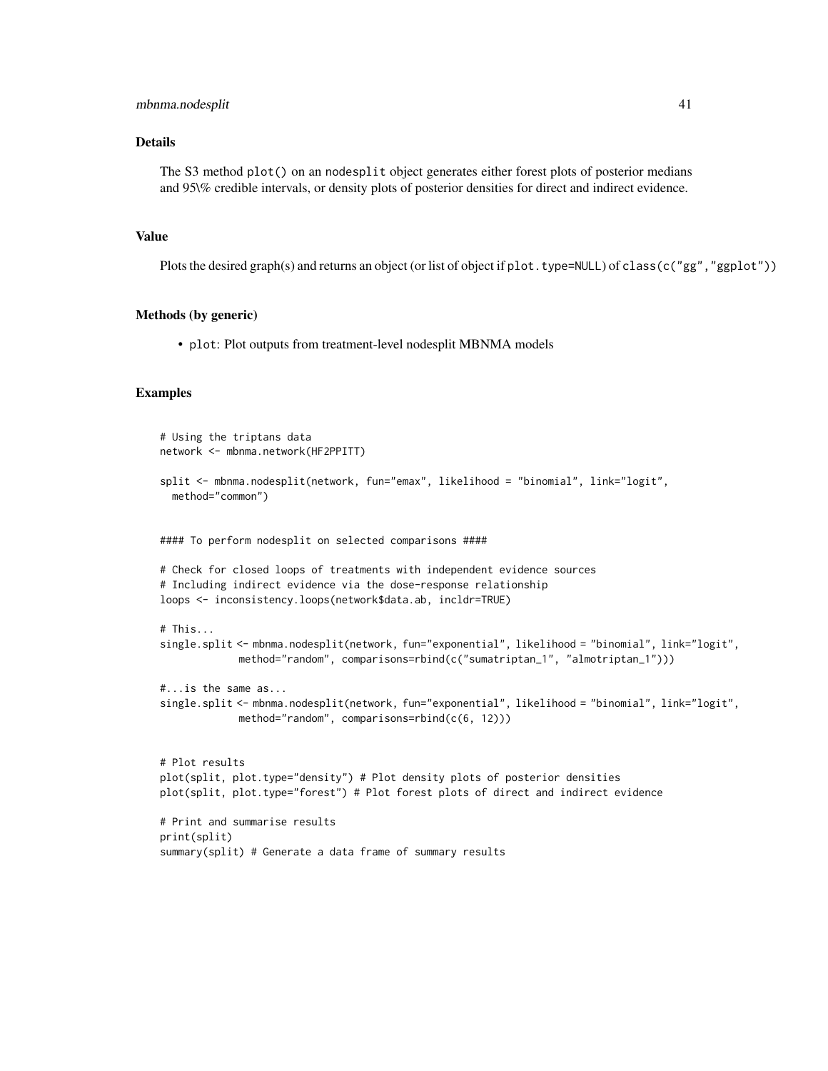## Details

The S3 method `plot()` on an `nodesplit` object generates either forest plots of posterior medians and 95\% credible intervals, or density plots of posterior densities for direct and indirect evidence.

## Value

Plots the desired graph(s) and returns an object (or list of object if `plot.type=NULL`) of `class(c("gg","ggplot"))`

## Methods (by generic)

- `plot`: Plot outputs from treatment-level nodesplit MBNMA models

## Examples

```
# Using the triptans data
network <- mbnma.network(HF2PPITT)

split <- mbnma.nodesplit(network, fun="emax", likelihood = "binomial", link="logit",
  method="common")


#### To perform nodesplit on selected comparisons ####

# Check for closed loops of treatments with independent evidence sources
# Including indirect evidence via the dose-response relationship
loops <- inconsistency.loops(network$data.ab, incldr=TRUE)

# This...
single.split <- mbnma.nodesplit(network, fun="exponential", likelihood = "binomial", link="logit",
             method="random", comparisons=rbind(c("sumatriptan_1", "almotriptan_1")))

#...is the same as...
single.split <- mbnma.nodesplit(network, fun="exponential", likelihood = "binomial", link="logit",
             method="random", comparisons=rbind(c(6, 12)))


# Plot results
plot(split, plot.type="density") # Plot density plots of posterior densities
plot(split, plot.type="forest") # Plot forest plots of direct and indirect evidence

# Print and summarise results
print(split)
summary(split) # Generate a data frame of summary results
```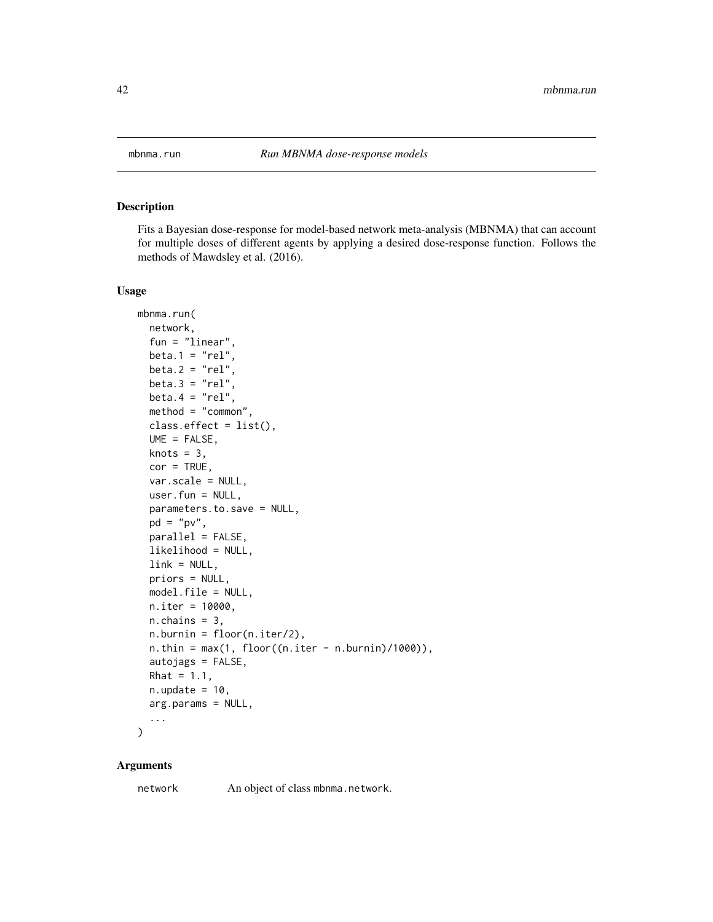## mbnma.run — *Run MBNMA dose-response models*

### Description

Fits a Bayesian dose-response for model-based network meta-analysis (MBNMA) that can account for multiple doses of different agents by applying a desired dose-response function. Follows the methods of Mawdsley et al. (2016).

### Usage

```
mbnma.run(
  network,
  fun = "linear",
  beta.1 = "rel",
  beta.2 = "rel",
  beta.3 = "rel",
  beta.4 = "rel",
  method = "common",
  class.effect = list(),
  UME = FALSE,
  knots = 3,
  cor = TRUE,
  var.scale = NULL,
  user.fun = NULL,
  parameters.to.save = NULL,
  pd = "pv",
  parallel = FALSE,
  likelihood = NULL,
  link = NULL,
  priors = NULL,
  model.file = NULL,
  n.iter = 10000,
  n.chains = 3,
  n.burnin = floor(n.iter/2),
  n.thin = max(1, floor((n.iter - n.burnin)/1000)),
  autojags = FALSE,
  Rhat = 1.1,
  n.update = 10,
  arg.params = NULL,
  ...
)
```

### Arguments

| | |
|---|---|
| network | An object of class mbnma.network. |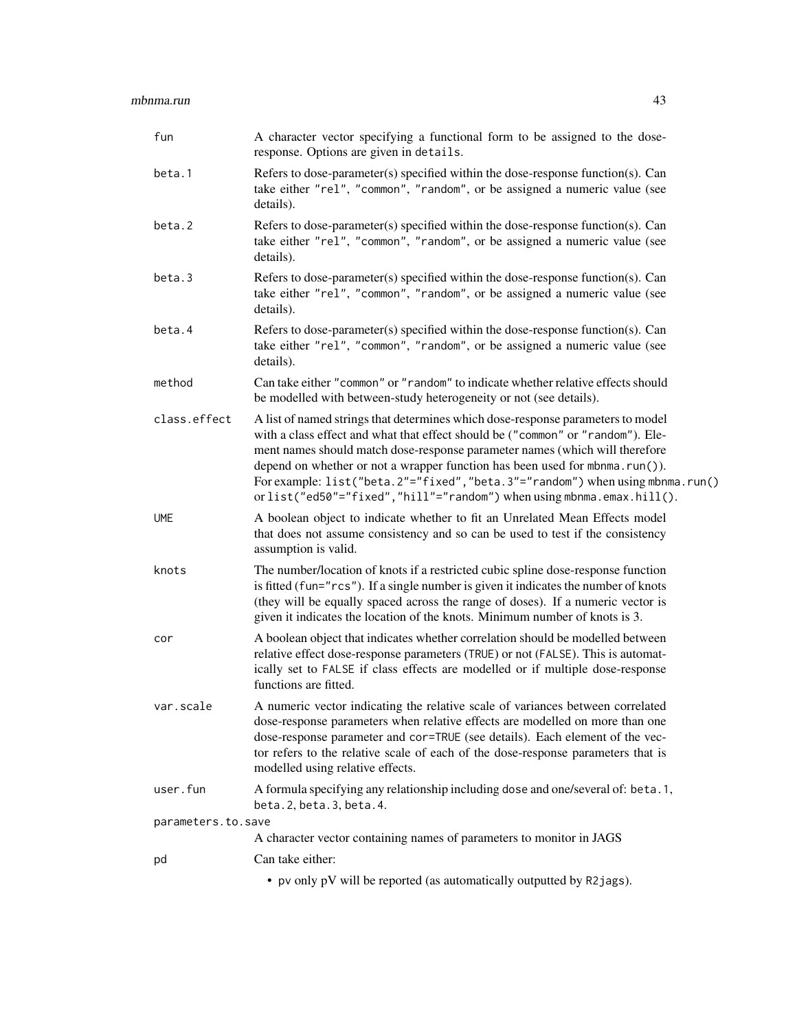| | |
|---|---|
| `fun` | A character vector specifying a functional form to be assigned to the dose-response. Options are given in `details`. |
| `beta.1` | Refers to dose-parameter(s) specified within the dose-response function(s). Can take either `"rel"`, `"common"`, `"random"`, or be assigned a numeric value (see details). |
| `beta.2` | Refers to dose-parameter(s) specified within the dose-response function(s). Can take either `"rel"`, `"common"`, `"random"`, or be assigned a numeric value (see details). |
| `beta.3` | Refers to dose-parameter(s) specified within the dose-response function(s). Can take either `"rel"`, `"common"`, `"random"`, or be assigned a numeric value (see details). |
| `beta.4` | Refers to dose-parameter(s) specified within the dose-response function(s). Can take either `"rel"`, `"common"`, `"random"`, or be assigned a numeric value (see details). |
| `method` | Can take either `"common"` or `"random"` to indicate whether relative effects should be modelled with between-study heterogeneity or not (see details). |
| `class.effect` | A list of named strings that determines which dose-response parameters to model with a class effect and what that effect should be (`"common"` or `"random"`). Element names should match dose-response parameter names (which will therefore depend on whether or not a wrapper function has been used for `mbnma.run()`). For example: `list("beta.2"="fixed","beta.3"="random")` when using `mbnma.run()` or `list("ed50"="fixed","hill"="random")` when using `mbnma.emax.hill()`. |
| `UME` | A boolean object to indicate whether to fit an Unrelated Mean Effects model that does not assume consistency and so can be used to test if the consistency assumption is valid. |
| `knots` | The number/location of knots if a restricted cubic spline dose-response function is fitted (`fun="rcs"`). If a single number is given it indicates the number of knots (they will be equally spaced across the range of doses). If a numeric vector is given it indicates the location of the knots. Minimum number of knots is 3. |
| `cor` | A boolean object that indicates whether correlation should be modelled between relative effect dose-response parameters (`TRUE`) or not (`FALSE`). This is automatically set to `FALSE` if class effects are modelled or if multiple dose-response functions are fitted. |
| `var.scale` | A numeric vector indicating the relative scale of variances between correlated dose-response parameters when relative effects are modelled on more than one dose-response parameter and `cor=TRUE` (see details). Each element of the vector refers to the relative scale of each of the dose-response parameters that is modelled using relative effects. |
| `user.fun` | A formula specifying any relationship including `dose` and one/several of: `beta.1`, `beta.2`, `beta.3`, `beta.4`. |
| `parameters.to.save` | A character vector containing names of parameters to monitor in JAGS |
| `pd` | Can take either:<br>• `pv` only pV will be reported (as automatically outputted by `R2jags`). |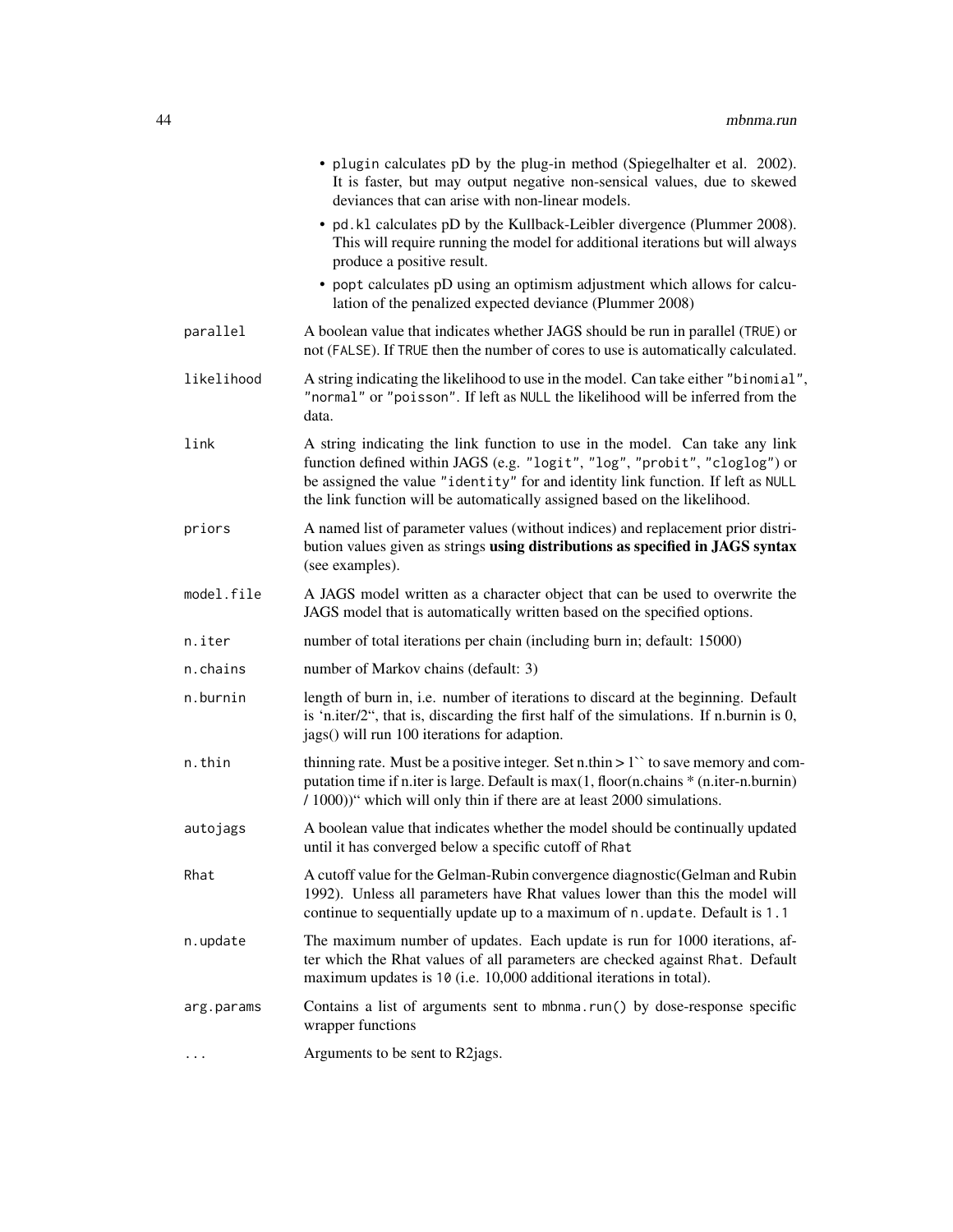- `plugin` calculates pD by the plug-in method (Spiegelhalter et al. 2002). It is faster, but may output negative non-sensical values, due to skewed deviances that can arise with non-linear models.
- `pd.kl` calculates pD by the Kullback-Leibler divergence (Plummer 2008). This will require running the model for additional iterations but will always produce a positive result.
- `popt` calculates pD using an optimism adjustment which allows for calculation of the penalized expected deviance (Plummer 2008)

`parallel` A boolean value that indicates whether JAGS should be run in parallel (`TRUE`) or not (`FALSE`). If `TRUE` then the number of cores to use is automatically calculated.

`likelihood` A string indicating the likelihood to use in the model. Can take either `"binomial"`, `"normal"` or `"poisson"`. If left as `NULL` the likelihood will be inferred from the data.

`link` A string indicating the link function to use in the model. Can take any link function defined within JAGS (e.g. `"logit"`, `"log"`, `"probit"`, `"cloglog"`) or be assigned the value `"identity"` for and identity link function. If left as `NULL` the link function will be automatically assigned based on the likelihood.

`priors` A named list of parameter values (without indices) and replacement prior distribution values given as strings **using distributions as specified in JAGS syntax** (see examples).

`model.file` A JAGS model written as a character object that can be used to overwrite the JAGS model that is automatically written based on the specified options.

`n.iter` number of total iterations per chain (including burn in; default: 15000)

`n.chains` number of Markov chains (default: 3)

`n.burnin` length of burn in, i.e. number of iterations to discard at the beginning. Default is 'n.iter/2", that is, discarding the first half of the simulations. If n.burnin is 0, jags() will run 100 iterations for adaption.

`n.thin` thinning rate. Must be a positive integer. Set n.thin > 1`` to save memory and computation time if n.iter is large. Default is max(1, floor(n.chains * (n.iter-n.burnin) / 1000))" which will only thin if there are at least 2000 simulations.

`autojags` A boolean value that indicates whether the model should be continually updated until it has converged below a specific cutoff of `Rhat`

`Rhat` A cutoff value for the Gelman-Rubin convergence diagnostic(Gelman and Rubin 1992). Unless all parameters have Rhat values lower than this the model will continue to sequentially update up to a maximum of `n.update`. Default is `1.1`

`n.update` The maximum number of updates. Each update is run for 1000 iterations, after which the Rhat values of all parameters are checked against `Rhat`. Default maximum updates is `10` (i.e. 10,000 additional iterations in total).

`arg.params` Contains a list of arguments sent to `mbnma.run()` by dose-response specific wrapper functions

`...` Arguments to be sent to R2jags.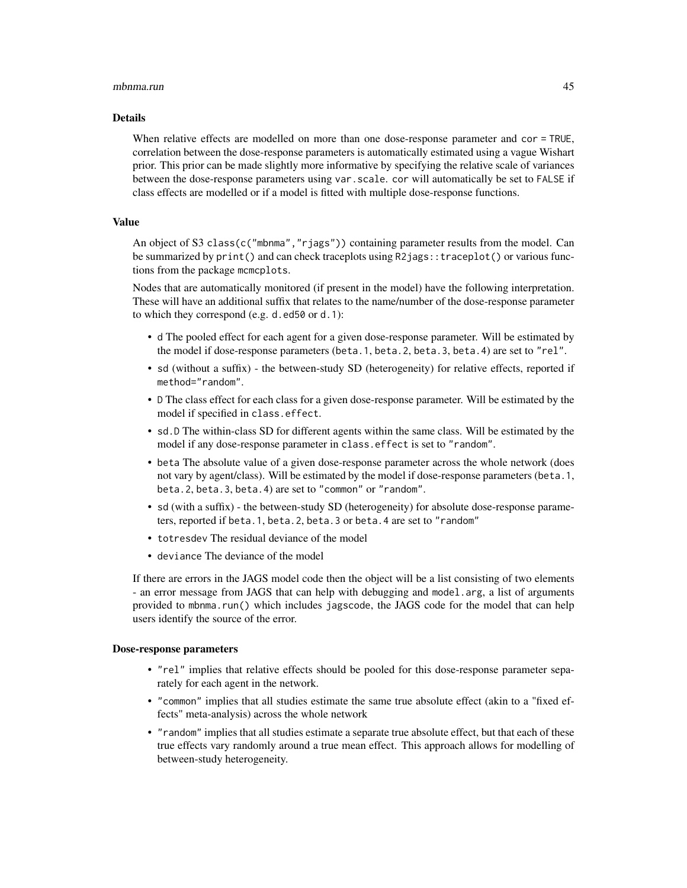### Details

When relative effects are modelled on more than one dose-response parameter and `cor = TRUE`, correlation between the dose-response parameters is automatically estimated using a vague Wishart prior. This prior can be made slightly more informative by specifying the relative scale of variances between the dose-response parameters using `var.scale`. `cor` will automatically be set to `FALSE` if class effects are modelled or if a model is fitted with multiple dose-response functions.

### Value

An object of S3 `class(c("mbnma","rjags"))` containing parameter results from the model. Can be summarized by `print()` and can check traceplots using `R2jags::traceplot()` or various functions from the package `mcmcplots`.

Nodes that are automatically monitored (if present in the model) have the following interpretation. These will have an additional suffix that relates to the name/number of the dose-response parameter to which they correspond (e.g. `d.ed50` or `d.1`):

- `d` The pooled effect for each agent for a given dose-response parameter. Will be estimated by the model if dose-response parameters (`beta.1`, `beta.2`, `beta.3`, `beta.4`) are set to `"rel"`.
- `sd` (without a suffix) - the between-study SD (heterogeneity) for relative effects, reported if `method="random"`.
- `D` The class effect for each class for a given dose-response parameter. Will be estimated by the model if specified in `class.effect`.
- `sd.D` The within-class SD for different agents within the same class. Will be estimated by the model if any dose-response parameter in `class.effect` is set to `"random"`.
- `beta` The absolute value of a given dose-response parameter across the whole network (does not vary by agent/class). Will be estimated by the model if dose-response parameters (`beta.1`, `beta.2`, `beta.3`, `beta.4`) are set to `"common"` or `"random"`.
- `sd` (with a suffix) - the between-study SD (heterogeneity) for absolute dose-response parameters, reported if `beta.1`, `beta.2`, `beta.3` or `beta.4` are set to `"random"`
- `totresdev` The residual deviance of the model
- `deviance` The deviance of the model

If there are errors in the JAGS model code then the object will be a list consisting of two elements - an error message from JAGS that can help with debugging and `model.arg`, a list of arguments provided to `mbnma.run()` which includes `jagscode`, the JAGS code for the model that can help users identify the source of the error.

### Dose-response parameters

- `"rel"` implies that relative effects should be pooled for this dose-response parameter separately for each agent in the network.
- `"common"` implies that all studies estimate the same true absolute effect (akin to a "fixed effects" meta-analysis) across the whole network
- `"random"` implies that all studies estimate a separate true absolute effect, but that each of these true effects vary randomly around a true mean effect. This approach allows for modelling of between-study heterogeneity.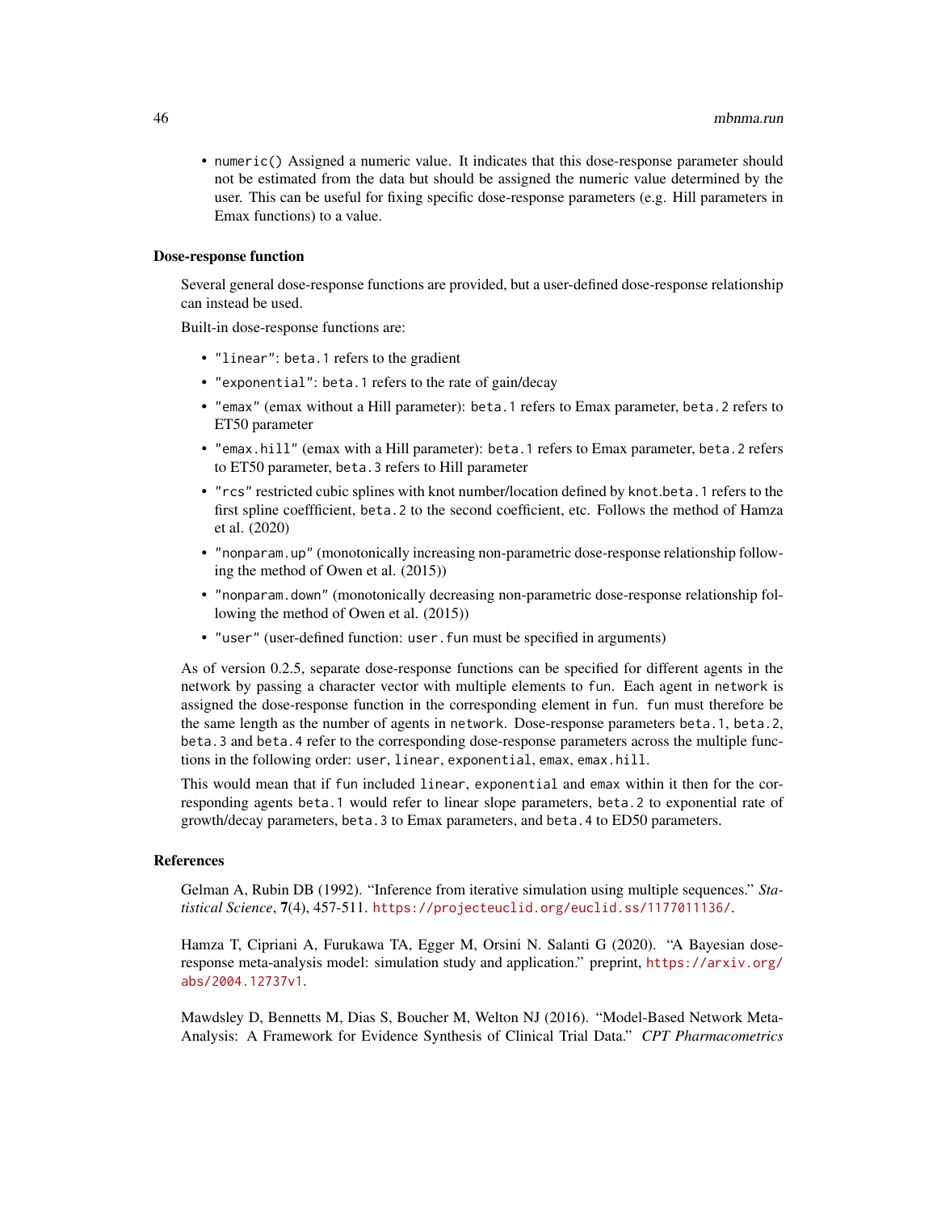- `numeric()` Assigned a numeric value. It indicates that this dose-response parameter should not be estimated from the data but should be assigned the numeric value determined by the user. This can be useful for fixing specific dose-response parameters (e.g. Hill parameters in Emax functions) to a value.

### Dose-response function

Several general dose-response functions are provided, but a user-defined dose-response relationship can instead be used.

Built-in dose-response functions are:

- `"linear"`: `beta.1` refers to the gradient
- `"exponential"`: `beta.1` refers to the rate of gain/decay
- `"emax"` (emax without a Hill parameter): `beta.1` refers to Emax parameter, `beta.2` refers to ET50 parameter
- `"emax.hill"` (emax with a Hill parameter): `beta.1` refers to Emax parameter, `beta.2` refers to ET50 parameter, `beta.3` refers to Hill parameter
- `"rcs"` restricted cubic splines with knot number/location defined by `knot.beta.1` refers to the first spline coeffficient, `beta.2` to the second coefficient, etc. Follows the method of Hamza et al. (2020)
- `"nonparam.up"` (monotonically increasing non-parametric dose-response relationship following the method of Owen et al. (2015))
- `"nonparam.down"` (monotonically decreasing non-parametric dose-response relationship following the method of Owen et al. (2015))
- `"user"` (user-defined function: `user.fun` must be specified in arguments)

As of version 0.2.5, separate dose-response functions can be specified for different agents in the network by passing a character vector with multiple elements to `fun`. Each agent in `network` is assigned the dose-response function in the corresponding element in `fun`. `fun` must therefore be the same length as the number of agents in `network`. Dose-response parameters `beta.1`, `beta.2`, `beta.3` and `beta.4` refer to the corresponding dose-response parameters across the multiple functions in the following order: `user`, `linear`, `exponential`, `emax`, `emax.hill`.

This would mean that if `fun` included `linear`, `exponential` and `emax` within it then for the corresponding agents `beta.1` would refer to linear slope parameters, `beta.2` to exponential rate of growth/decay parameters, `beta.3` to Emax parameters, and `beta.4` to ED50 parameters.

### References

Gelman A, Rubin DB (1992). "Inference from iterative simulation using multiple sequences." *Statistical Science*, **7**(4), 457-511. https://projecteuclid.org/euclid.ss/1177011136/.

Hamza T, Cipriani A, Furukawa TA, Egger M, Orsini N. Salanti G (2020). "A Bayesian dose-response meta-analysis model: simulation study and application." preprint, https://arxiv.org/abs/2004.12737v1.

Mawdsley D, Bennetts M, Dias S, Boucher M, Welton NJ (2016). "Model-Based Network Meta-Analysis: A Framework for Evidence Synthesis of Clinical Trial Data." *CPT Pharmacometrics*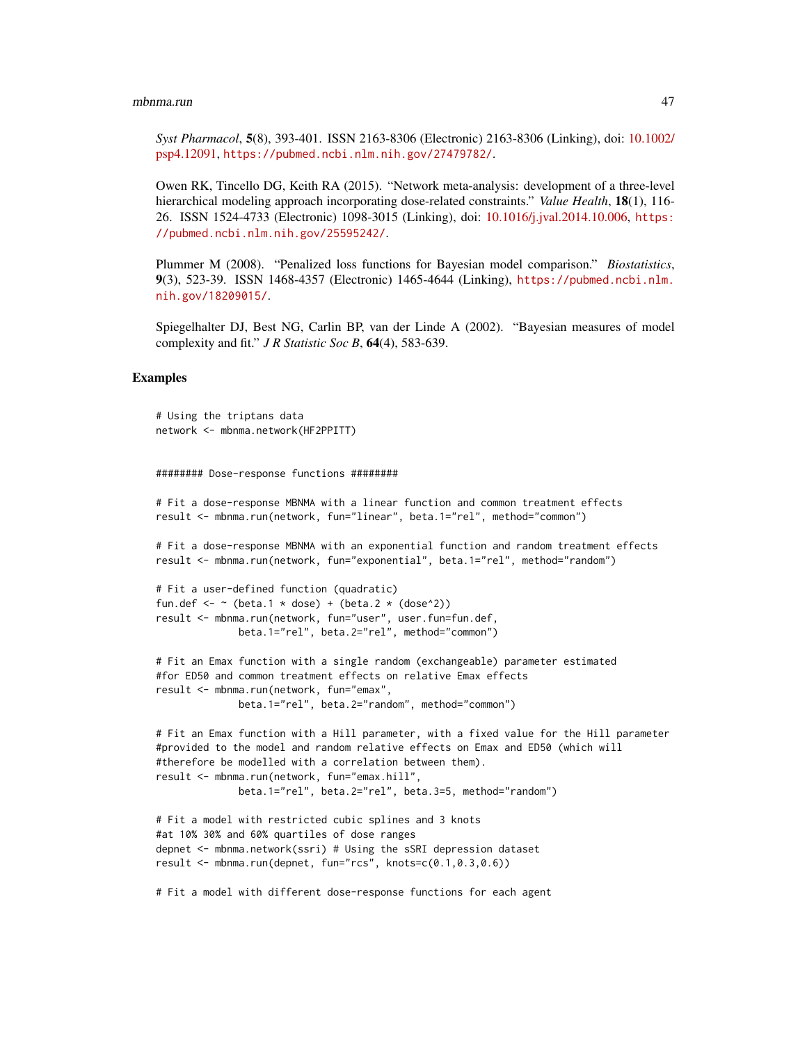*Syst Pharmacol*, **5**(8), 393-401. ISSN 2163-8306 (Electronic) 2163-8306 (Linking), doi: 10.1002/psp4.12091, https://pubmed.ncbi.nlm.nih.gov/27479782/.

Owen RK, Tincello DG, Keith RA (2015). "Network meta-analysis: development of a three-level hierarchical modeling approach incorporating dose-related constraints." *Value Health*, **18**(1), 116-26. ISSN 1524-4733 (Electronic) 1098-3015 (Linking), doi: 10.1016/j.jval.2014.10.006, https://pubmed.ncbi.nlm.nih.gov/25595242/.

Plummer M (2008). "Penalized loss functions for Bayesian model comparison." *Biostatistics*, **9**(3), 523-39. ISSN 1468-4357 (Electronic) 1465-4644 (Linking), https://pubmed.ncbi.nlm.nih.gov/18209015/.

Spiegelhalter DJ, Best NG, Carlin BP, van der Linde A (2002). "Bayesian measures of model complexity and fit." *J R Statistic Soc B*, **64**(4), 583-639.

## Examples

```
# Using the triptans data
network <- mbnma.network(HF2PPITT)


######## Dose-response functions ########

# Fit a dose-response MBNMA with a linear function and common treatment effects
result <- mbnma.run(network, fun="linear", beta.1="rel", method="common")

# Fit a dose-response MBNMA with an exponential function and random treatment effects
result <- mbnma.run(network, fun="exponential", beta.1="rel", method="random")

# Fit a user-defined function (quadratic)
fun.def <- ~ (beta.1 * dose) + (beta.2 * (dose^2))
result <- mbnma.run(network, fun="user", user.fun=fun.def,
              beta.1="rel", beta.2="rel", method="common")

# Fit an Emax function with a single random (exchangeable) parameter estimated
#for ED50 and common treatment effects on relative Emax effects
result <- mbnma.run(network, fun="emax",
              beta.1="rel", beta.2="random", method="common")

# Fit an Emax function with a Hill parameter, with a fixed value for the Hill parameter
#provided to the model and random relative effects on Emax and ED50 (which will
#therefore be modelled with a correlation between them).
result <- mbnma.run(network, fun="emax.hill",
              beta.1="rel", beta.2="rel", beta.3=5, method="random")

# Fit a model with restricted cubic splines and 3 knots
#at 10% 30% and 60% quartiles of dose ranges
depnet <- mbnma.network(ssri) # Using the sSRI depression dataset
result <- mbnma.run(depnet, fun="rcs", knots=c(0.1,0.3,0.6))

# Fit a model with different dose-response functions for each agent
```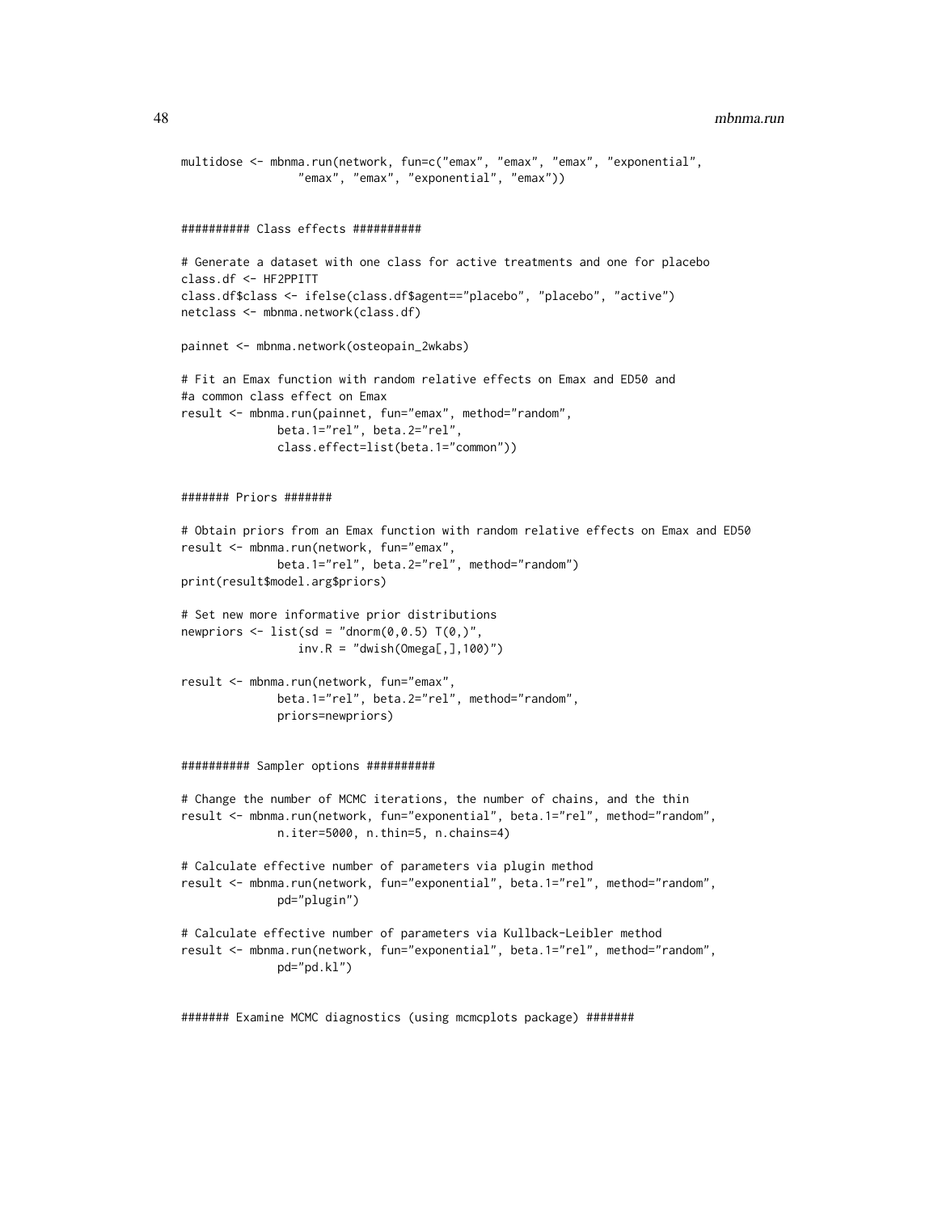```
multidose <- mbnma.run(network, fun=c("emax", "emax", "emax", "exponential",
                "emax", "emax", "exponential", "emax"))


########## Class effects ##########

# Generate a dataset with one class for active treatments and one for placebo
class.df <- HF2PPITT
class.df$class <- ifelse(class.df$agent=="placebo", "placebo", "active")
netclass <- mbnma.network(class.df)

painnet <- mbnma.network(osteopain_2wkabs)

# Fit an Emax function with random relative effects on Emax and ED50 and
#a common class effect on Emax
result <- mbnma.run(painnet, fun="emax", method="random",
             beta.1="rel", beta.2="rel",
             class.effect=list(beta.1="common"))


####### Priors #######

# Obtain priors from an Emax function with random relative effects on Emax and ED50
result <- mbnma.run(network, fun="emax",
             beta.1="rel", beta.2="rel", method="random")
print(result$model.arg$priors)

# Set new more informative prior distributions
newpriors <- list(sd = "dnorm(0,0.5) T(0,)",
                inv.R = "dwish(Omega[,],100)")

result <- mbnma.run(network, fun="emax",
             beta.1="rel", beta.2="rel", method="random",
             priors=newpriors)


########## Sampler options ##########

# Change the number of MCMC iterations, the number of chains, and the thin
result <- mbnma.run(network, fun="exponential", beta.1="rel", method="random",
             n.iter=5000, n.thin=5, n.chains=4)

# Calculate effective number of parameters via plugin method
result <- mbnma.run(network, fun="exponential", beta.1="rel", method="random",
             pd="plugin")

# Calculate effective number of parameters via Kullback-Leibler method
result <- mbnma.run(network, fun="exponential", beta.1="rel", method="random",
             pd="pd.kl")


####### Examine MCMC diagnostics (using mcmcplots package) #######
```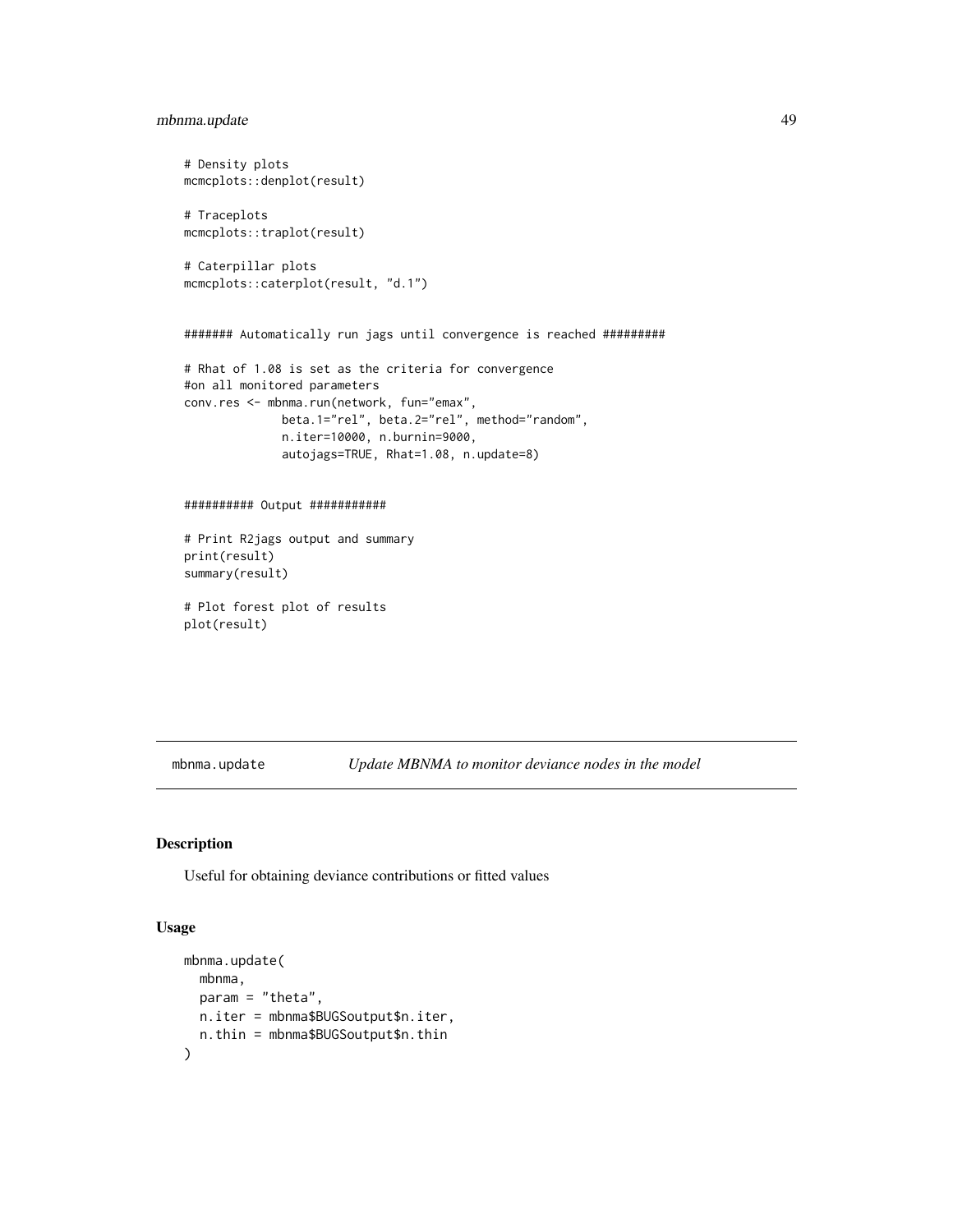```
# Density plots
mcmcplots::denplot(result)

# Traceplots
mcmcplots::traplot(result)

# Caterpillar plots
mcmcplots::caterplot(result, "d.1")


####### Automatically run jags until convergence is reached #########

# Rhat of 1.08 is set as the criteria for convergence
#on all monitored parameters
conv.res <- mbnma.run(network, fun="emax",
              beta.1="rel", beta.2="rel", method="random",
              n.iter=10000, n.burnin=9000,
              autojags=TRUE, Rhat=1.08, n.update=8)


########## Output ###########

# Print R2jags output and summary
print(result)
summary(result)

# Plot forest plot of results
plot(result)
```

## mbnma.update — *Update MBNMA to monitor deviance nodes in the model*

### Description

Useful for obtaining deviance contributions or fitted values

### Usage

```
mbnma.update(
  mbnma,
  param = "theta",
  n.iter = mbnma$BUGSoutput$n.iter,
  n.thin = mbnma$BUGSoutput$n.thin
)
```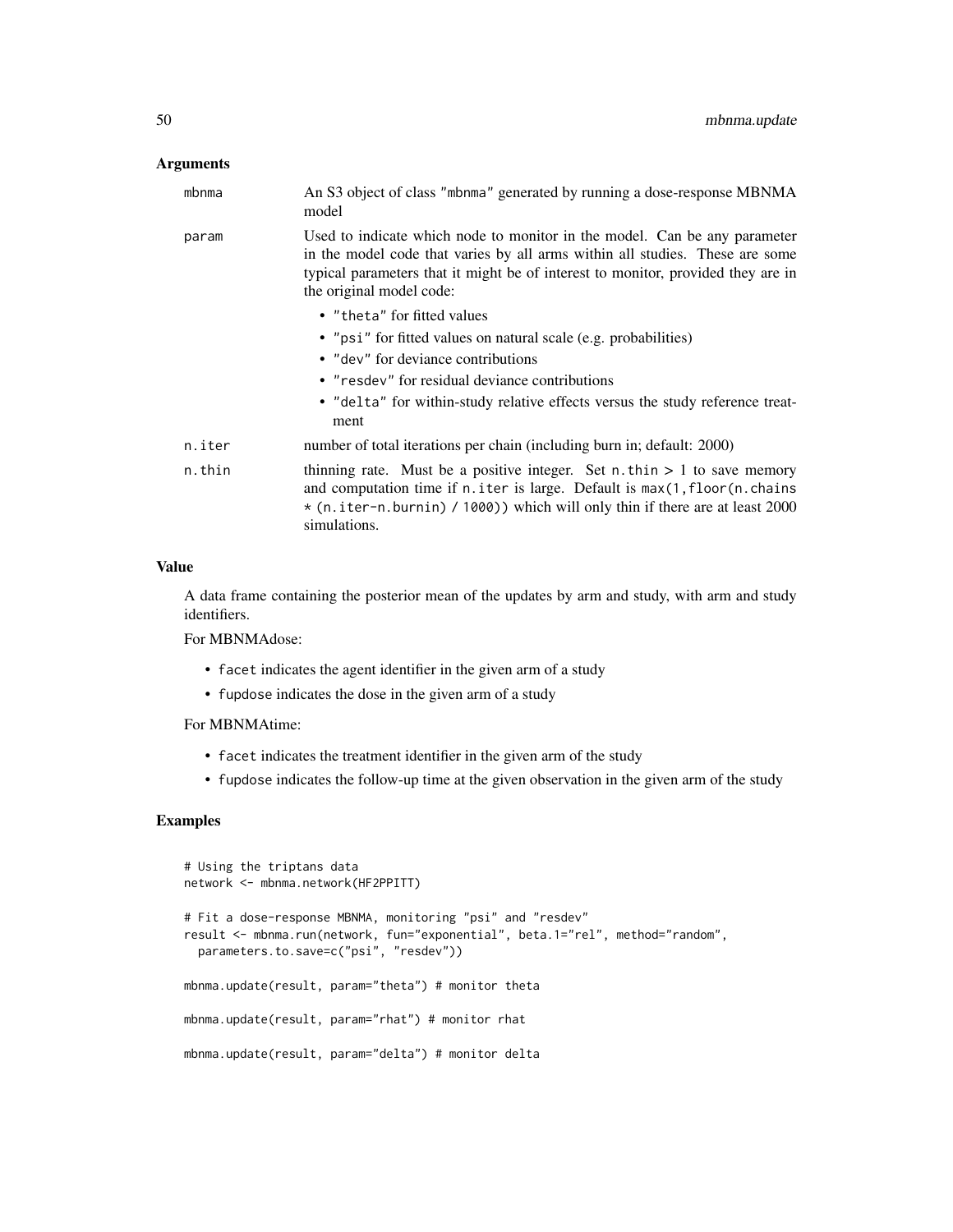### Arguments

| | |
|---|---|
| mbnma | An S3 object of class "mbnma" generated by running a dose-response MBNMA model |
| param | Used to indicate which node to monitor in the model. Can be any parameter in the model code that varies by all arms within all studies. These are some typical parameters that it might be of interest to monitor, provided they are in the original model code: <br> • "theta" for fitted values <br> • "psi" for fitted values on natural scale (e.g. probabilities) <br> • "dev" for deviance contributions <br> • "resdev" for residual deviance contributions <br> • "delta" for within-study relative effects versus the study reference treatment |
| n.iter | number of total iterations per chain (including burn in; default: 2000) |
| n.thin | thinning rate. Must be a positive integer. Set n.thin > 1 to save memory and computation time if n.iter is large. Default is max(1,floor(n.chains * (n.iter-n.burnin) / 1000)) which will only thin if there are at least 2000 simulations. |

### Value

A data frame containing the posterior mean of the updates by arm and study, with arm and study identifiers.

For MBNMAdose:

- facet indicates the agent identifier in the given arm of a study
- fupdose indicates the dose in the given arm of a study

For MBNMAtime:

- facet indicates the treatment identifier in the given arm of the study
- fupdose indicates the follow-up time at the given observation in the given arm of the study

### Examples

```
# Using the triptans data
network <- mbnma.network(HF2PPITT)

# Fit a dose-response MBNMA, monitoring "psi" and "resdev"
result <- mbnma.run(network, fun="exponential", beta.1="rel", method="random",
  parameters.to.save=c("psi", "resdev"))

mbnma.update(result, param="theta") # monitor theta

mbnma.update(result, param="rhat") # monitor rhat

mbnma.update(result, param="delta") # monitor delta
```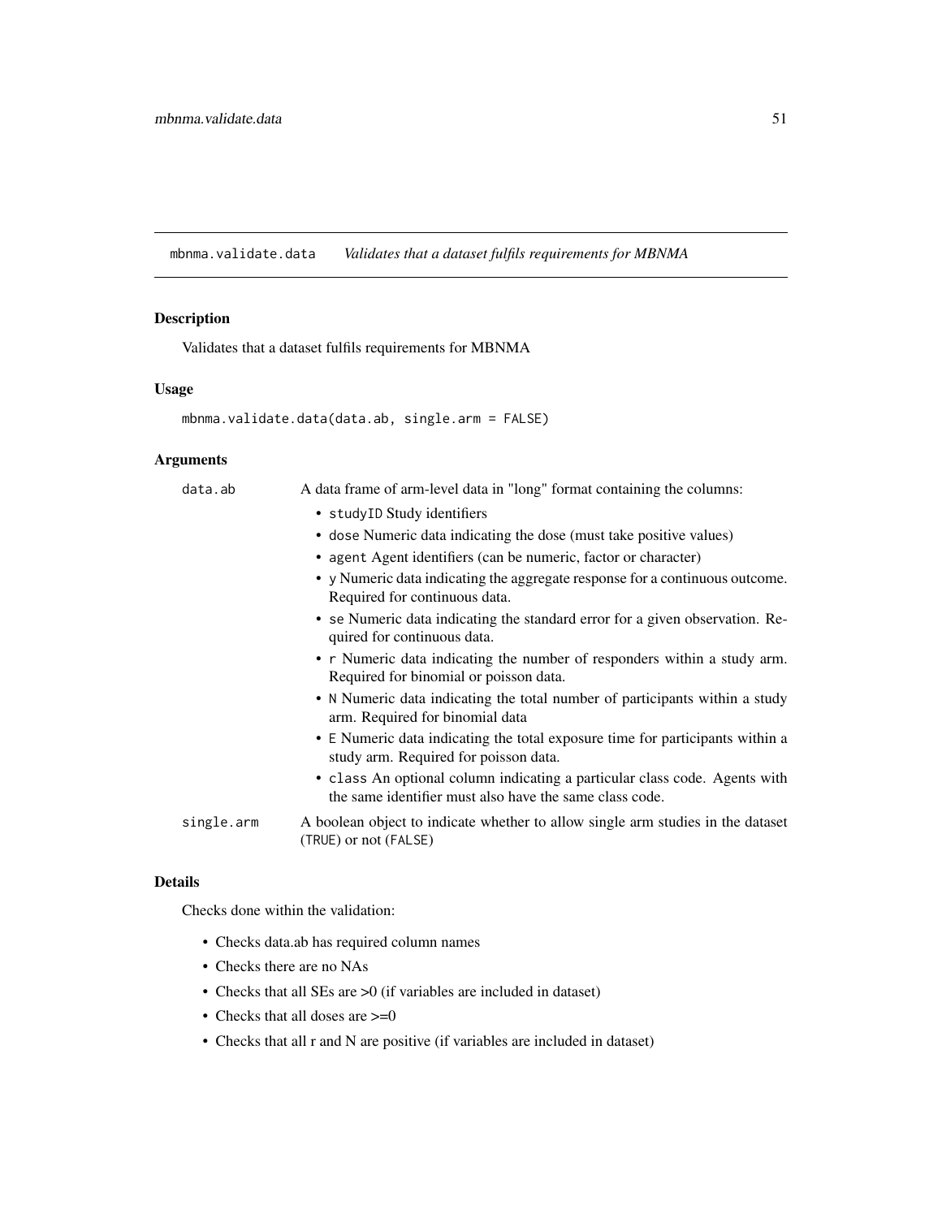## mbnma.validate.data *Validates that a dataset fulfils requirements for MBNMA*

### Description

Validates that a dataset fulfils requirements for MBNMA

### Usage

```
mbnma.validate.data(data.ab, single.arm = FALSE)
```

### Arguments

| | |
|---|---|
| data.ab | A data frame of arm-level data in "long" format containing the columns:<br>• studyID Study identifiers<br>• dose Numeric data indicating the dose (must take positive values)<br>• agent Agent identifiers (can be numeric, factor or character)<br>• y Numeric data indicating the aggregate response for a continuous outcome. Required for continuous data.<br>• se Numeric data indicating the standard error for a given observation. Required for continuous data.<br>• r Numeric data indicating the number of responders within a study arm. Required for binomial or poisson data.<br>• N Numeric data indicating the total number of participants within a study arm. Required for binomial data<br>• E Numeric data indicating the total exposure time for participants within a study arm. Required for poisson data.<br>• class An optional column indicating a particular class code. Agents with the same identifier must also have the same class code. |
| single.arm | A boolean object to indicate whether to allow single arm studies in the dataset (TRUE) or not (FALSE) |

### Details

Checks done within the validation:

- Checks data.ab has required column names
- Checks there are no NAs
- Checks that all SEs are >0 (if variables are included in dataset)
- Checks that all doses are >=0
- Checks that all r and N are positive (if variables are included in dataset)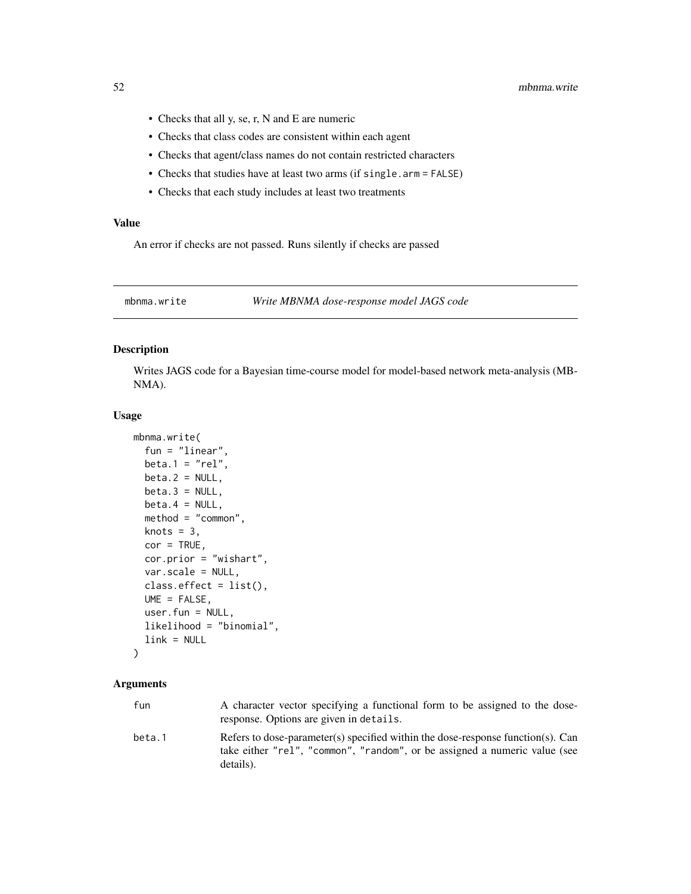- Checks that all y, se, r, N and E are numeric
- Checks that class codes are consistent within each agent
- Checks that agent/class names do not contain restricted characters
- Checks that studies have at least two arms (if `single.arm = FALSE`)
- Checks that each study includes at least two treatments

### Value

An error if checks are not passed. Runs silently if checks are passed

## mbnma.write — *Write MBNMA dose-response model JAGS code*

### Description

Writes JAGS code for a Bayesian time-course model for model-based network meta-analysis (MBNMA).

### Usage

```
mbnma.write(
  fun = "linear",
  beta.1 = "rel",
  beta.2 = NULL,
  beta.3 = NULL,
  beta.4 = NULL,
  method = "common",
  knots = 3,
  cor = TRUE,
  cor.prior = "wishart",
  var.scale = NULL,
  class.effect = list(),
  UME = FALSE,
  user.fun = NULL,
  likelihood = "binomial",
  link = NULL
)
```

### Arguments

| | |
|---|---|
| `fun` | A character vector specifying a functional form to be assigned to the dose-response. Options are given in `details`. |
| `beta.1` | Refers to dose-parameter(s) specified within the dose-response function(s). Can take either `"rel"`, `"common"`, `"random"`, or be assigned a numeric value (see details). |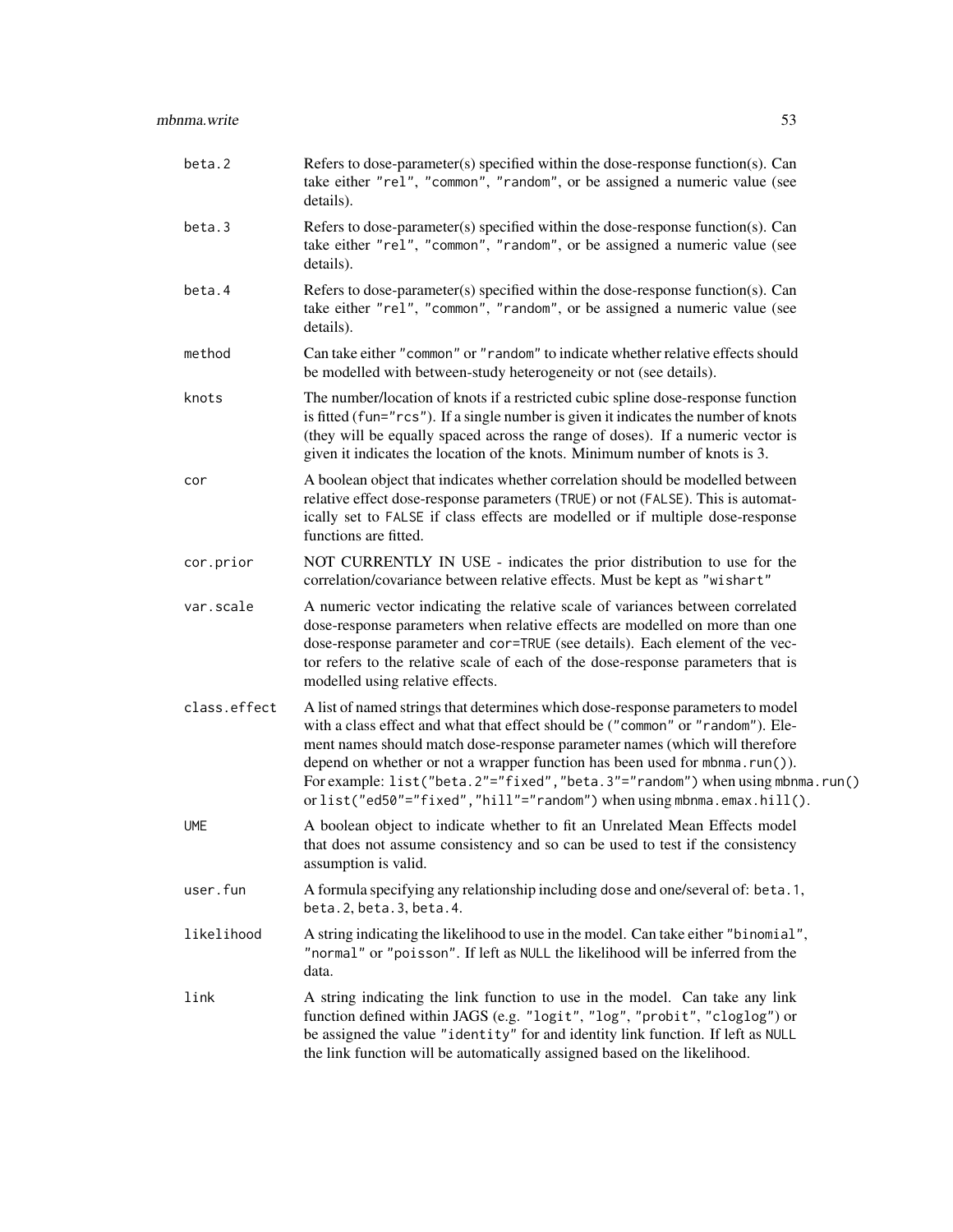beta.2
: Refers to dose-parameter(s) specified within the dose-response function(s). Can take either "rel", "common", "random", or be assigned a numeric value (see details).

beta.3
: Refers to dose-parameter(s) specified within the dose-response function(s). Can take either "rel", "common", "random", or be assigned a numeric value (see details).

beta.4
: Refers to dose-parameter(s) specified within the dose-response function(s). Can take either "rel", "common", "random", or be assigned a numeric value (see details).

method
: Can take either "common" or "random" to indicate whether relative effects should be modelled with between-study heterogeneity or not (see details).

knots
: The number/location of knots if a restricted cubic spline dose-response function is fitted (fun="rcs"). If a single number is given it indicates the number of knots (they will be equally spaced across the range of doses). If a numeric vector is given it indicates the location of the knots. Minimum number of knots is 3.

cor
: A boolean object that indicates whether correlation should be modelled between relative effect dose-response parameters (TRUE) or not (FALSE). This is automatically set to FALSE if class effects are modelled or if multiple dose-response functions are fitted.

cor.prior
: NOT CURRENTLY IN USE - indicates the prior distribution to use for the correlation/covariance between relative effects. Must be kept as "wishart"

var.scale
: A numeric vector indicating the relative scale of variances between correlated dose-response parameters when relative effects are modelled on more than one dose-response parameter and cor=TRUE (see details). Each element of the vector refers to the relative scale of each of the dose-response parameters that is modelled using relative effects.

class.effect
: A list of named strings that determines which dose-response parameters to model with a class effect and what that effect should be ("common" or "random"). Element names should match dose-response parameter names (which will therefore depend on whether or not a wrapper function has been used for mbnma.run()). For example: list("beta.2"="fixed","beta.3"="random") when using mbnma.run() or list("ed50"="fixed","hill"="random") when using mbnma.emax.hill().

UME
: A boolean object to indicate whether to fit an Unrelated Mean Effects model that does not assume consistency and so can be used to test if the consistency assumption is valid.

user.fun
: A formula specifying any relationship including dose and one/several of: beta.1, beta.2, beta.3, beta.4.

likelihood
: A string indicating the likelihood to use in the model. Can take either "binomial", "normal" or "poisson". If left as NULL the likelihood will be inferred from the data.

link
: A string indicating the link function to use in the model. Can take any link function defined within JAGS (e.g. "logit", "log", "probit", "cloglog") or be assigned the value "identity" for and identity link function. If left as NULL the link function will be automatically assigned based on the likelihood.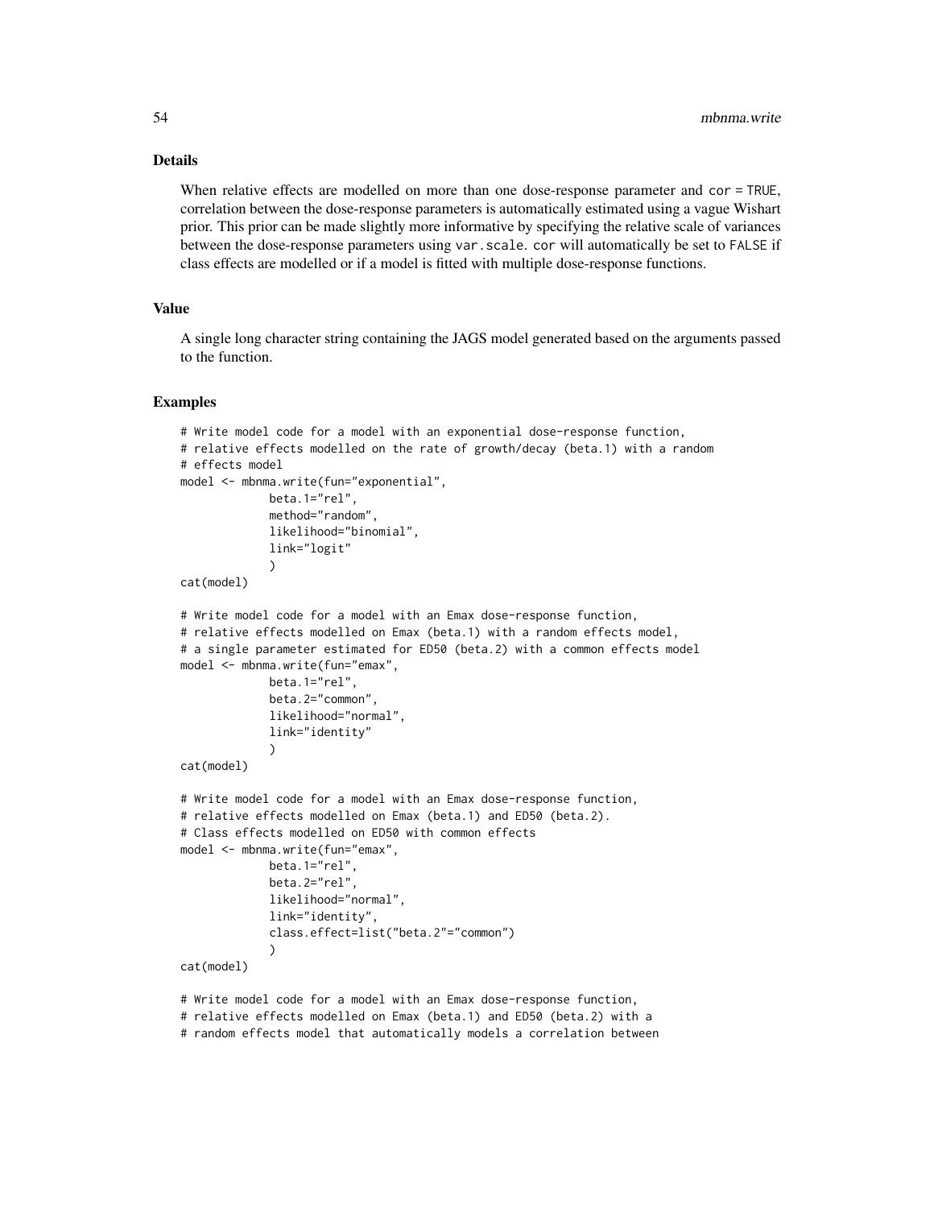## Details

When relative effects are modelled on more than one dose-response parameter and `cor = TRUE`, correlation between the dose-response parameters is automatically estimated using a vague Wishart prior. This prior can be made slightly more informative by specifying the relative scale of variances between the dose-response parameters using `var.scale`. `cor` will automatically be set to `FALSE` if class effects are modelled or if a model is fitted with multiple dose-response functions.

## Value

A single long character string containing the JAGS model generated based on the arguments passed to the function.

## Examples

```
# Write model code for a model with an exponential dose-response function,
# relative effects modelled on the rate of growth/decay (beta.1) with a random
# effects model
model <- mbnma.write(fun="exponential",
             beta.1="rel",
             method="random",
             likelihood="binomial",
             link="logit"
             )
cat(model)

# Write model code for a model with an Emax dose-response function,
# relative effects modelled on Emax (beta.1) with a random effects model,
# a single parameter estimated for ED50 (beta.2) with a common effects model
model <- mbnma.write(fun="emax",
             beta.1="rel",
             beta.2="common",
             likelihood="normal",
             link="identity"
             )
cat(model)

# Write model code for a model with an Emax dose-response function,
# relative effects modelled on Emax (beta.1) and ED50 (beta.2).
# Class effects modelled on ED50 with common effects
model <- mbnma.write(fun="emax",
             beta.1="rel",
             beta.2="rel",
             likelihood="normal",
             link="identity",
             class.effect=list("beta.2"="common")
             )
cat(model)

# Write model code for a model with an Emax dose-response function,
# relative effects modelled on Emax (beta.1) and ED50 (beta.2) with a
# random effects model that automatically models a correlation between
```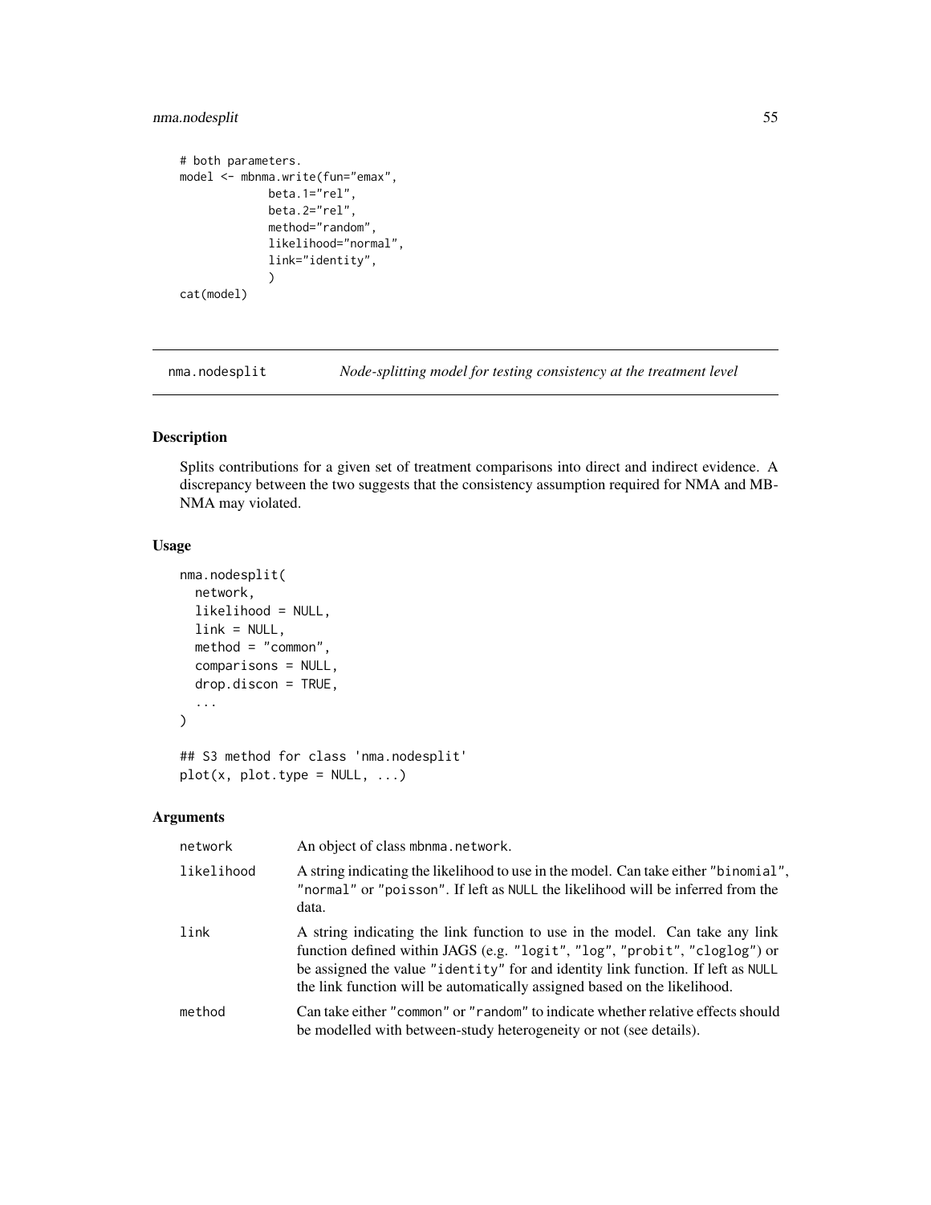```
# both parameters.
model <- mbnma.write(fun="emax",
             beta.1="rel",
             beta.2="rel",
             method="random",
             likelihood="normal",
             link="identity",
             )
cat(model)
```

## nma.nodesplit — *Node-splitting model for testing consistency at the treatment level*

### Description

Splits contributions for a given set of treatment comparisons into direct and indirect evidence. A discrepancy between the two suggests that the consistency assumption required for NMA and MB-NMA may violated.

### Usage

```
nma.nodesplit(
  network,
  likelihood = NULL,
  link = NULL,
  method = "common",
  comparisons = NULL,
  drop.discon = TRUE,
  ...
)

## S3 method for class 'nma.nodesplit'
plot(x, plot.type = NULL, ...)
```

### Arguments

| | |
|---|---|
| network | An object of class mbnma.network. |
| likelihood | A string indicating the likelihood to use in the model. Can take either "binomial", "normal" or "poisson". If left as NULL the likelihood will be inferred from the data. |
| link | A string indicating the link function to use in the model. Can take any link function defined within JAGS (e.g. "logit", "log", "probit", "cloglog") or be assigned the value "identity" for and identity link function. If left as NULL the link function will be automatically assigned based on the likelihood. |
| method | Can take either "common" or "random" to indicate whether relative effects should be modelled with between-study heterogeneity or not (see details). |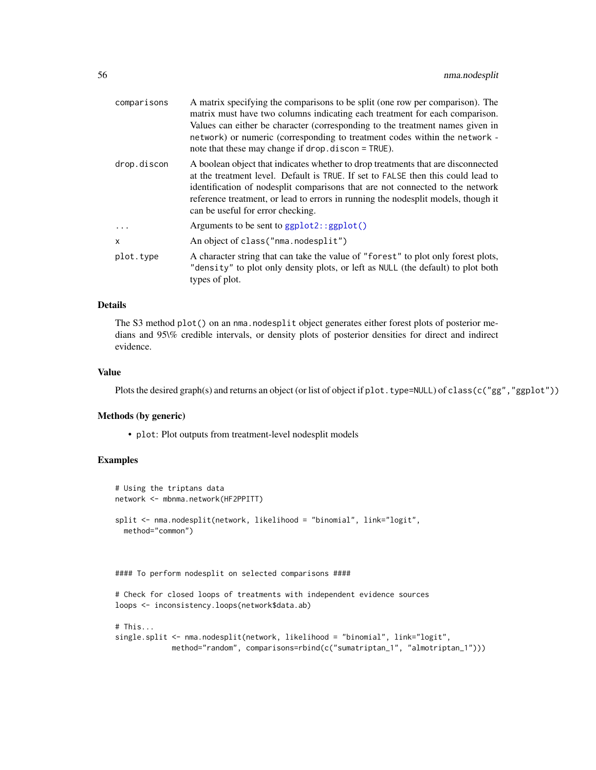| | |
|---|---|
| comparisons | A matrix specifying the comparisons to be split (one row per comparison). The matrix must have two columns indicating each treatment for each comparison. Values can either be character (corresponding to the treatment names given in network) or numeric (corresponding to treatment codes within the network - note that these may change if drop.discon = TRUE). |
| drop.discon | A boolean object that indicates whether to drop treatments that are disconnected at the treatment level. Default is TRUE. If set to FALSE then this could lead to identification of nodesplit comparisons that are not connected to the network reference treatment, or lead to errors in running the nodesplit models, though it can be useful for error checking. |
| ... | Arguments to be sent to ggplot2::ggplot() |
| x | An object of class("nma.nodesplit") |
| plot.type | A character string that can take the value of "forest" to plot only forest plots, "density" to plot only density plots, or left as NULL (the default) to plot both types of plot. |

### Details

The S3 method plot() on an nma.nodesplit object generates either forest plots of posterior medians and 95\% credible intervals, or density plots of posterior densities for direct and indirect evidence.

### Value

Plots the desired graph(s) and returns an object (or list of object if plot.type=NULL) of class(c("gg","ggplot"))

### Methods (by generic)

- plot: Plot outputs from treatment-level nodesplit models

### Examples

```
# Using the triptans data
network <- mbnma.network(HF2PPITT)

split <- nma.nodesplit(network, likelihood = "binomial", link="logit",
  method="common")



#### To perform nodesplit on selected comparisons ####

# Check for closed loops of treatments with independent evidence sources
loops <- inconsistency.loops(network$data.ab)

# This...
single.split <- nma.nodesplit(network, likelihood = "binomial", link="logit",
             method="random", comparisons=rbind(c("sumatriptan_1", "almotriptan_1")))
```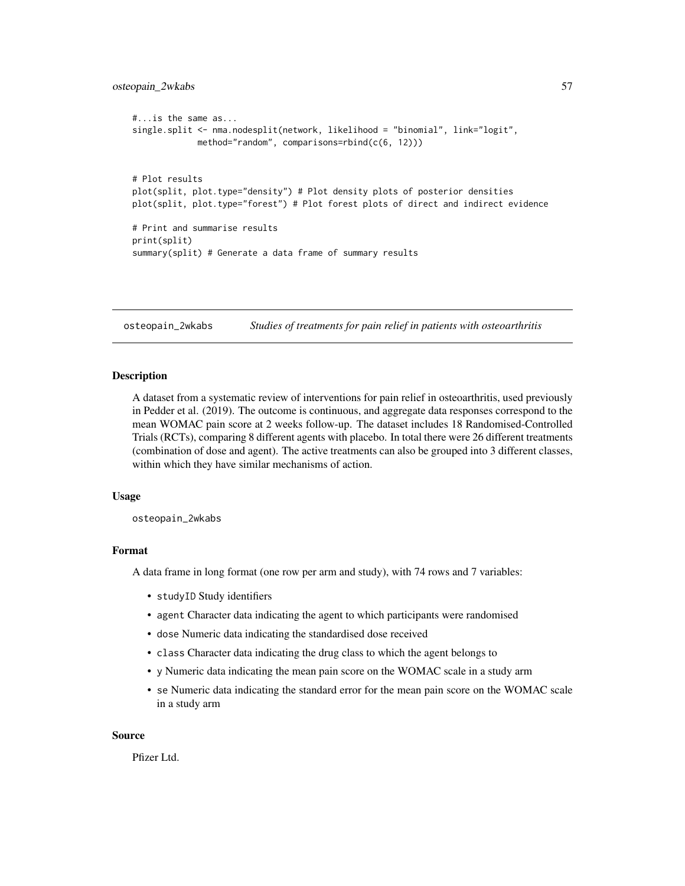```
#...is the same as...
single.split <- nma.nodesplit(network, likelihood = "binomial", link="logit",
             method="random", comparisons=rbind(c(6, 12)))


# Plot results
plot(split, plot.type="density") # Plot density plots of posterior densities
plot(split, plot.type="forest") # Plot forest plots of direct and indirect evidence

# Print and summarise results
print(split)
summary(split) # Generate a data frame of summary results
```

## osteopain_2wkabs — *Studies of treatments for pain relief in patients with osteoarthritis*

### Description

A dataset from a systematic review of interventions for pain relief in osteoarthritis, used previously in Pedder et al. (2019). The outcome is continuous, and aggregate data responses correspond to the mean WOMAC pain score at 2 weeks follow-up. The dataset includes 18 Randomised-Controlled Trials (RCTs), comparing 8 different agents with placebo. In total there were 26 different treatments (combination of dose and agent). The active treatments can also be grouped into 3 different classes, within which they have similar mechanisms of action.

### Usage

```
osteopain_2wkabs
```

### Format

A data frame in long format (one row per arm and study), with 74 rows and 7 variables:

- `studyID` Study identifiers
- `agent` Character data indicating the agent to which participants were randomised
- `dose` Numeric data indicating the standardised dose received
- `class` Character data indicating the drug class to which the agent belongs to
- `y` Numeric data indicating the mean pain score on the WOMAC scale in a study arm
- `se` Numeric data indicating the standard error for the mean pain score on the WOMAC scale in a study arm

### Source

Pfizer Ltd.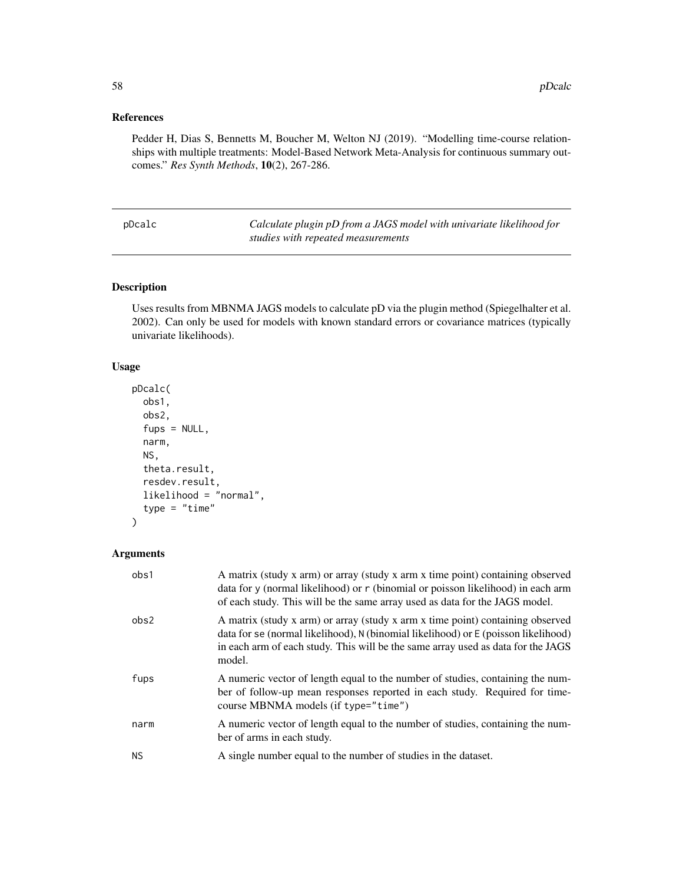## References

Pedder H, Dias S, Bennetts M, Boucher M, Welton NJ (2019). "Modelling time-course relationships with multiple treatments: Model-Based Network Meta-Analysis for continuous summary outcomes." *Res Synth Methods*, **10**(2), 267-286.

---

# pDcalc — *Calculate plugin pD from a JAGS model with univariate likelihood for studies with repeated measurements*

---

## Description

Uses results from MBNMA JAGS models to calculate pD via the plugin method (Spiegelhalter et al. 2002). Can only be used for models with known standard errors or covariance matrices (typically univariate likelihoods).

## Usage

```
pDcalc(
  obs1,
  obs2,
  fups = NULL,
  narm,
  NS,
  theta.result,
  resdev.result,
  likelihood = "normal",
  type = "time"
)
```

## Arguments

| | |
|---|---|
| `obs1` | A matrix (study x arm) or array (study x arm x time point) containing observed data for `y` (normal likelihood) or `r` (binomial or poisson likelihood) in each arm of each study. This will be the same array used as data for the JAGS model. |
| `obs2` | A matrix (study x arm) or array (study x arm x time point) containing observed data for `se` (normal likelihood), `N` (binomial likelihood) or `E` (poisson likelihood) in each arm of each study. This will be the same array used as data for the JAGS model. |
| `fups` | A numeric vector of length equal to the number of studies, containing the number of follow-up mean responses reported in each study. Required for time-course MBNMA models (if `type="time"`) |
| `narm` | A numeric vector of length equal to the number of studies, containing the number of arms in each study. |
| `NS` | A single number equal to the number of studies in the dataset. |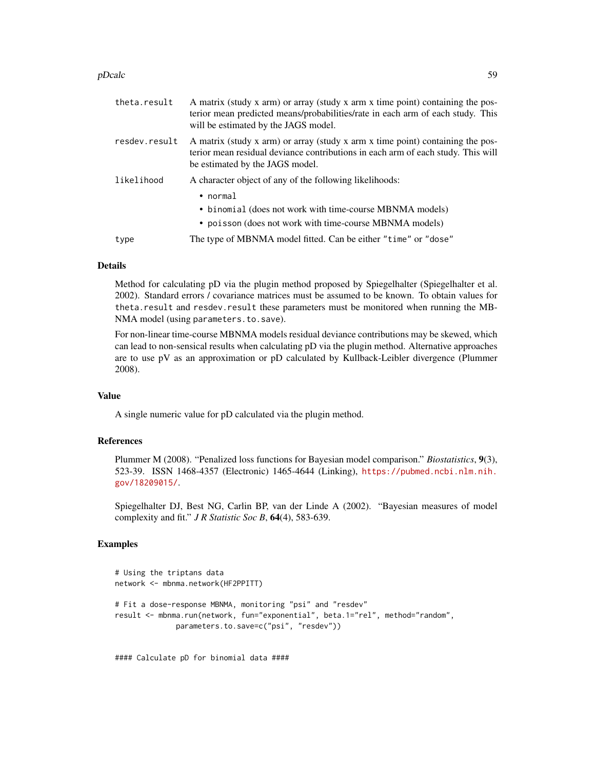| | |
|---|---|
| theta.result | A matrix (study x arm) or array (study x arm x time point) containing the posterior mean predicted means/probabilities/rate in each arm of each study. This will be estimated by the JAGS model. |
| resdev.result | A matrix (study x arm) or array (study x arm x time point) containing the posterior mean residual deviance contributions in each arm of each study. This will be estimated by the JAGS model. |
| likelihood | A character object of any of the following likelihoods: • normal • binomial (does not work with time-course MBNMA models) • poisson (does not work with time-course MBNMA models) |
| type | The type of MBNMA model fitted. Can be either "time" or "dose" |

## Details

Method for calculating pD via the plugin method proposed by Spiegelhalter (Spiegelhalter et al. 2002). Standard errors / covariance matrices must be assumed to be known. To obtain values for theta.result and resdev.result these parameters must be monitored when running the MBNMA model (using parameters.to.save).

For non-linear time-course MBNMA models residual deviance contributions may be skewed, which can lead to non-sensical results when calculating pD via the plugin method. Alternative approaches are to use pV as an approximation or pD calculated by Kullback-Leibler divergence (Plummer 2008).

## Value

A single numeric value for pD calculated via the plugin method.

## References

Plummer M (2008). "Penalized loss functions for Bayesian model comparison." *Biostatistics*, **9**(3), 523-39. ISSN 1468-4357 (Electronic) 1465-4644 (Linking), https://pubmed.ncbi.nlm.nih.gov/18209015/.

Spiegelhalter DJ, Best NG, Carlin BP, van der Linde A (2002). "Bayesian measures of model complexity and fit." *J R Statistic Soc B*, **64**(4), 583-639.

## Examples

```
# Using the triptans data
network <- mbnma.network(HF2PPITT)

# Fit a dose-response MBNMA, monitoring "psi" and "resdev"
result <- mbnma.run(network, fun="exponential", beta.1="rel", method="random",
             parameters.to.save=c("psi", "resdev"))


#### Calculate pD for binomial data ####
```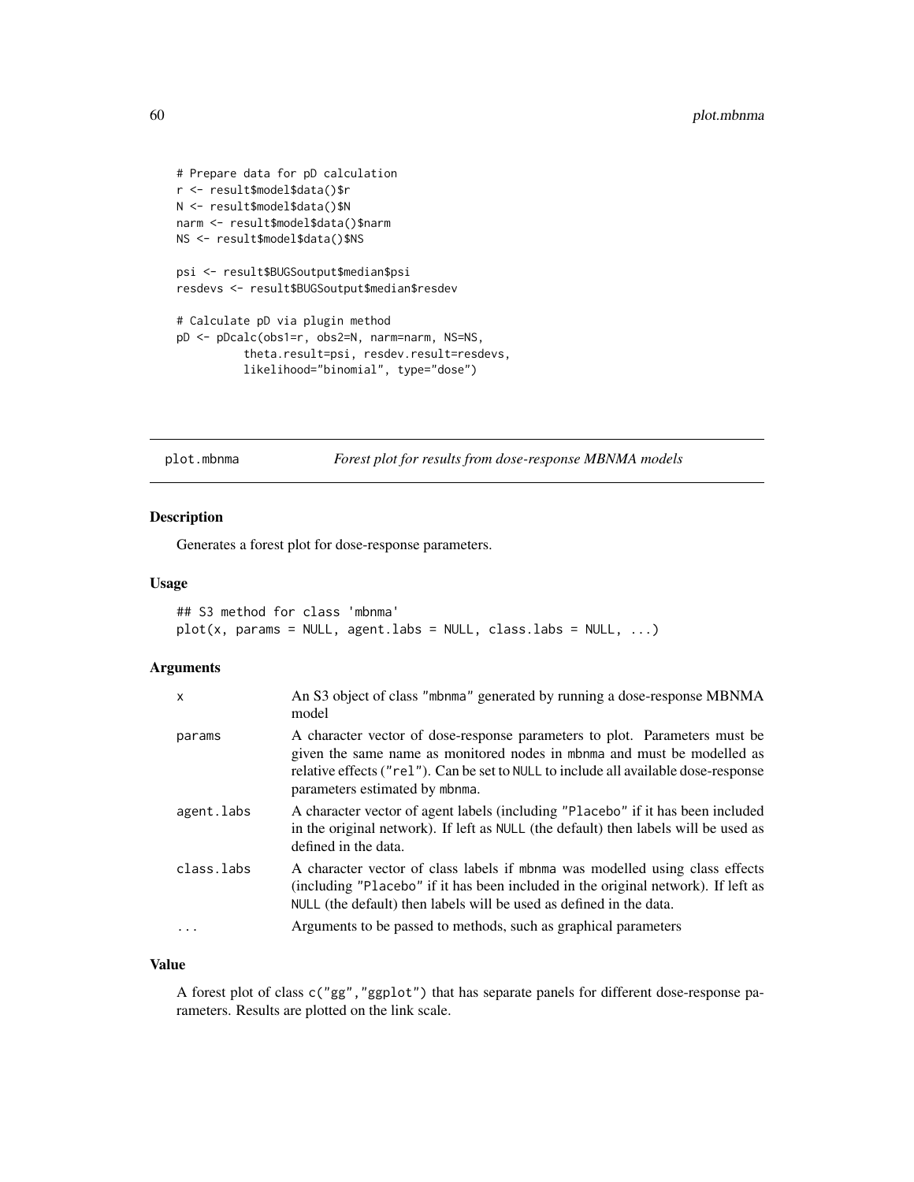```
# Prepare data for pD calculation
r <- result$model$data()$r
N <- result$model$data()$N
narm <- result$model$data()$narm
NS <- result$model$data()$NS

psi <- result$BUGSoutput$median$psi
resdevs <- result$BUGSoutput$median$resdev

# Calculate pD via plugin method
pD <- pDcalc(obs1=r, obs2=N, narm=narm, NS=NS,
          theta.result=psi, resdev.result=resdevs,
          likelihood="binomial", type="dose")
```

## plot.mbnma — *Forest plot for results from dose-response MBNMA models*

### Description

Generates a forest plot for dose-response parameters.

### Usage

```
## S3 method for class 'mbnma'
plot(x, params = NULL, agent.labs = NULL, class.labs = NULL, ...)
```

### Arguments

| | |
|---|---|
| x | An S3 object of class "mbnma" generated by running a dose-response MBNMA model |
| params | A character vector of dose-response parameters to plot. Parameters must be given the same name as monitored nodes in mbnma and must be modelled as relative effects ("rel"). Can be set to NULL to include all available dose-response parameters estimated by mbnma. |
| agent.labs | A character vector of agent labels (including "Placebo" if it has been included in the original network). If left as NULL (the default) then labels will be used as defined in the data. |
| class.labs | A character vector of class labels if mbnma was modelled using class effects (including "Placebo" if it has been included in the original network). If left as NULL (the default) then labels will be used as defined in the data. |
| ... | Arguments to be passed to methods, such as graphical parameters |

### Value

A forest plot of class c("gg","ggplot") that has separate panels for different dose-response parameters. Results are plotted on the link scale.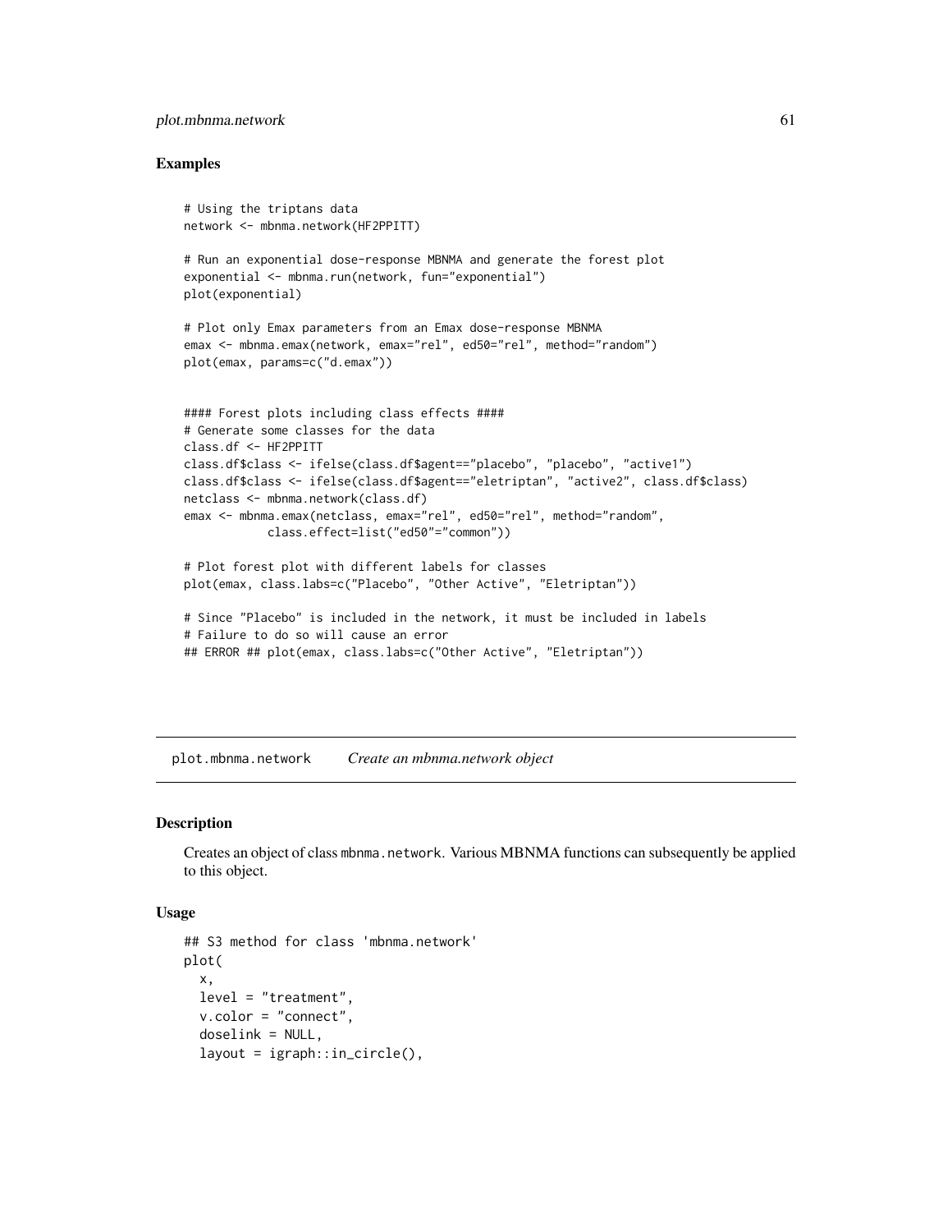## Examples

```
# Using the triptans data
network <- mbnma.network(HF2PPITT)

# Run an exponential dose-response MBNMA and generate the forest plot
exponential <- mbnma.run(network, fun="exponential")
plot(exponential)

# Plot only Emax parameters from an Emax dose-response MBNMA
emax <- mbnma.emax(network, emax="rel", ed50="rel", method="random")
plot(emax, params=c("d.emax"))


#### Forest plots including class effects ####
# Generate some classes for the data
class.df <- HF2PPITT
class.df$class <- ifelse(class.df$agent=="placebo", "placebo", "active1")
class.df$class <- ifelse(class.df$agent=="eletriptan", "active2", class.df$class)
netclass <- mbnma.network(class.df)
emax <- mbnma.emax(netclass, emax="rel", ed50="rel", method="random",
            class.effect=list("ed50"="common"))

# Plot forest plot with different labels for classes
plot(emax, class.labs=c("Placebo", "Other Active", "Eletriptan"))

# Since "Placebo" is included in the network, it must be included in labels
# Failure to do so will cause an error
## ERROR ## plot(emax, class.labs=c("Other Active", "Eletriptan"))
```

---

# plot.mbnma.network    *Create an mbnma.network object*

## Description

Creates an object of class `mbnma.network`. Various MBNMA functions can subsequently be applied to this object.

## Usage

```
## S3 method for class 'mbnma.network'
plot(
  x,
  level = "treatment",
  v.color = "connect",
  doselink = NULL,
  layout = igraph::in_circle(),
```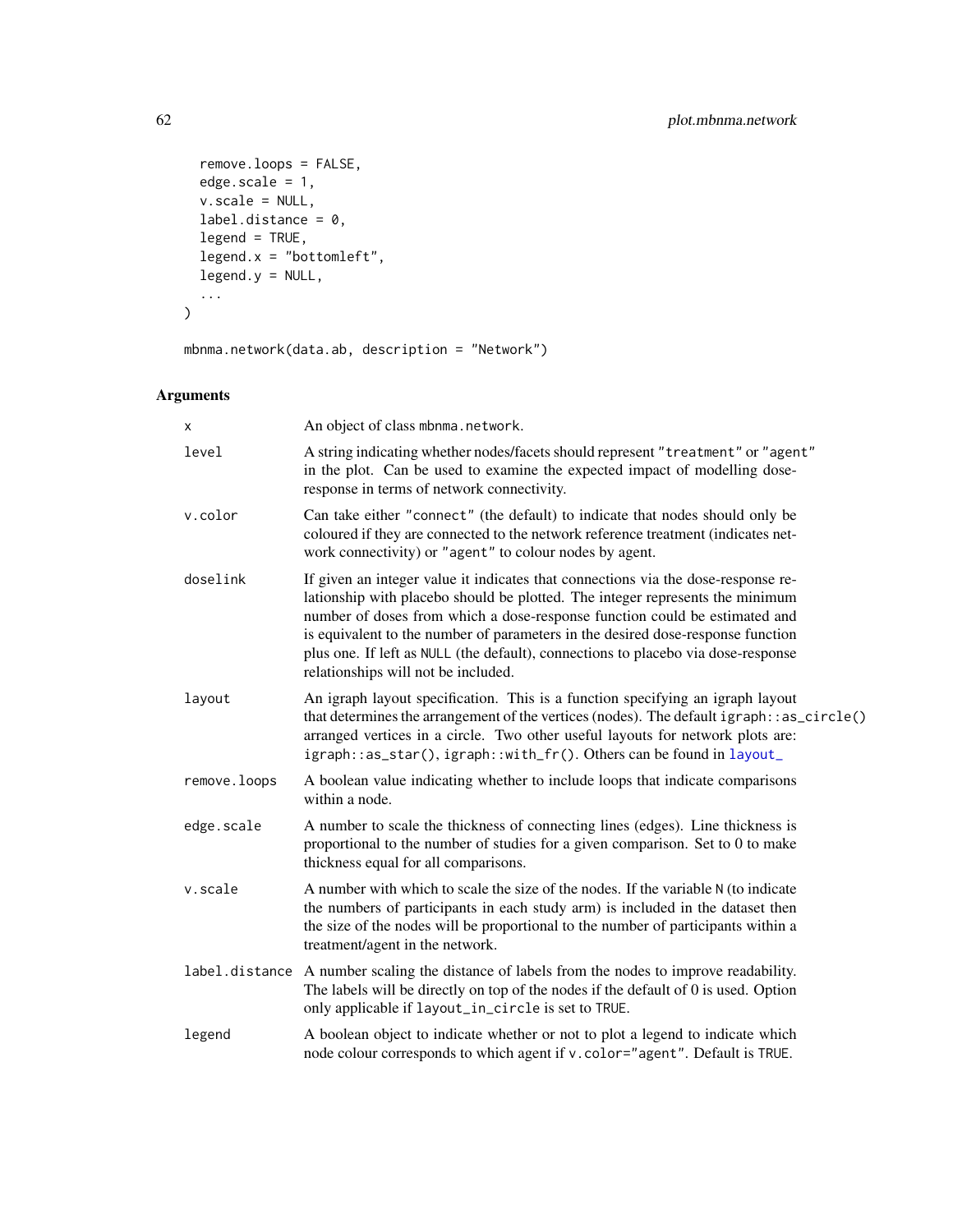```
  remove.loops = FALSE,
  edge.scale = 1,
  v.scale = NULL,
  label.distance = 0,
  legend = TRUE,
  legend.x = "bottomleft",
  legend.y = NULL,
  ...
)

mbnma.network(data.ab, description = "Network")
```

## Arguments

| | |
|---|---|
| `x` | An object of class `mbnma.network`. |
| `level` | A string indicating whether nodes/facets should represent `"treatment"` or `"agent"` in the plot. Can be used to examine the expected impact of modelling dose-response in terms of network connectivity. |
| `v.color` | Can take either `"connect"` (the default) to indicate that nodes should only be coloured if they are connected to the network reference treatment (indicates network connectivity) or `"agent"` to colour nodes by agent. |
| `doselink` | If given an integer value it indicates that connections via the dose-response relationship with placebo should be plotted. The integer represents the minimum number of doses from which a dose-response function could be estimated and is equivalent to the number of parameters in the desired dose-response function plus one. If left as `NULL` (the default), connections to placebo via dose-response relationships will not be included. |
| `layout` | An igraph layout specification. This is a function specifying an igraph layout that determines the arrangement of the vertices (nodes). The default `igraph::as_circle()` arranged vertices in a circle. Two other useful layouts for network plots are: `igraph::as_star()`, `igraph::with_fr()`. Others can be found in `layout_` |
| `remove.loops` | A boolean value indicating whether to include loops that indicate comparisons within a node. |
| `edge.scale` | A number to scale the thickness of connecting lines (edges). Line thickness is proportional to the number of studies for a given comparison. Set to 0 to make thickness equal for all comparisons. |
| `v.scale` | A number with which to scale the size of the nodes. If the variable `N` (to indicate the numbers of participants in each study arm) is included in the dataset then the size of the nodes will be proportional to the number of participants within a treatment/agent in the network. |
| `label.distance` | A number scaling the distance of labels from the nodes to improve readability. The labels will be directly on top of the nodes if the default of 0 is used. Option only applicable if `layout_in_circle` is set to `TRUE`. |
| `legend` | A boolean object to indicate whether or not to plot a legend to indicate which node colour corresponds to which agent if `v.color="agent"`. Default is `TRUE`. |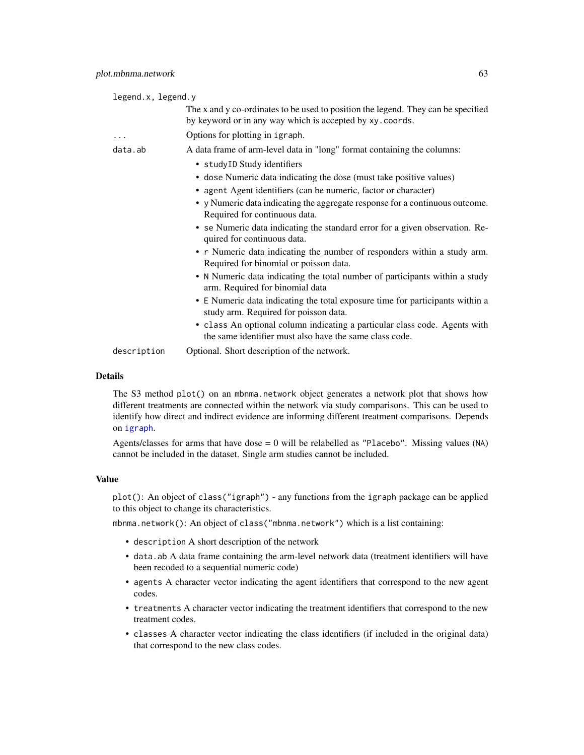`legend.x, legend.y`
: The x and y co-ordinates to be used to position the legend. They can be specified by keyword or in any way which is accepted by `xy.coords`.

`...`
: Options for plotting in `igraph`.

`data.ab`
: A data frame of arm-level data in "long" format containing the columns:
  - `studyID` Study identifiers
  - `dose` Numeric data indicating the dose (must take positive values)
  - `agent` Agent identifiers (can be numeric, factor or character)
  - `y` Numeric data indicating the aggregate response for a continuous outcome. Required for continuous data.
  - `se` Numeric data indicating the standard error for a given observation. Required for continuous data.
  - `r` Numeric data indicating the number of responders within a study arm. Required for binomial or poisson data.
  - `N` Numeric data indicating the total number of participants within a study arm. Required for binomial data
  - `E` Numeric data indicating the total exposure time for participants within a study arm. Required for poisson data.
  - `class` An optional column indicating a particular class code. Agents with the same identifier must also have the same class code.

`description`
: Optional. Short description of the network.

## Details

The S3 method `plot()` on an `mbnma.network` object generates a network plot that shows how different treatments are connected within the network via study comparisons. This can be used to identify how direct and indirect evidence are informing different treatment comparisons. Depends on `igraph`.

Agents/classes for arms that have dose = 0 will be relabelled as `"Placebo"`. Missing values (`NA`) cannot be included in the dataset. Single arm studies cannot be included.

## Value

`plot()`: An object of `class("igraph")` - any functions from the `igraph` package can be applied to this object to change its characteristics.

`mbnma.network()`: An object of `class("mbnma.network")` which is a list containing:

- `description` A short description of the network
- `data.ab` A data frame containing the arm-level network data (treatment identifiers will have been recoded to a sequential numeric code)
- `agents` A character vector indicating the agent identifiers that correspond to the new agent codes.
- `treatments` A character vector indicating the treatment identifiers that correspond to the new treatment codes.
- `classes` A character vector indicating the class identifiers (if included in the original data) that correspond to the new class codes.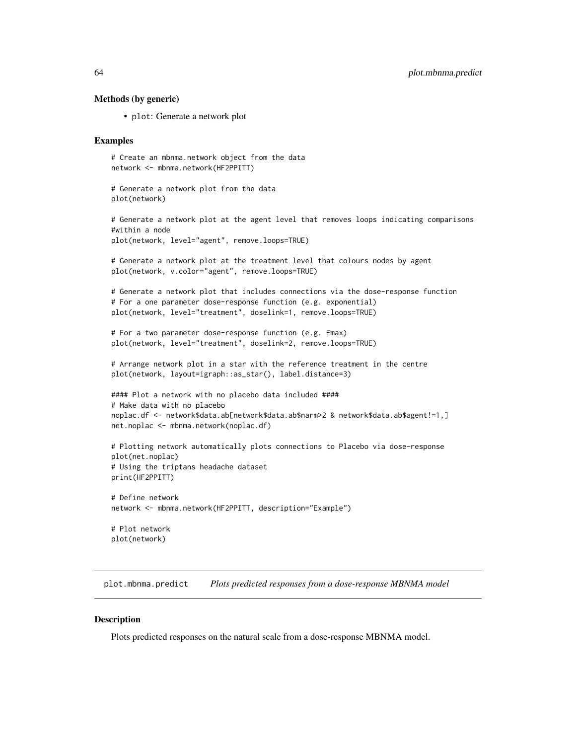### Methods (by generic)

- plot: Generate a network plot

### Examples

```
# Create an mbnma.network object from the data
network <- mbnma.network(HF2PPITT)

# Generate a network plot from the data
plot(network)

# Generate a network plot at the agent level that removes loops indicating comparisons
#within a node
plot(network, level="agent", remove.loops=TRUE)

# Generate a network plot at the treatment level that colours nodes by agent
plot(network, v.color="agent", remove.loops=TRUE)

# Generate a network plot that includes connections via the dose-response function
# For a one parameter dose-response function (e.g. exponential)
plot(network, level="treatment", doselink=1, remove.loops=TRUE)

# For a two parameter dose-response function (e.g. Emax)
plot(network, level="treatment", doselink=2, remove.loops=TRUE)

# Arrange network plot in a star with the reference treatment in the centre
plot(network, layout=igraph::as_star(), label.distance=3)

#### Plot a network with no placebo data included ####
# Make data with no placebo
noplac.df <- network$data.ab[network$data.ab$narm>2 & network$data.ab$agent!=1,]
net.noplac <- mbnma.network(noplac.df)

# Plotting network automatically plots connections to Placebo via dose-response
plot(net.noplac)
# Using the triptans headache dataset
print(HF2PPITT)

# Define network
network <- mbnma.network(HF2PPITT, description="Example")

# Plot network
plot(network)
```

---

## plot.mbnma.predict *Plots predicted responses from a dose-response MBNMA model*

### Description

Plots predicted responses on the natural scale from a dose-response MBNMA model.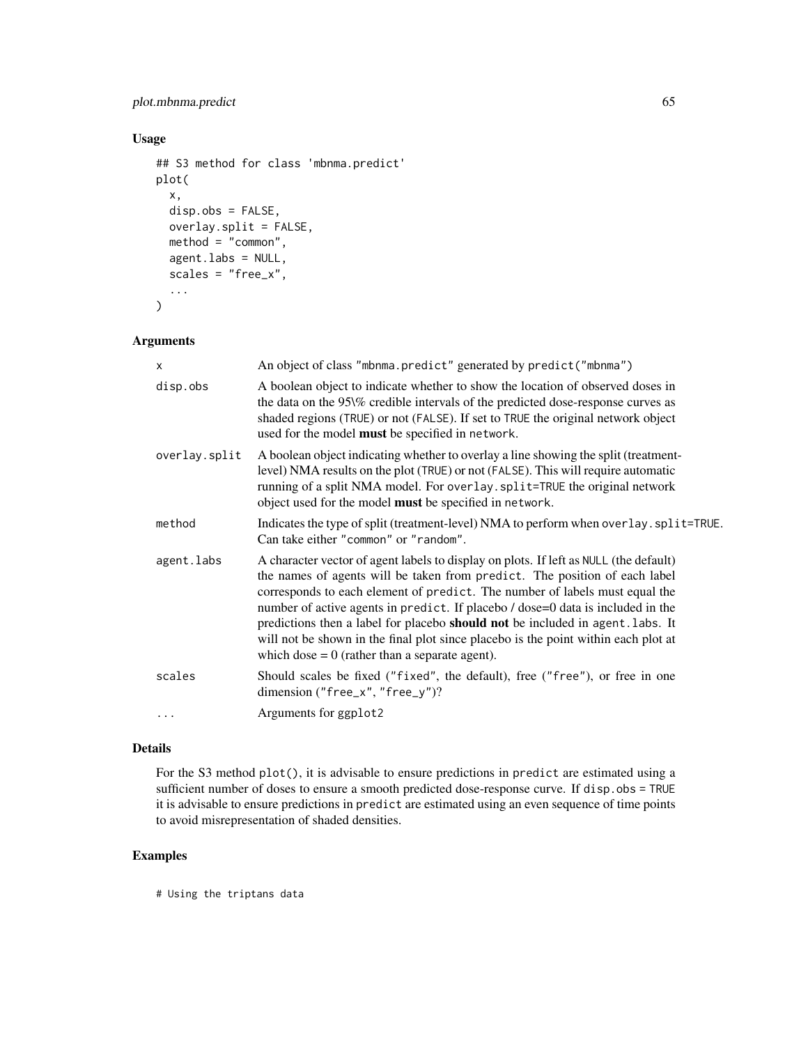## Usage

```
## S3 method for class 'mbnma.predict'
plot(
  x,
  disp.obs = FALSE,
  overlay.split = FALSE,
  method = "common",
  agent.labs = NULL,
  scales = "free_x",
  ...
)
```

## Arguments

| | |
|---|---|
| x | An object of class "mbnma.predict" generated by predict("mbnma") |
| disp.obs | A boolean object to indicate whether to show the location of observed doses in the data on the 95\% credible intervals of the predicted dose-response curves as shaded regions (TRUE) or not (FALSE). If set to TRUE the original network object used for the model **must** be specified in network. |
| overlay.split | A boolean object indicating whether to overlay a line showing the split (treatment-level) NMA results on the plot (TRUE) or not (FALSE). This will require automatic running of a split NMA model. For overlay.split=TRUE the original network object used for the model **must** be specified in network. |
| method | Indicates the type of split (treatment-level) NMA to perform when overlay.split=TRUE. Can take either "common" or "random". |
| agent.labs | A character vector of agent labels to display on plots. If left as NULL (the default) the names of agents will be taken from predict. The position of each label corresponds to each element of predict. The number of labels must equal the number of active agents in predict. If placebo / dose=0 data is included in the predictions then a label for placebo **should not** be included in agent.labs. It will not be shown in the final plot since placebo is the point within each plot at which dose = 0 (rather than a separate agent). |
| scales | Should scales be fixed ("fixed", the default), free ("free"), or free in one dimension ("free_x", "free_y")? |
| ... | Arguments for ggplot2 |

## Details

For the S3 method plot(), it is advisable to ensure predictions in predict are estimated using a sufficient number of doses to ensure a smooth predicted dose-response curve. If disp.obs = TRUE it is advisable to ensure predictions in predict are estimated using an even sequence of time points to avoid misrepresentation of shaded densities.

## Examples

```
# Using the triptans data
```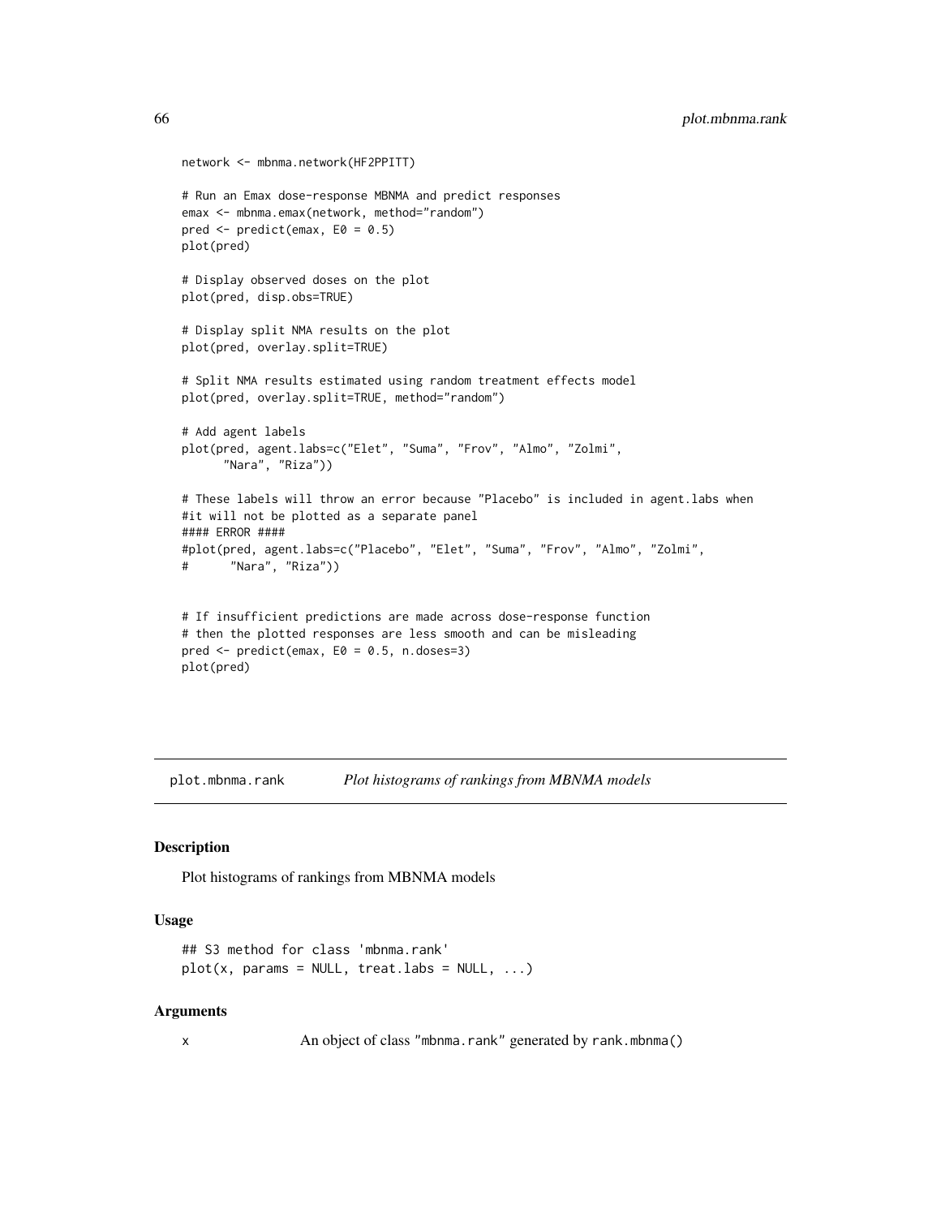```
network <- mbnma.network(HF2PPITT)

# Run an Emax dose-response MBNMA and predict responses
emax <- mbnma.emax(network, method="random")
pred <- predict(emax, E0 = 0.5)
plot(pred)

# Display observed doses on the plot
plot(pred, disp.obs=TRUE)

# Display split NMA results on the plot
plot(pred, overlay.split=TRUE)

# Split NMA results estimated using random treatment effects model
plot(pred, overlay.split=TRUE, method="random")

# Add agent labels
plot(pred, agent.labs=c("Elet", "Suma", "Frov", "Almo", "Zolmi",
      "Nara", "Riza"))

# These labels will throw an error because "Placebo" is included in agent.labs when
#it will not be plotted as a separate panel
#### ERROR ####
#plot(pred, agent.labs=c("Placebo", "Elet", "Suma", "Frov", "Almo", "Zolmi",
#      "Nara", "Riza"))


# If insufficient predictions are made across dose-response function
# then the plotted responses are less smooth and can be misleading
pred <- predict(emax, E0 = 0.5, n.doses=3)
plot(pred)
```

## plot.mbnma.rank — *Plot histograms of rankings from MBNMA models*

### Description

Plot histograms of rankings from MBNMA models

### Usage

```
## S3 method for class 'mbnma.rank'
plot(x, params = NULL, treat.labs = NULL, ...)
```

### Arguments

x — An object of class "mbnma.rank" generated by rank.mbnma()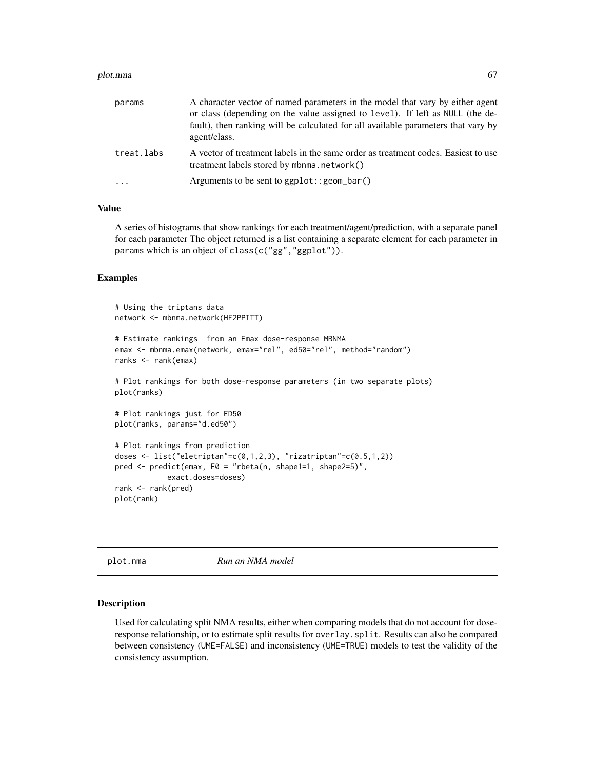| | |
|---|---|
| params | A character vector of named parameters in the model that vary by either agent or class (depending on the value assigned to level). If left as NULL (the default), then ranking will be calculated for all available parameters that vary by agent/class. |
| treat.labs | A vector of treatment labels in the same order as treatment codes. Easiest to use treatment labels stored by mbnma.network() |
| ... | Arguments to be sent to ggplot::geom_bar() |

### Value

A series of histograms that show rankings for each treatment/agent/prediction, with a separate panel for each parameter The object returned is a list containing a separate element for each parameter in params which is an object of class(c("gg","ggplot")).

### Examples

```
# Using the triptans data
network <- mbnma.network(HF2PPITT)

# Estimate rankings  from an Emax dose-response MBNMA
emax <- mbnma.emax(network, emax="rel", ed50="rel", method="random")
ranks <- rank(emax)

# Plot rankings for both dose-response parameters (in two separate plots)
plot(ranks)

# Plot rankings just for ED50
plot(ranks, params="d.ed50")

# Plot rankings from prediction
doses <- list("eletriptan"=c(0,1,2,3), "rizatriptan"=c(0.5,1,2))
pred <- predict(emax, E0 = "rbeta(n, shape1=1, shape2=5)",
            exact.doses=doses)
rank <- rank(pred)
plot(rank)
```

---

## plot.nma    *Run an NMA model*

---

### Description

Used for calculating split NMA results, either when comparing models that do not account for dose-response relationship, or to estimate split results for overlay.split. Results can also be compared between consistency (UME=FALSE) and inconsistency (UME=TRUE) models to test the validity of the consistency assumption.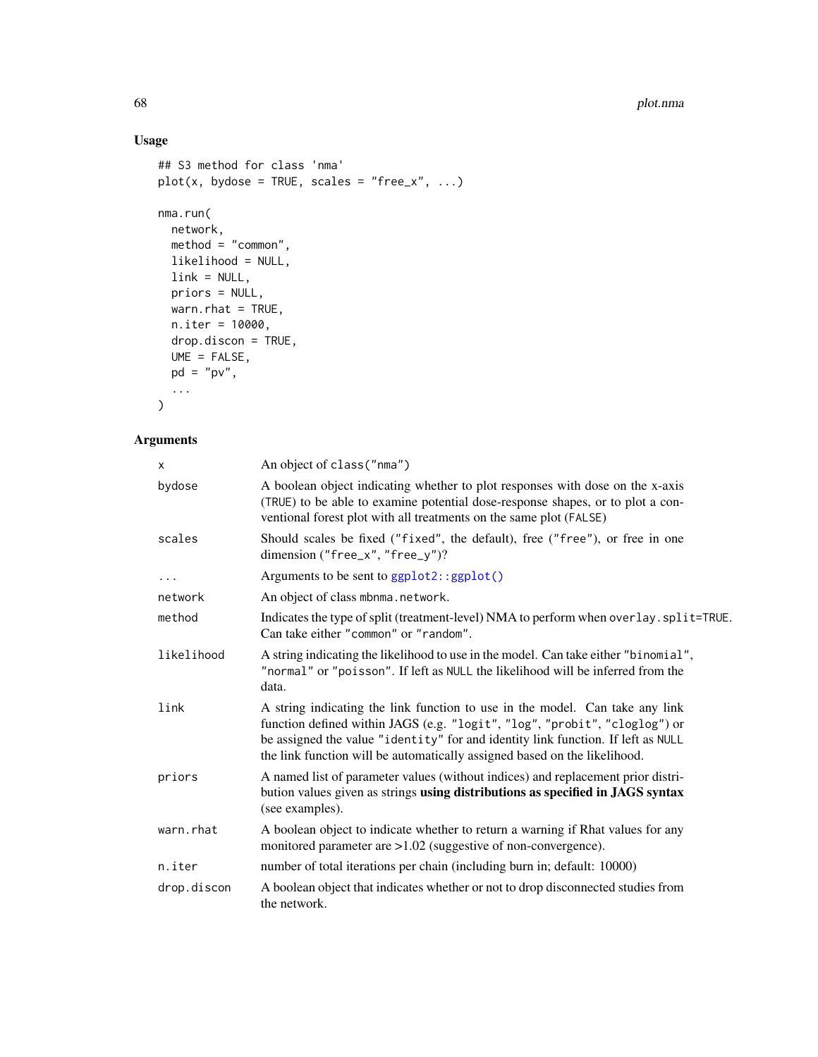## Usage

```
## S3 method for class 'nma'
plot(x, bydose = TRUE, scales = "free_x", ...)

nma.run(
  network,
  method = "common",
  likelihood = NULL,
  link = NULL,
  priors = NULL,
  warn.rhat = TRUE,
  n.iter = 10000,
  drop.discon = TRUE,
  UME = FALSE,
  pd = "pv",
  ...
)
```

## Arguments

| | |
|---|---|
| `x` | An object of `class("nma")` |
| `bydose` | A boolean object indicating whether to plot responses with dose on the x-axis (`TRUE`) to be able to examine potential dose-response shapes, or to plot a conventional forest plot with all treatments on the same plot (`FALSE`) |
| `scales` | Should scales be fixed (`"fixed"`, the default), free (`"free"`), or free in one dimension (`"free_x"`, `"free_y"`)? |
| `...` | Arguments to be sent to `ggplot2::ggplot()` |
| `network` | An object of class `mbnma.network`. |
| `method` | Indicates the type of split (treatment-level) NMA to perform when `overlay.split=TRUE`. Can take either `"common"` or `"random"`. |
| `likelihood` | A string indicating the likelihood to use in the model. Can take either `"binomial"`, `"normal"` or `"poisson"`. If left as `NULL` the likelihood will be inferred from the data. |
| `link` | A string indicating the link function to use in the model. Can take any link function defined within JAGS (e.g. `"logit"`, `"log"`, `"probit"`, `"cloglog"`) or be assigned the value `"identity"` for and identity link function. If left as `NULL` the link function will be automatically assigned based on the likelihood. |
| `priors` | A named list of parameter values (without indices) and replacement prior distribution values given as strings **using distributions as specified in JAGS syntax** (see examples). |
| `warn.rhat` | A boolean object to indicate whether to return a warning if Rhat values for any monitored parameter are >1.02 (suggestive of non-convergence). |
| `n.iter` | number of total iterations per chain (including burn in; default: 10000) |
| `drop.discon` | A boolean object that indicates whether or not to drop disconnected studies from the network. |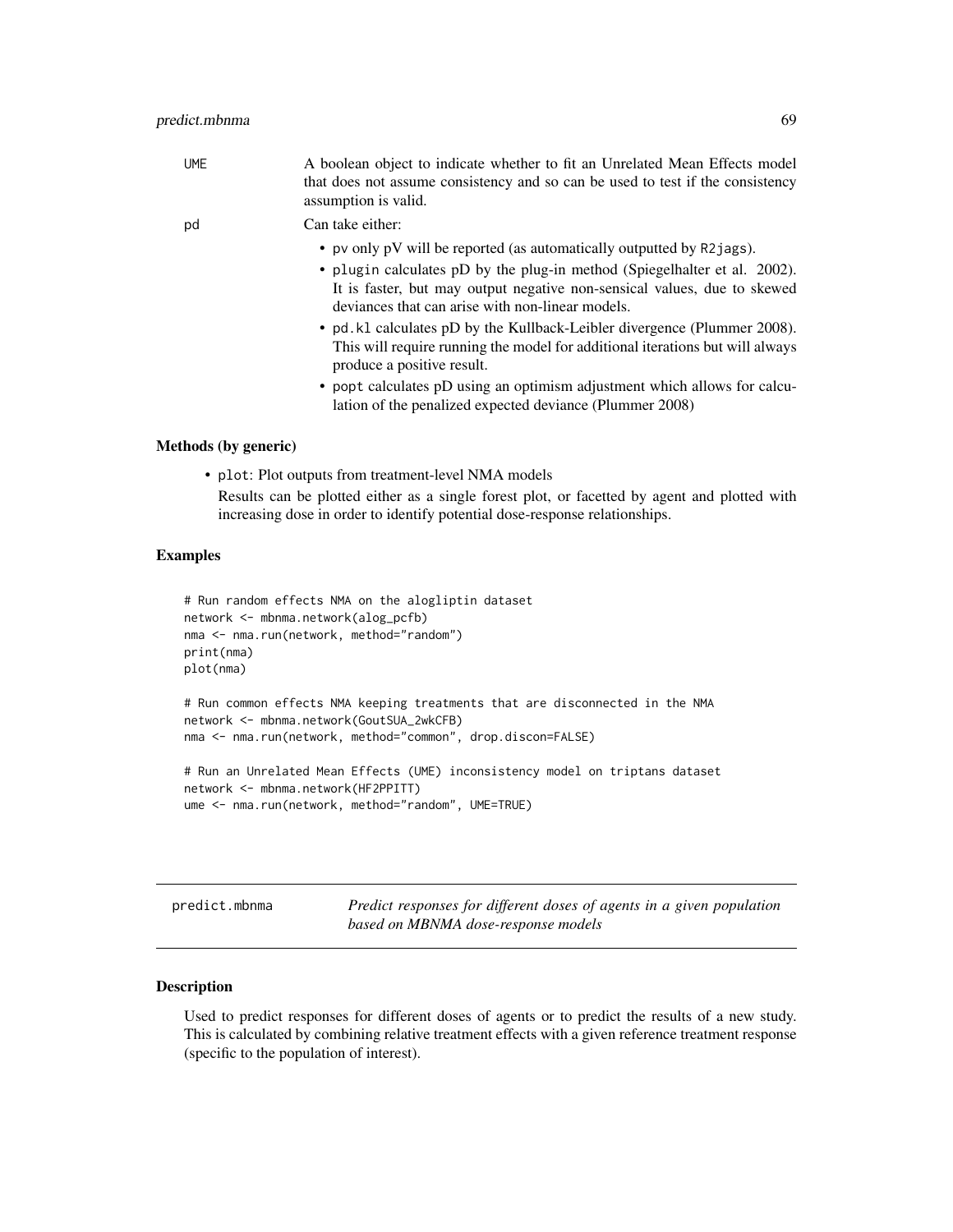UME A boolean object to indicate whether to fit an Unrelated Mean Effects model that does not assume consistency and so can be used to test if the consistency assumption is valid.

pd Can take either:

- pv only pV will be reported (as automatically outputted by R2jags).
- plugin calculates pD by the plug-in method (Spiegelhalter et al. 2002). It is faster, but may output negative non-sensical values, due to skewed deviances that can arise with non-linear models.
- pd.kl calculates pD by the Kullback-Leibler divergence (Plummer 2008). This will require running the model for additional iterations but will always produce a positive result.
- popt calculates pD using an optimism adjustment which allows for calculation of the penalized expected deviance (Plummer 2008)

### Methods (by generic)

- plot: Plot outputs from treatment-level NMA models

  Results can be plotted either as a single forest plot, or facetted by agent and plotted with increasing dose in order to identify potential dose-response relationships.

### Examples

```
# Run random effects NMA on the alogliptin dataset
network <- mbnma.network(alog_pcfb)
nma <- nma.run(network, method="random")
print(nma)
plot(nma)

# Run common effects NMA keeping treatments that are disconnected in the NMA
network <- mbnma.network(GoutSUA_2wkCFB)
nma <- nma.run(network, method="common", drop.discon=FALSE)

# Run an Unrelated Mean Effects (UME) inconsistency model on triptans dataset
network <- mbnma.network(HF2PPITT)
ume <- nma.run(network, method="random", UME=TRUE)
```

## predict.mbnma *Predict responses for different doses of agents in a given population based on MBNMA dose-response models*

### Description

Used to predict responses for different doses of agents or to predict the results of a new study. This is calculated by combining relative treatment effects with a given reference treatment response (specific to the population of interest).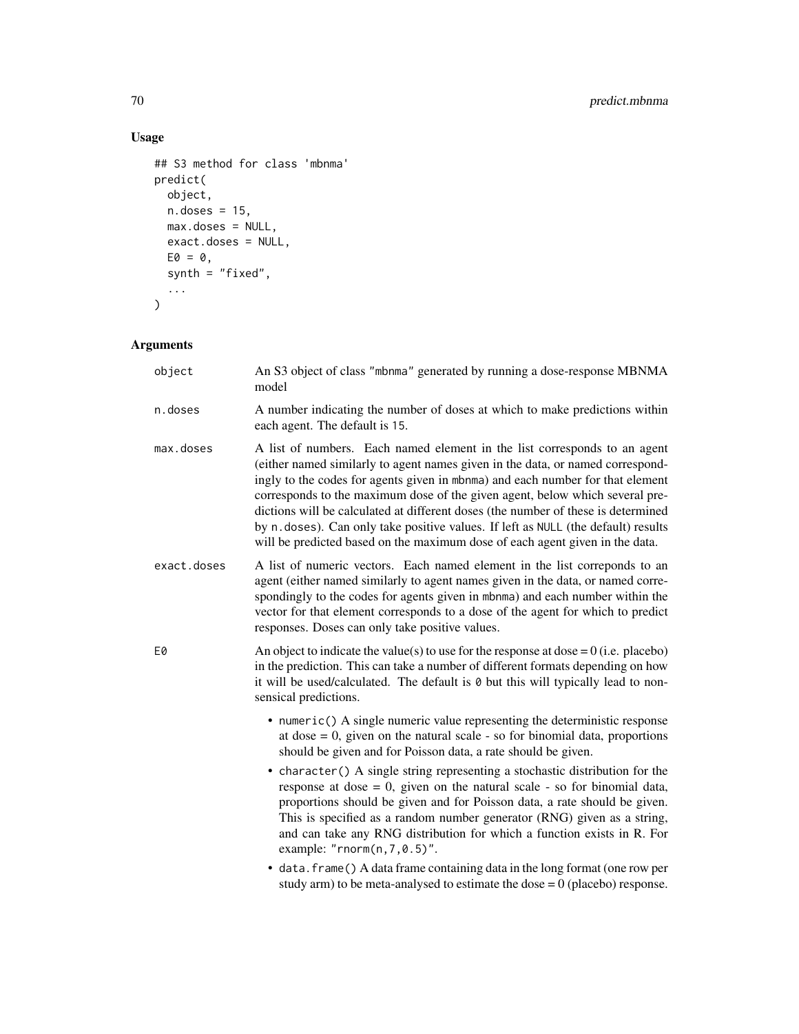## Usage

```
## S3 method for class 'mbnma'
predict(
  object,
  n.doses = 15,
  max.doses = NULL,
  exact.doses = NULL,
  E0 = 0,
  synth = "fixed",
  ...
)
```

## Arguments

| | |
|---|---|
| object | An S3 object of class "mbnma" generated by running a dose-response MBNMA model |
| n.doses | A number indicating the number of doses at which to make predictions within each agent. The default is 15. |
| max.doses | A list of numbers. Each named element in the list corresponds to an agent (either named similarly to agent names given in the data, or named correspondingly to the codes for agents given in mbnma) and each number for that element corresponds to the maximum dose of the given agent, below which several predictions will be calculated at different doses (the number of these is determined by n.doses). Can only take positive values. If left as NULL (the default) results will be predicted based on the maximum dose of each agent given in the data. |
| exact.doses | A list of numeric vectors. Each named element in the list correponds to an agent (either named similarly to agent names given in the data, or named correspondingly to the codes for agents given in mbnma) and each number within the vector for that element corresponds to a dose of the agent for which to predict responses. Doses can only take positive values. |
| E0 | An object to indicate the value(s) to use for the response at dose = 0 (i.e. placebo) in the prediction. This can take a number of different formats depending on how it will be used/calculated. The default is 0 but this will typically lead to non-sensical predictions. |

- numeric() A single numeric value representing the deterministic response at dose = 0, given on the natural scale - so for binomial data, proportions should be given and for Poisson data, a rate should be given.
- character() A single string representing a stochastic distribution for the response at dose = 0, given on the natural scale - so for binomial data, proportions should be given and for Poisson data, a rate should be given. This is specified as a random number generator (RNG) given as a string, and can take any RNG distribution for which a function exists in R. For example: "rnorm(n,7,0.5)".
- data.frame() A data frame containing data in the long format (one row per study arm) to be meta-analysed to estimate the dose = 0 (placebo) response.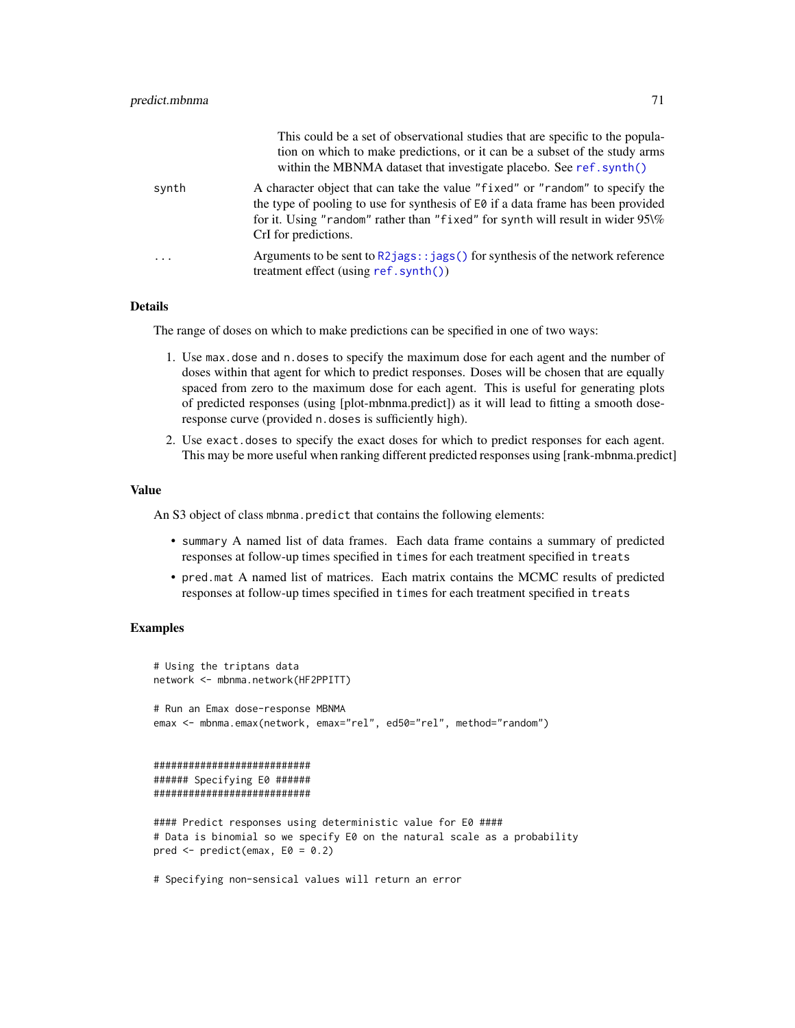This could be a set of observational studies that are specific to the population on which to make predictions, or it can be a subset of the study arms within the MBNMA dataset that investigate placebo. See `ref.synth()`

| | |
|---|---|
| `synth` | A character object that can take the value "fixed" or "random" to specify the the type of pooling to use for synthesis of `E0` if a data frame has been provided for it. Using "random" rather than "fixed" for `synth` will result in wider 95\% CrI for predictions. |
| `...` | Arguments to be sent to `R2jags::jags()` for synthesis of the network reference treatment effect (using `ref.synth()`) |

### Details

The range of doses on which to make predictions can be specified in one of two ways:

1. Use `max.dose` and `n.doses` to specify the maximum dose for each agent and the number of doses within that agent for which to predict responses. Doses will be chosen that are equally spaced from zero to the maximum dose for each agent. This is useful for generating plots of predicted responses (using [plot-mbnma.predict]) as it will lead to fitting a smooth dose-response curve (provided `n.doses` is sufficiently high).
2. Use `exact.doses` to specify the exact doses for which to predict responses for each agent. This may be more useful when ranking different predicted responses using [rank-mbnma.predict]

### Value

An S3 object of class `mbnma.predict` that contains the following elements:

- `summary` A named list of data frames. Each data frame contains a summary of predicted responses at follow-up times specified in `times` for each treatment specified in `treats`
- `pred.mat` A named list of matrices. Each matrix contains the MCMC results of predicted responses at follow-up times specified in `times` for each treatment specified in `treats`

### Examples

```
# Using the triptans data
network <- mbnma.network(HF2PPITT)

# Run an Emax dose-response MBNMA
emax <- mbnma.emax(network, emax="rel", ed50="rel", method="random")


###########################
###### Specifying E0 ######
###########################

#### Predict responses using deterministic value for E0 ####
# Data is binomial so we specify E0 on the natural scale as a probability
pred <- predict(emax, E0 = 0.2)

# Specifying non-sensical values will return an error
```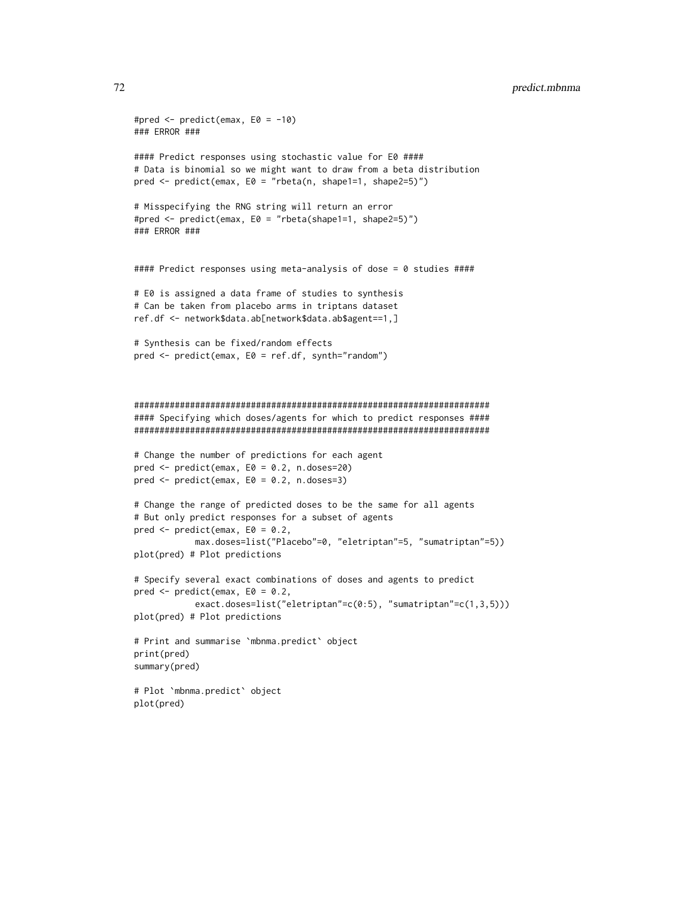```
#pred <- predict(emax, E0 = -10)
### ERROR ###

#### Predict responses using stochastic value for E0 ####
# Data is binomial so we might want to draw from a beta distribution
pred <- predict(emax, E0 = "rbeta(n, shape1=1, shape2=5)")

# Misspecifying the RNG string will return an error
#pred <- predict(emax, E0 = "rbeta(shape1=1, shape2=5)")
### ERROR ###


#### Predict responses using meta-analysis of dose = 0 studies ####

# E0 is assigned a data frame of studies to synthesis
# Can be taken from placebo arms in triptans dataset
ref.df <- network$data.ab[network$data.ab$agent==1,]

# Synthesis can be fixed/random effects
pred <- predict(emax, E0 = ref.df, synth="random")



######################################################################
#### Specifying which doses/agents for which to predict responses ####
######################################################################

# Change the number of predictions for each agent
pred <- predict(emax, E0 = 0.2, n.doses=20)
pred <- predict(emax, E0 = 0.2, n.doses=3)

# Change the range of predicted doses to be the same for all agents
# But only predict responses for a subset of agents
pred <- predict(emax, E0 = 0.2,
          max.doses=list("Placebo"=0, "eletriptan"=5, "sumatriptan"=5))
plot(pred) # Plot predictions

# Specify several exact combinations of doses and agents to predict
pred <- predict(emax, E0 = 0.2,
          exact.doses=list("eletriptan"=c(0:5), "sumatriptan"=c(1,3,5)))
plot(pred) # Plot predictions

# Print and summarise `mbnma.predict` object
print(pred)
summary(pred)

# Plot `mbnma.predict` object
plot(pred)
```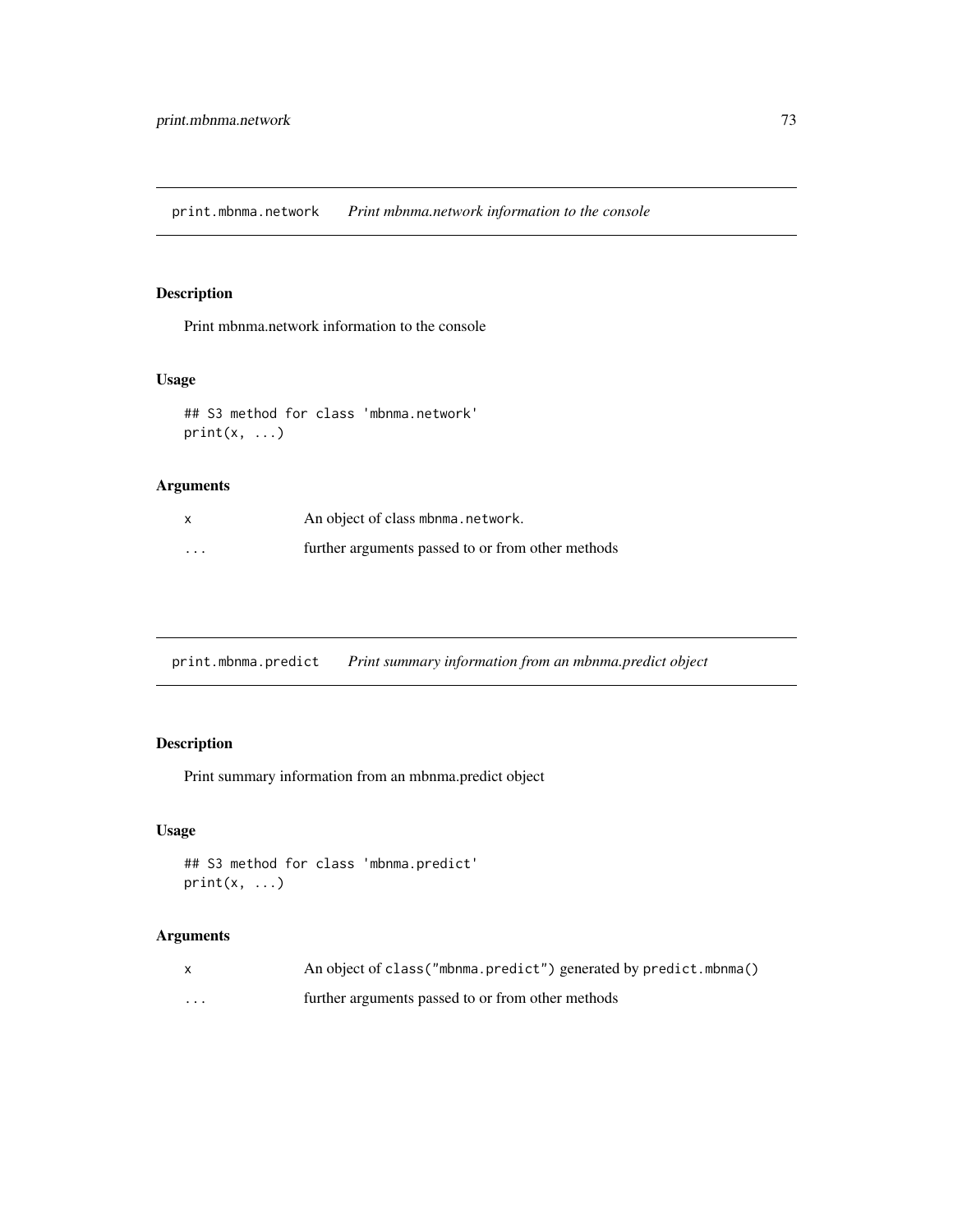## print.mbnma.network *Print mbnma.network information to the console*

### Description

Print mbnma.network information to the console

### Usage

```
## S3 method for class 'mbnma.network'
print(x, ...)
```

### Arguments

| | |
|---|---|
| x | An object of class mbnma.network. |
| ... | further arguments passed to or from other methods |

## print.mbnma.predict *Print summary information from an mbnma.predict object*

### Description

Print summary information from an mbnma.predict object

### Usage

```
## S3 method for class 'mbnma.predict'
print(x, ...)
```

### Arguments

| | |
|---|---|
| x | An object of class("mbnma.predict") generated by predict.mbnma() |
| ... | further arguments passed to or from other methods |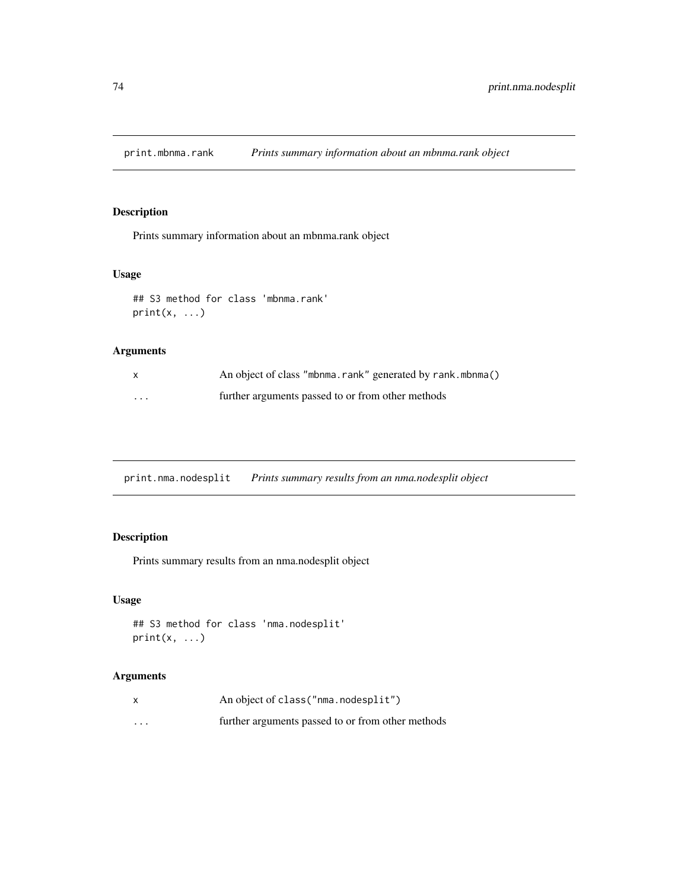## print.mbnma.rank *Prints summary information about an mbnma.rank object*

### Description

Prints summary information about an mbnma.rank object

### Usage

```
## S3 method for class 'mbnma.rank'
print(x, ...)
```

### Arguments

| | |
|---|---|
| x | An object of class "mbnma.rank" generated by rank.mbnma() |
| ... | further arguments passed to or from other methods |

## print.nma.nodesplit *Prints summary results from an nma.nodesplit object*

### Description

Prints summary results from an nma.nodesplit object

### Usage

```
## S3 method for class 'nma.nodesplit'
print(x, ...)
```

### Arguments

| | |
|---|---|
| x | An object of class("nma.nodesplit") |
| ... | further arguments passed to or from other methods |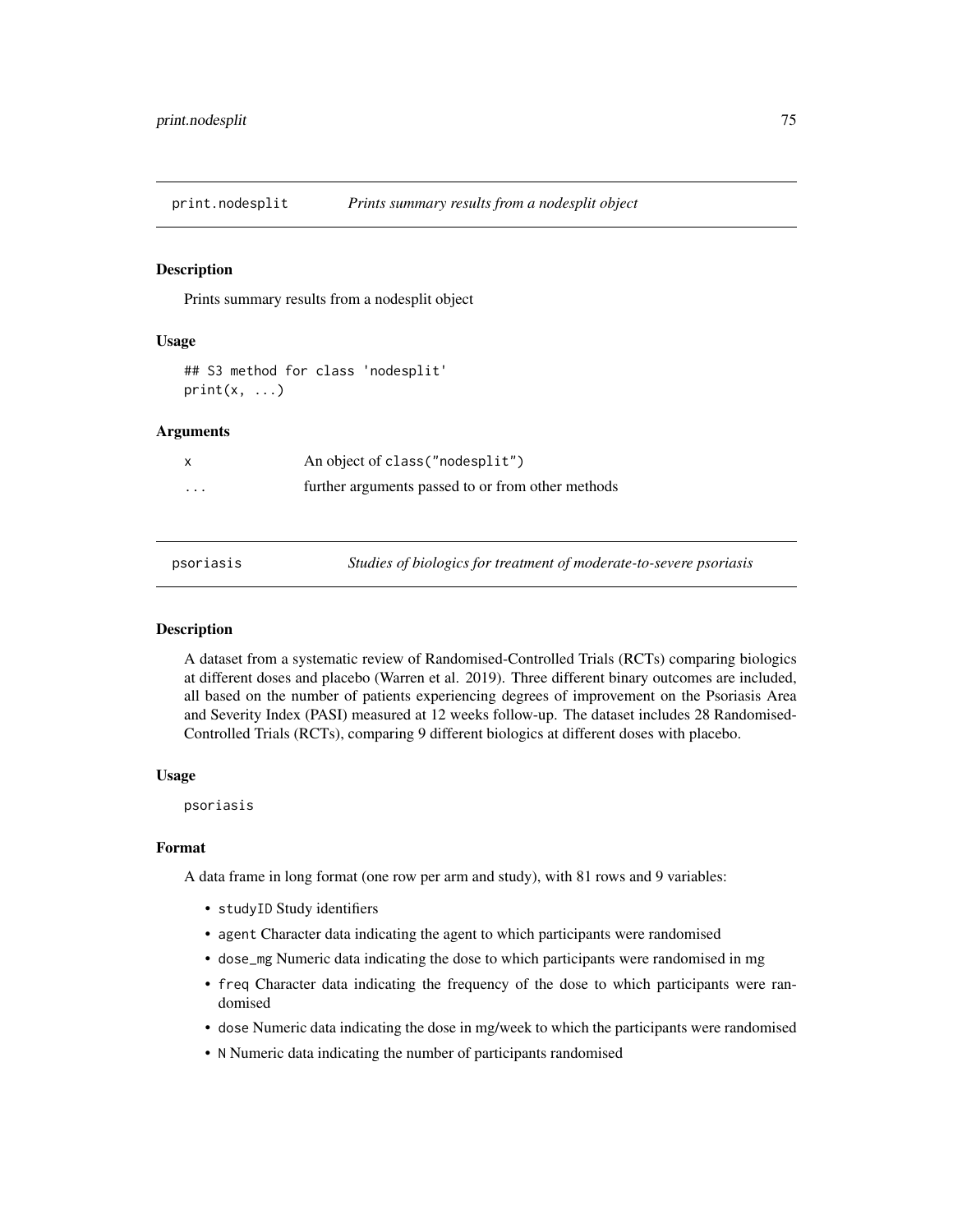## print.nodesplit — *Prints summary results from a nodesplit object*

### Description

Prints summary results from a nodesplit object

### Usage

```
## S3 method for class 'nodesplit'
print(x, ...)
```

### Arguments

| | |
|---|---|
| x | An object of class("nodesplit") |
| ... | further arguments passed to or from other methods |

## psoriasis — *Studies of biologics for treatment of moderate-to-severe psoriasis*

### Description

A dataset from a systematic review of Randomised-Controlled Trials (RCTs) comparing biologics at different doses and placebo (Warren et al. 2019). Three different binary outcomes are included, all based on the number of patients experiencing degrees of improvement on the Psoriasis Area and Severity Index (PASI) measured at 12 weeks follow-up. The dataset includes 28 Randomised-Controlled Trials (RCTs), comparing 9 different biologics at different doses with placebo.

### Usage

```
psoriasis
```

### Format

A data frame in long format (one row per arm and study), with 81 rows and 9 variables:

- `studyID` Study identifiers
- `agent` Character data indicating the agent to which participants were randomised
- `dose_mg` Numeric data indicating the dose to which participants were randomised in mg
- `freq` Character data indicating the frequency of the dose to which participants were randomised
- `dose` Numeric data indicating the dose in mg/week to which the participants were randomised
- `N` Numeric data indicating the number of participants randomised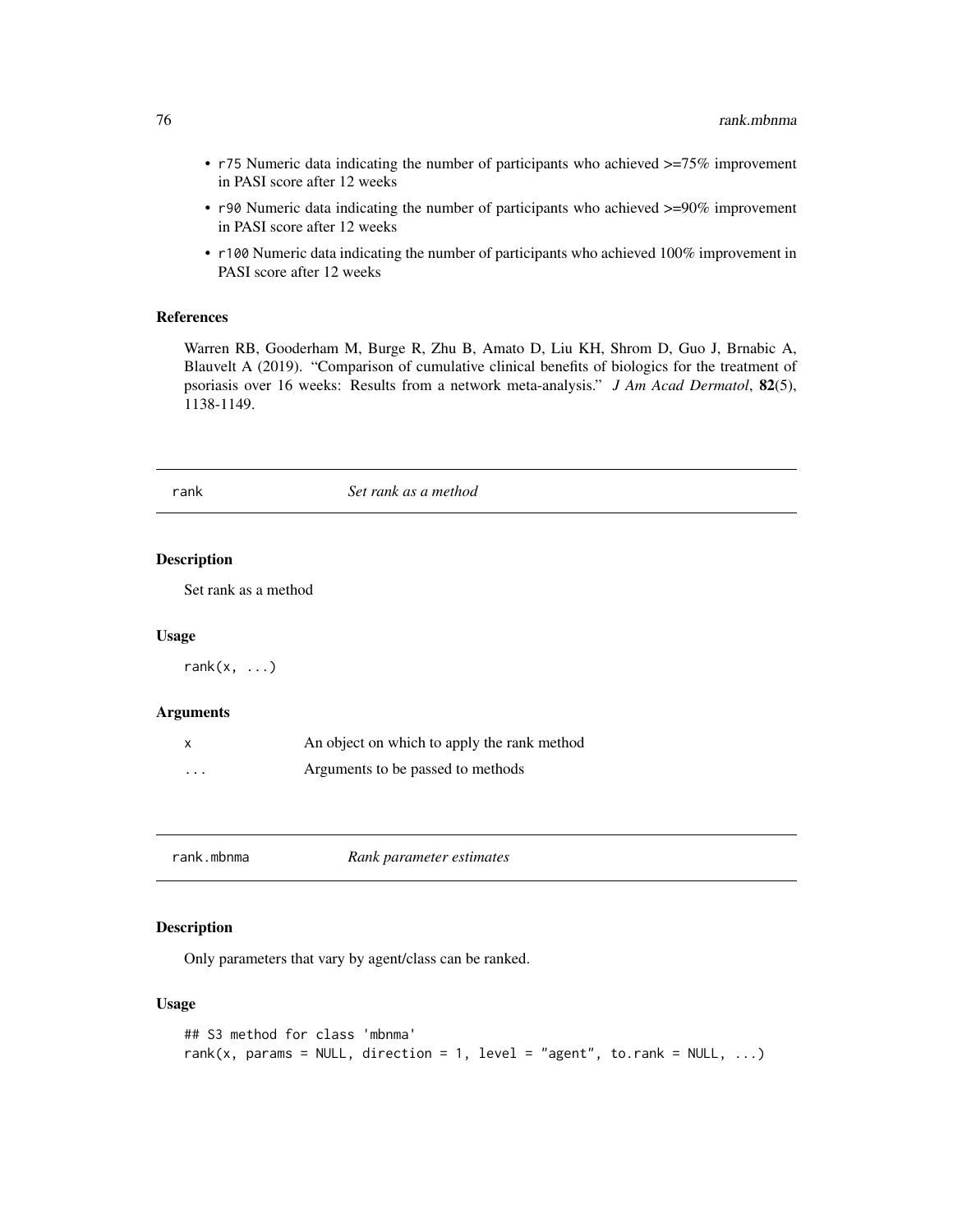- `r75` Numeric data indicating the number of participants who achieved >=75% improvement in PASI score after 12 weeks
- `r90` Numeric data indicating the number of participants who achieved >=90% improvement in PASI score after 12 weeks
- `r100` Numeric data indicating the number of participants who achieved 100% improvement in PASI score after 12 weeks

### References

Warren RB, Gooderham M, Burge R, Zhu B, Amato D, Liu KH, Shrom D, Guo J, Brnabic A, Blauvelt A (2019). "Comparison of cumulative clinical benefits of biologics for the treatment of psoriasis over 16 weeks: Results from a network meta-analysis." *J Am Acad Dermatol*, **82**(5), 1138-1149.

---

## rank — *Set rank as a method*

### Description

Set rank as a method

### Usage

```
rank(x, ...)
```

### Arguments

| | |
|---|---|
| `x` | An object on which to apply the rank method |
| `...` | Arguments to be passed to methods |

---

## rank.mbnma — *Rank parameter estimates*

### Description

Only parameters that vary by agent/class can be ranked.

### Usage

```
## S3 method for class 'mbnma'
rank(x, params = NULL, direction = 1, level = "agent", to.rank = NULL, ...)
```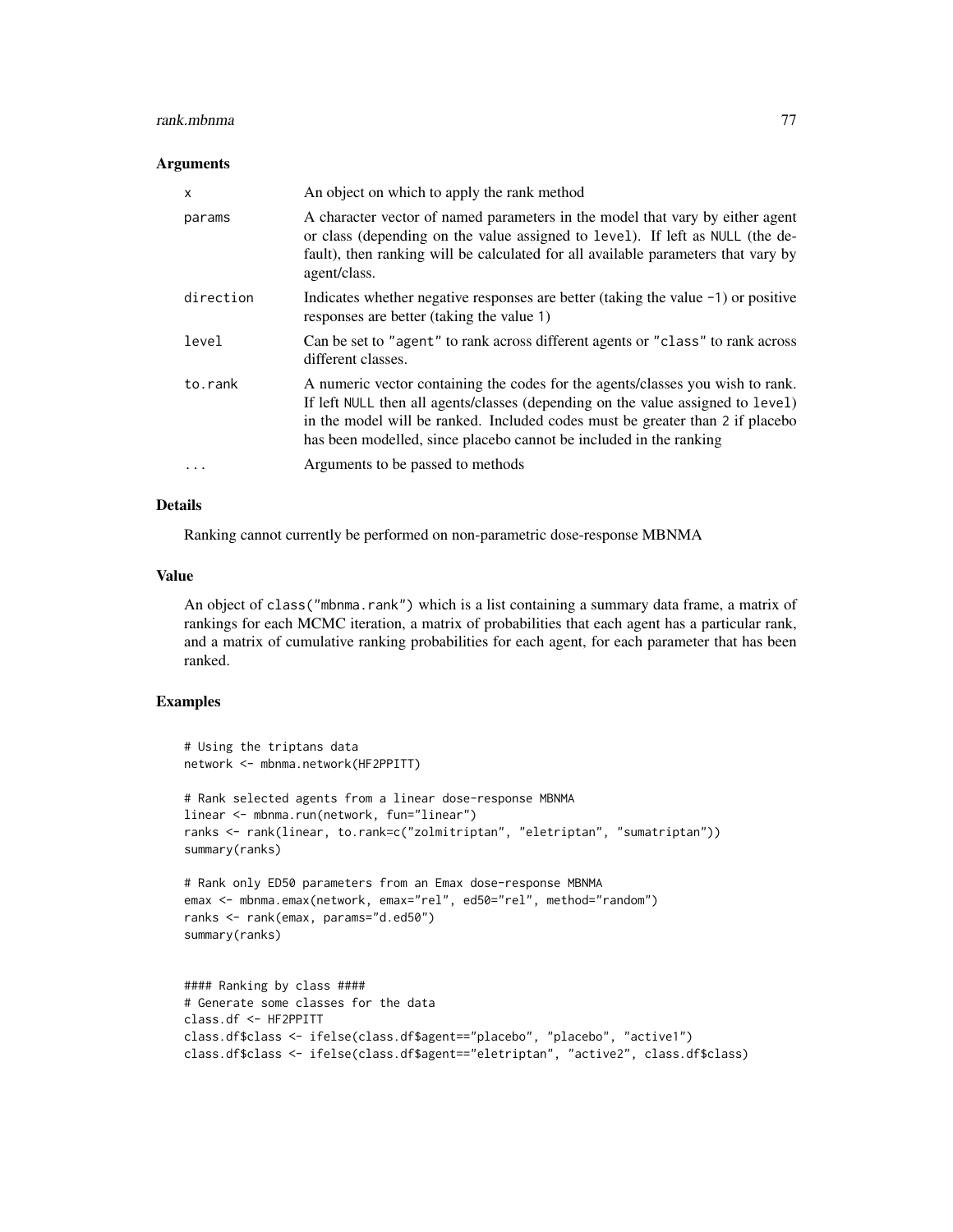### Arguments

| | |
|---|---|
| x | An object on which to apply the rank method |
| params | A character vector of named parameters in the model that vary by either agent or class (depending on the value assigned to `level`). If left as `NULL` (the default), then ranking will be calculated for all available parameters that vary by agent/class. |
| direction | Indicates whether negative responses are better (taking the value -1) or positive responses are better (taking the value 1) |
| level | Can be set to "agent" to rank across different agents or "class" to rank across different classes. |
| to.rank | A numeric vector containing the codes for the agents/classes you wish to rank. If left `NULL` then all agents/classes (depending on the value assigned to `level`) in the model will be ranked. Included codes must be greater than 2 if placebo has been modelled, since placebo cannot be included in the ranking |
| ... | Arguments to be passed to methods |

### Details

Ranking cannot currently be performed on non-parametric dose-response MBNMA

### Value

An object of `class("mbnma.rank")` which is a list containing a summary data frame, a matrix of rankings for each MCMC iteration, a matrix of probabilities that each agent has a particular rank, and a matrix of cumulative ranking probabilities for each agent, for each parameter that has been ranked.

### Examples

```
# Using the triptans data
network <- mbnma.network(HF2PPITT)

# Rank selected agents from a linear dose-response MBNMA
linear <- mbnma.run(network, fun="linear")
ranks <- rank(linear, to.rank=c("zolmitriptan", "eletriptan", "sumatriptan"))
summary(ranks)

# Rank only ED50 parameters from an Emax dose-response MBNMA
emax <- mbnma.emax(network, emax="rel", ed50="rel", method="random")
ranks <- rank(emax, params="d.ed50")
summary(ranks)


#### Ranking by class ####
# Generate some classes for the data
class.df <- HF2PPITT
class.df$class <- ifelse(class.df$agent=="placebo", "placebo", "active1")
class.df$class <- ifelse(class.df$agent=="eletriptan", "active2", class.df$class)
```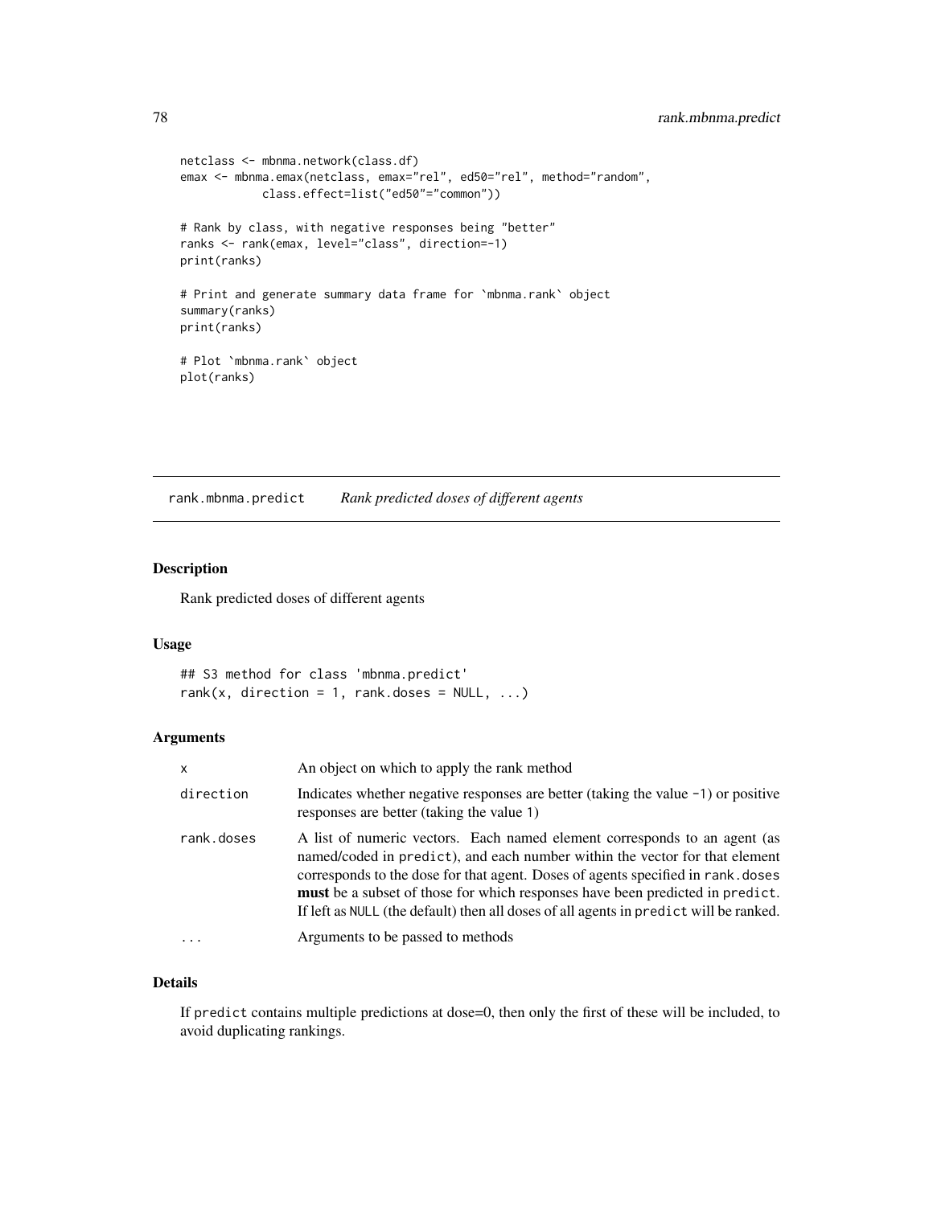```
netclass <- mbnma.network(class.df)
emax <- mbnma.emax(netclass, emax="rel", ed50="rel", method="random",
            class.effect=list("ed50"="common"))

# Rank by class, with negative responses being "better"
ranks <- rank(emax, level="class", direction=-1)
print(ranks)

# Print and generate summary data frame for `mbnma.rank` object
summary(ranks)
print(ranks)

# Plot `mbnma.rank` object
plot(ranks)
```

## rank.mbnma.predict *Rank predicted doses of different agents*

### Description

Rank predicted doses of different agents

### Usage

```
## S3 method for class 'mbnma.predict'
rank(x, direction = 1, rank.doses = NULL, ...)
```

### Arguments

| | |
|---|---|
| x | An object on which to apply the rank method |
| direction | Indicates whether negative responses are better (taking the value -1) or positive responses are better (taking the value 1) |
| rank.doses | A list of numeric vectors. Each named element corresponds to an agent (as named/coded in predict), and each number within the vector for that element corresponds to the dose for that agent. Doses of agents specified in rank.doses **must** be a subset of those for which responses have been predicted in predict. If left as NULL (the default) then all doses of all agents in predict will be ranked. |
| ... | Arguments to be passed to methods |

### Details

If predict contains multiple predictions at dose=0, then only the first of these will be included, to avoid duplicating rankings.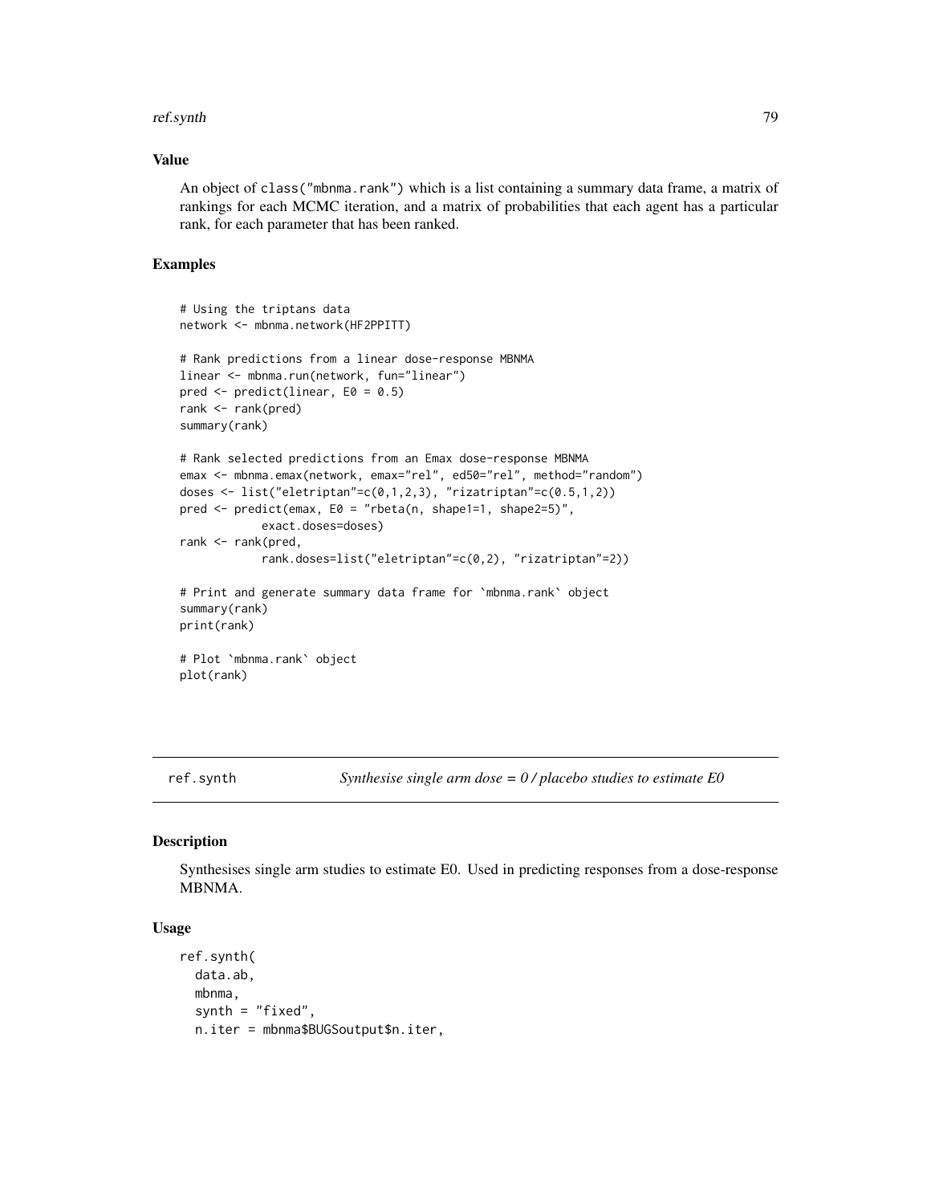### Value

An object of class("mbnma.rank") which is a list containing a summary data frame, a matrix of rankings for each MCMC iteration, and a matrix of probabilities that each agent has a particular rank, for each parameter that has been ranked.

### Examples

```
# Using the triptans data
network <- mbnma.network(HF2PPITT)

# Rank predictions from a linear dose-response MBNMA
linear <- mbnma.run(network, fun="linear")
pred <- predict(linear, E0 = 0.5)
rank <- rank(pred)
summary(rank)

# Rank selected predictions from an Emax dose-response MBNMA
emax <- mbnma.emax(network, emax="rel", ed50="rel", method="random")
doses <- list("eletriptan"=c(0,1,2,3), "rizatriptan"=c(0.5,1,2))
pred <- predict(emax, E0 = "rbeta(n, shape1=1, shape2=5)",
            exact.doses=doses)
rank <- rank(pred,
            rank.doses=list("eletriptan"=c(0,2), "rizatriptan"=2))

# Print and generate summary data frame for `mbnma.rank` object
summary(rank)
print(rank)

# Plot `mbnma.rank` object
plot(rank)
```

---

## ref.synth — *Synthesise single arm dose = 0 / placebo studies to estimate E0*

### Description

Synthesises single arm studies to estimate E0. Used in predicting responses from a dose-response MBNMA.

### Usage

```
ref.synth(
  data.ab,
  mbnma,
  synth = "fixed",
  n.iter = mbnma$BUGSoutput$n.iter,
```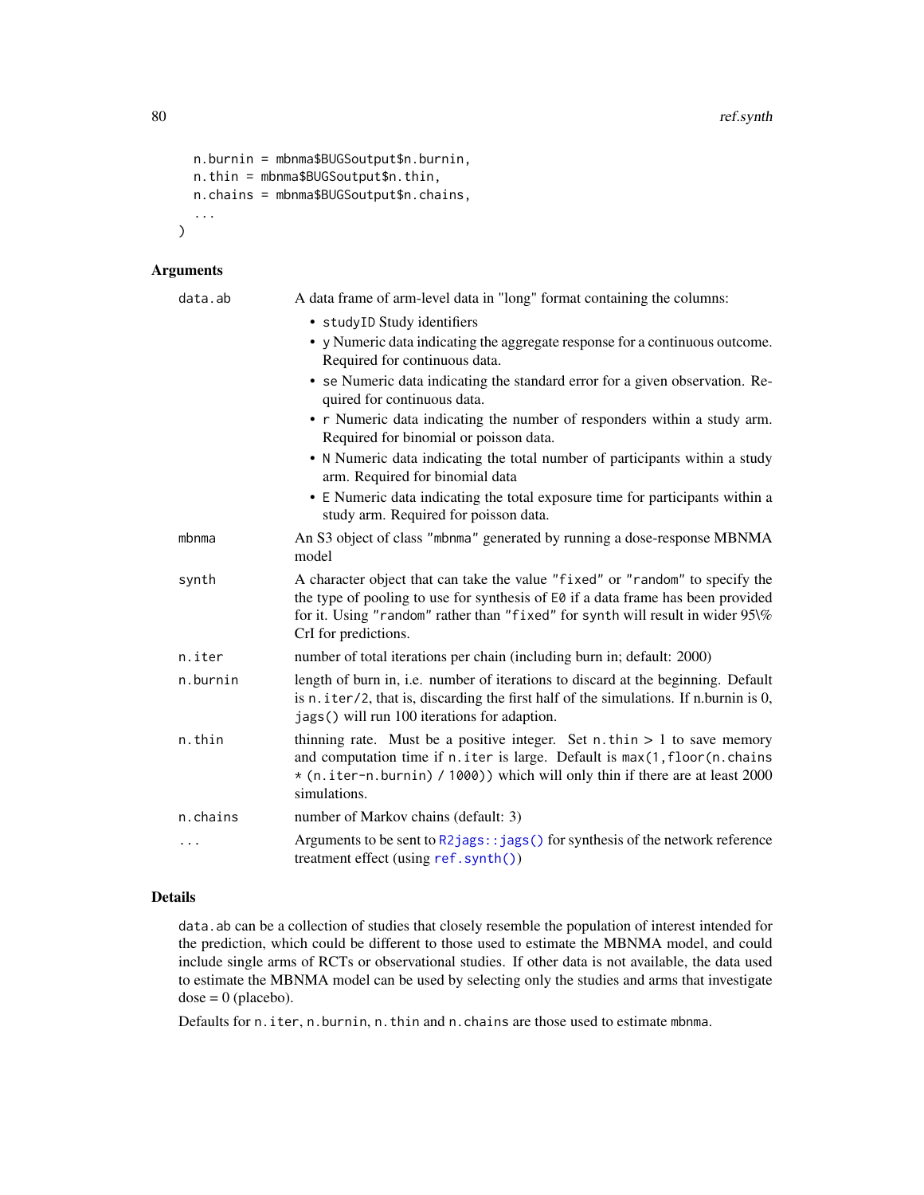```
  n.burnin = mbnma$BUGSoutput$n.burnin,
  n.thin = mbnma$BUGSoutput$n.thin,
  n.chains = mbnma$BUGSoutput$n.chains,
  ...
)
```

### Arguments

| | |
|---|---|
| data.ab | A data frame of arm-level data in "long" format containing the columns: <br>• studyID Study identifiers <br>• y Numeric data indicating the aggregate response for a continuous outcome. Required for continuous data. <br>• se Numeric data indicating the standard error for a given observation. Required for continuous data. <br>• r Numeric data indicating the number of responders within a study arm. Required for binomial or poisson data. <br>• N Numeric data indicating the total number of participants within a study arm. Required for binomial data <br>• E Numeric data indicating the total exposure time for participants within a study arm. Required for poisson data. |
| mbnma | An S3 object of class "mbnma" generated by running a dose-response MBNMA model |
| synth | A character object that can take the value "fixed" or "random" to specify the the type of pooling to use for synthesis of E0 if a data frame has been provided for it. Using "random" rather than "fixed" for synth will result in wider 95\% CrI for predictions. |
| n.iter | number of total iterations per chain (including burn in; default: 2000) |
| n.burnin | length of burn in, i.e. number of iterations to discard at the beginning. Default is n.iter/2, that is, discarding the first half of the simulations. If n.burnin is 0, jags() will run 100 iterations for adaption. |
| n.thin | thinning rate. Must be a positive integer. Set n.thin > 1 to save memory and computation time if n.iter is large. Default is max(1,floor(n.chains * (n.iter-n.burnin) / 1000)) which will only thin if there are at least 2000 simulations. |
| n.chains | number of Markov chains (default: 3) |
| ... | Arguments to be sent to R2jags::jags() for synthesis of the network reference treatment effect (using ref.synth()) |

### Details

data.ab can be a collection of studies that closely resemble the population of interest intended for the prediction, which could be different to those used to estimate the MBNMA model, and could include single arms of RCTs or observational studies. If other data is not available, the data used to estimate the MBNMA model can be used by selecting only the studies and arms that investigate dose = 0 (placebo).

Defaults for n.iter, n.burnin, n.thin and n.chains are those used to estimate mbnma.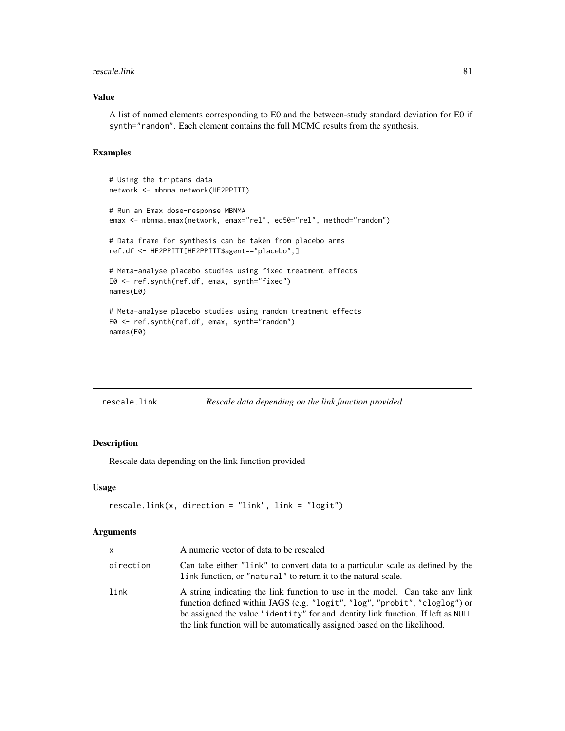### Value

A list of named elements corresponding to E0 and the between-study standard deviation for E0 if synth="random". Each element contains the full MCMC results from the synthesis.

### Examples

```
# Using the triptans data
network <- mbnma.network(HF2PPITT)

# Run an Emax dose-response MBNMA
emax <- mbnma.emax(network, emax="rel", ed50="rel", method="random")

# Data frame for synthesis can be taken from placebo arms
ref.df <- HF2PPITT[HF2PPITT$agent=="placebo",]

# Meta-analyse placebo studies using fixed treatment effects
E0 <- ref.synth(ref.df, emax, synth="fixed")
names(E0)

# Meta-analyse placebo studies using random treatment effects
E0 <- ref.synth(ref.df, emax, synth="random")
names(E0)
```

## rescale.link *Rescale data depending on the link function provided*

### Description

Rescale data depending on the link function provided

### Usage

```
rescale.link(x, direction = "link", link = "logit")
```

### Arguments

| | |
|---|---|
| x | A numeric vector of data to be rescaled |
| direction | Can take either "link" to convert data to a particular scale as defined by the link function, or "natural" to return it to the natural scale. |
| link | A string indicating the link function to use in the model. Can take any link function defined within JAGS (e.g. "logit", "log", "probit", "cloglog") or be assigned the value "identity" for and identity link function. If left as NULL the link function will be automatically assigned based on the likelihood. |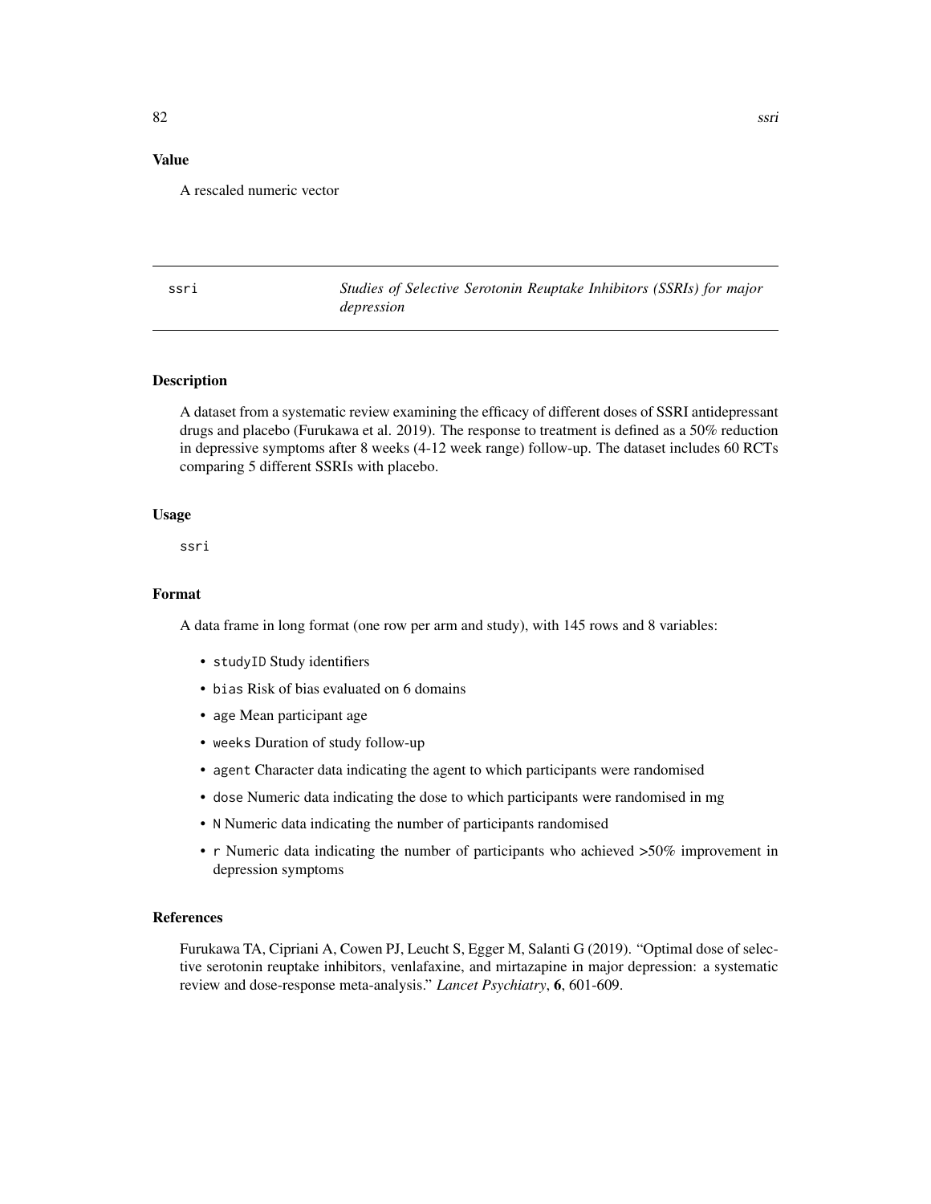## Value

A rescaled numeric vector

---

## ssri — *Studies of Selective Serotonin Reuptake Inhibitors (SSRIs) for major depression*

---

### Description

A dataset from a systematic review examining the efficacy of different doses of SSRI antidepressant drugs and placebo (Furukawa et al. 2019). The response to treatment is defined as a 50% reduction in depressive symptoms after 8 weeks (4-12 week range) follow-up. The dataset includes 60 RCTs comparing 5 different SSRIs with placebo.

### Usage

```
ssri
```

### Format

A data frame in long format (one row per arm and study), with 145 rows and 8 variables:

- `studyID` Study identifiers
- `bias` Risk of bias evaluated on 6 domains
- `age` Mean participant age
- `weeks` Duration of study follow-up
- `agent` Character data indicating the agent to which participants were randomised
- `dose` Numeric data indicating the dose to which participants were randomised in mg
- `N` Numeric data indicating the number of participants randomised
- `r` Numeric data indicating the number of participants who achieved >50% improvement in depression symptoms

### References

Furukawa TA, Cipriani A, Cowen PJ, Leucht S, Egger M, Salanti G (2019). "Optimal dose of selective serotonin reuptake inhibitors, venlafaxine, and mirtazapine in major depression: a systematic review and dose-response meta-analysis." *Lancet Psychiatry*, **6**, 601-609.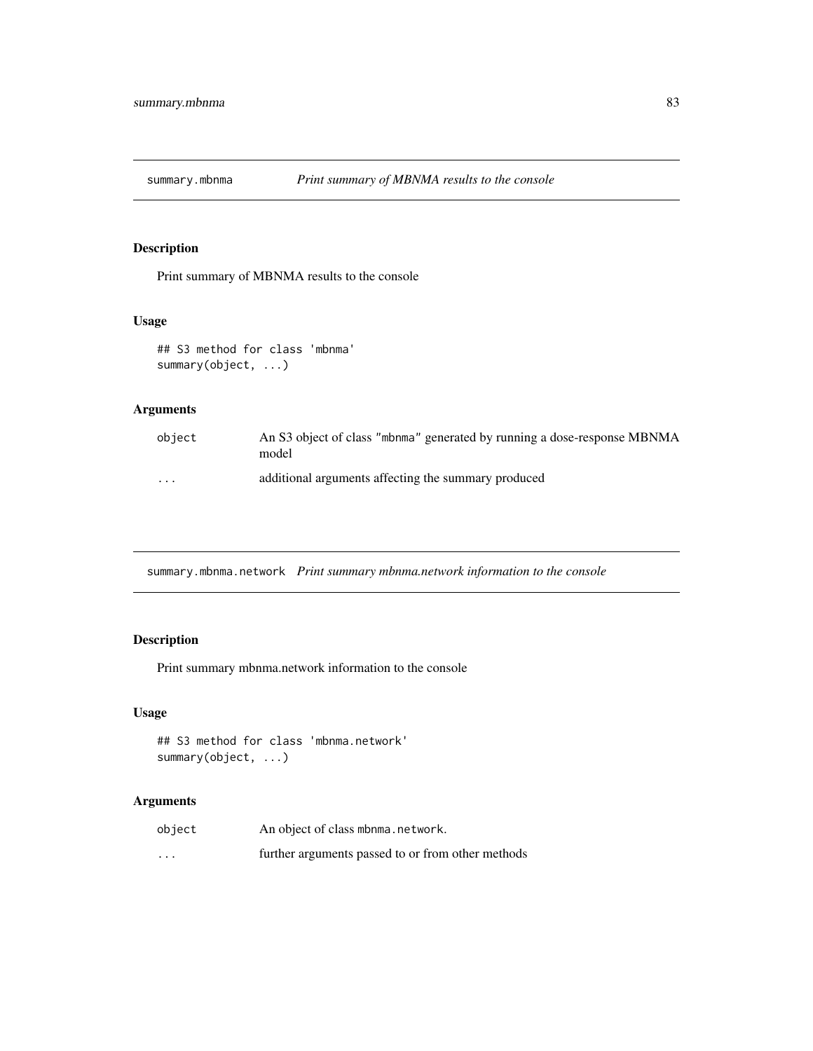## summary.mbnma — *Print summary of MBNMA results to the console*

### Description

Print summary of MBNMA results to the console

### Usage

```
## S3 method for class 'mbnma'
summary(object, ...)
```

### Arguments

| | |
|---|---|
| `object` | An S3 object of class `"mbnma"` generated by running a dose-response MBNMA model |
| `...` | additional arguments affecting the summary produced |

## summary.mbnma.network — *Print summary mbnma.network information to the console*

### Description

Print summary mbnma.network information to the console

### Usage

```
## S3 method for class 'mbnma.network'
summary(object, ...)
```

### Arguments

| | |
|---|---|
| `object` | An object of class `mbnma.network`. |
| `...` | further arguments passed to or from other methods |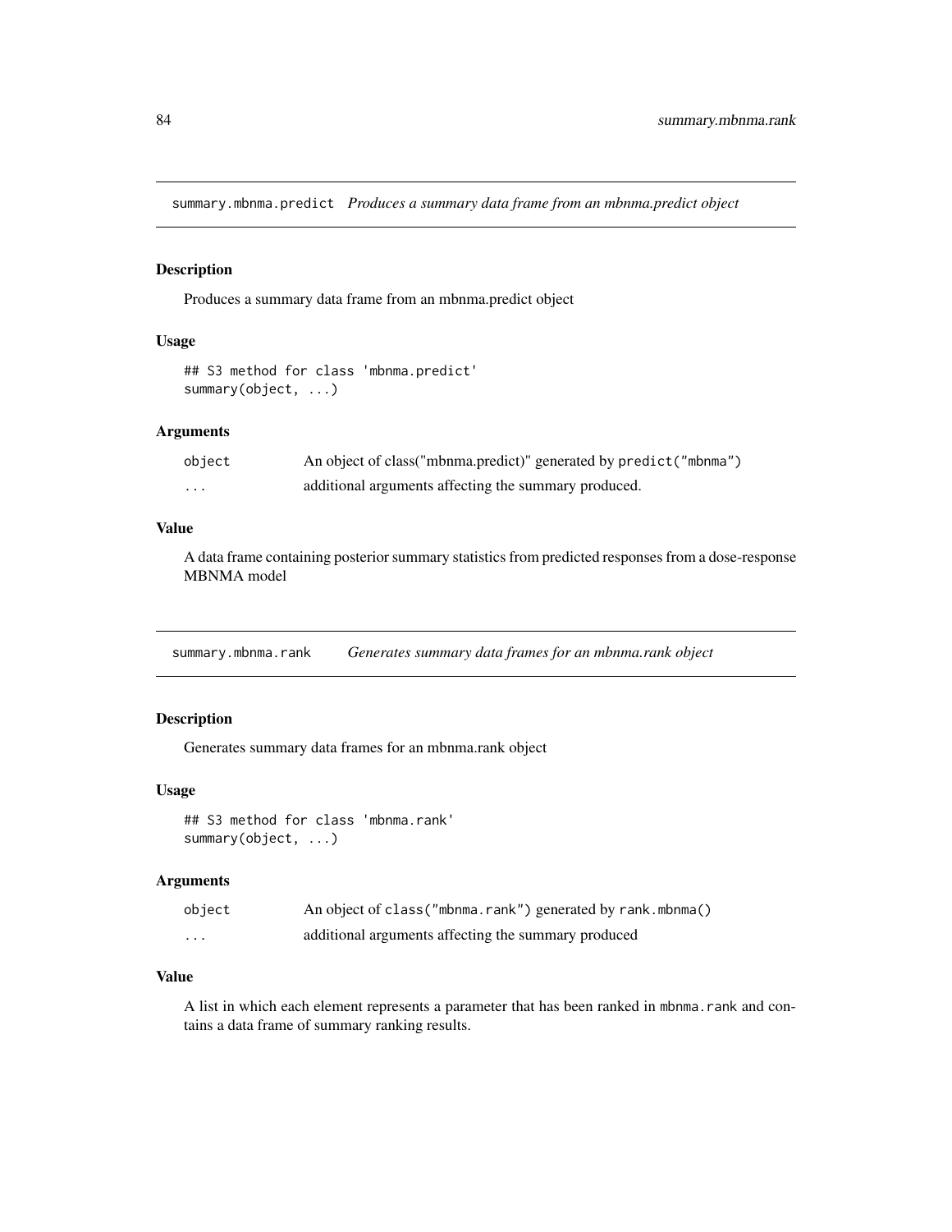## summary.mbnma.predict *Produces a summary data frame from an mbnma.predict object*

### Description

Produces a summary data frame from an mbnma.predict object

### Usage

```
## S3 method for class 'mbnma.predict'
summary(object, ...)
```

### Arguments

| | |
|---|---|
| object | An object of class("mbnma.predict)" generated by `predict("mbnma")` |
| ... | additional arguments affecting the summary produced. |

### Value

A data frame containing posterior summary statistics from predicted responses from a dose-response MBNMA model

## summary.mbnma.rank *Generates summary data frames for an mbnma.rank object*

### Description

Generates summary data frames for an mbnma.rank object

### Usage

```
## S3 method for class 'mbnma.rank'
summary(object, ...)
```

### Arguments

| | |
|---|---|
| object | An object of `class("mbnma.rank")` generated by `rank.mbnma()` |
| ... | additional arguments affecting the summary produced |

### Value

A list in which each element represents a parameter that has been ranked in `mbnma.rank` and contains a data frame of summary ranking results.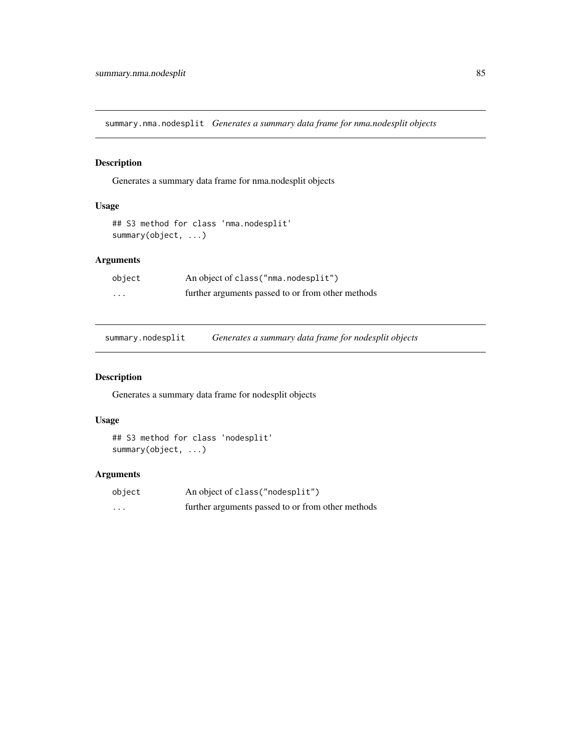## summary.nma.nodesplit *Generates a summary data frame for nma.nodesplit objects*

### Description

Generates a summary data frame for nma.nodesplit objects

### Usage

```
## S3 method for class 'nma.nodesplit'
summary(object, ...)
```

### Arguments

| | |
|---|---|
| object | An object of `class("nma.nodesplit")` |
| ... | further arguments passed to or from other methods |

## summary.nodesplit *Generates a summary data frame for nodesplit objects*

### Description

Generates a summary data frame for nodesplit objects

### Usage

```
## S3 method for class 'nodesplit'
summary(object, ...)
```

### Arguments

| | |
|---|---|
| object | An object of `class("nodesplit")` |
| ... | further arguments passed to or from other methods |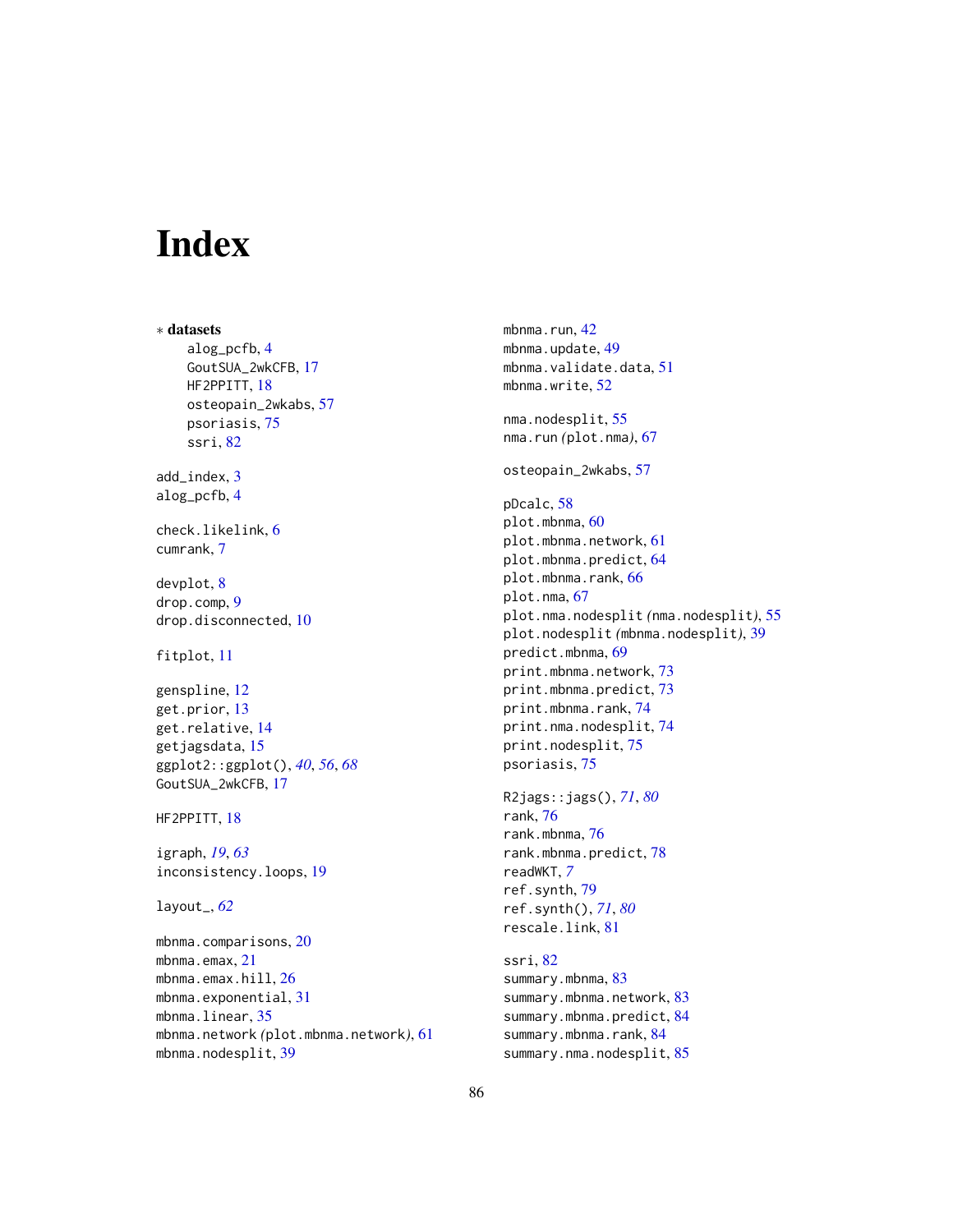# Index

∗ **datasets**
- alog_pcfb, 4
- GoutSUA_2wkCFB, 17
- HF2PPITT, 18
- osteopain_2wkabs, 57
- psoriasis, 75
- ssri, 82

add_index, 3
alog_pcfb, 4

check.likelink, 6
cumrank, 7

devplot, 8
drop.comp, 9
drop.disconnected, 10

fitplot, 11

genspline, 12
get.prior, 13
get.relative, 14
getjagsdata, 15
ggplot2::ggplot(), *40*, *56*, *68*
GoutSUA_2wkCFB, 17

HF2PPITT, 18

igraph, *19*, *63*
inconsistency.loops, 19

layout_, *62*

mbnma.comparisons, 20
mbnma.emax, 21
mbnma.emax.hill, 26
mbnma.exponential, 31
mbnma.linear, 35
mbnma.network *(*plot.mbnma.network*)*, 61
mbnma.nodesplit, 39
mbnma.run, 42
mbnma.update, 49
mbnma.validate.data, 51
mbnma.write, 52

nma.nodesplit, 55
nma.run *(*plot.nma*)*, 67

osteopain_2wkabs, 57

pDcalc, 58
plot.mbnma, 60
plot.mbnma.network, 61
plot.mbnma.predict, 64
plot.mbnma.rank, 66
plot.nma, 67
plot.nma.nodesplit *(*nma.nodesplit*)*, 55
plot.nodesplit *(*mbnma.nodesplit*)*, 39
predict.mbnma, 69
print.mbnma.network, 73
print.mbnma.predict, 73
print.mbnma.rank, 74
print.nma.nodesplit, 74
print.nodesplit, 75
psoriasis, 75

R2jags::jags(), *71*, *80*
rank, 76
rank.mbnma, 76
rank.mbnma.predict, 78
readWKT, *7*
ref.synth, 79
ref.synth(), *71*, *80*
rescale.link, 81

ssri, 82
summary.mbnma, 83
summary.mbnma.network, 83
summary.mbnma.predict, 84
summary.mbnma.rank, 84
summary.nma.nodesplit, 85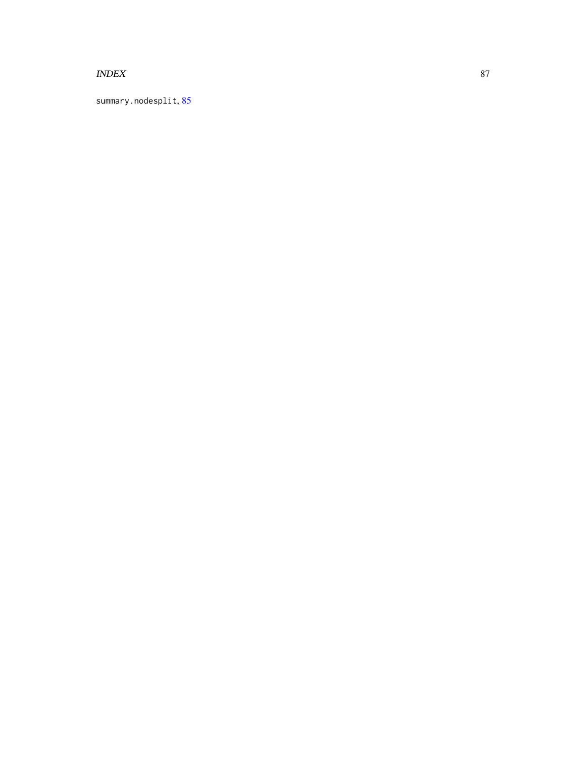summary.nodesplit, 85